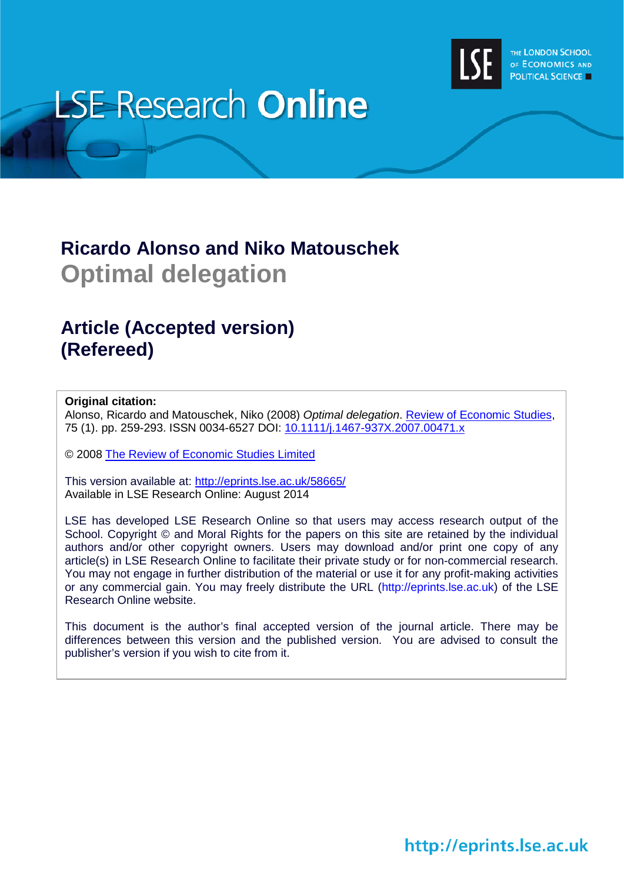# LSE Research Online

THE LONDON SCHOOL OF ECONOMICS AND POLITICAL SCIENCE

## Ricardo Alonso and Niko Matouschek

## Optimal delegation

## Article (Accepted version) (Refereed)

**Original citation:**
Alonso, Ricardo and Matouschek, Niko (2008) *Optimal delegation*. Review of Economic Studies, 75 (1). pp. 259-293. ISSN 0034-6527 DOI: 10.1111/j.1467-937X.2007.00471.x

© 2008 The Review of Economic Studies Limited

This version available at: http://eprints.lse.ac.uk/58665/
Available in LSE Research Online: August 2014

LSE has developed LSE Research Online so that users may access research output of the School. Copyright © and Moral Rights for the papers on this site are retained by the individual authors and/or other copyright owners. Users may download and/or print one copy of any article(s) in LSE Research Online to facilitate their private study or for non-commercial research. You may not engage in further distribution of the material or use it for any profit-making activities or any commercial gain. You may freely distribute the URL (http://eprints.lse.ac.uk) of the LSE Research Online website.

This document is the author's final accepted version of the journal article. There may be differences between this version and the published version. You are advised to consult the publisher's version if you wish to cite from it.

http://eprints.lse.ac.uk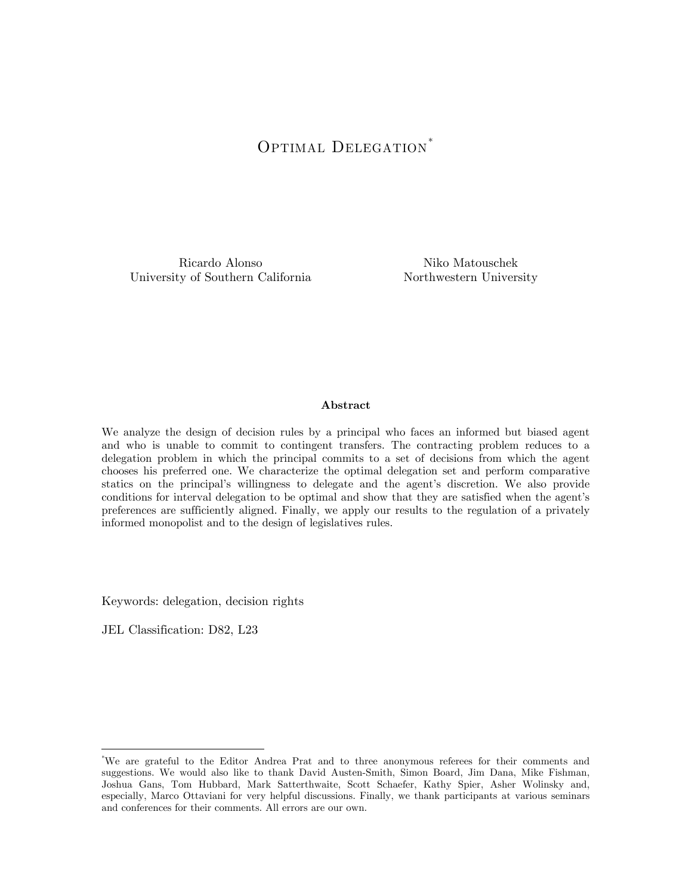# Optimal Delegation[*]

Ricardo Alonso
University of Southern California

Niko Matouschek
Northwestern University

**Abstract**

We analyze the design of decision rules by a principal who faces an informed but biased agent and who is unable to commit to contingent transfers. The contracting problem reduces to a delegation problem in which the principal commits to a set of decisions from which the agent chooses his preferred one. We characterize the optimal delegation set and perform comparative statics on the principal's willingness to delegate and the agent's discretion. We also provide conditions for interval delegation to be optimal and show that they are satisfied when the agent's preferences are sufficiently aligned. Finally, we apply our results to the regulation of a privately informed monopolist and to the design of legislatives rules.

Keywords: delegation, decision rights

JEL Classification: D82, L23

---

[*]We are grateful to the Editor Andrea Prat and to three anonymous referees for their comments and suggestions. We would also like to thank David Austen-Smith, Simon Board, Jim Dana, Mike Fishman, Joshua Gans, Tom Hubbard, Mark Satterthwaite, Scott Schaefer, Kathy Spier, Asher Wolinsky and, especially, Marco Ottaviani for very helpful discussions. Finally, we thank participants at various seminars and conferences for their comments. All errors are our own.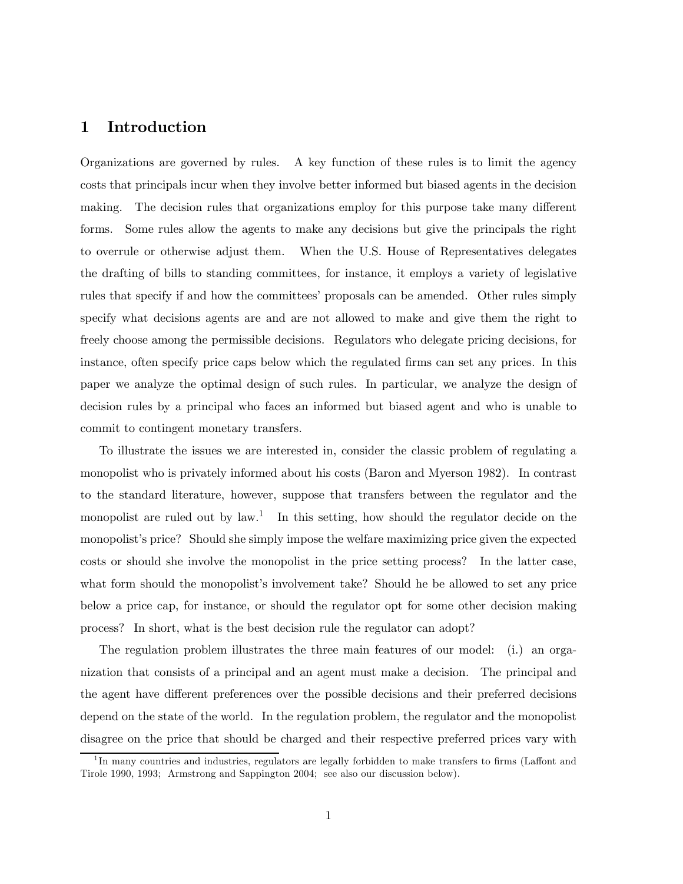# 1 Introduction

Organizations are governed by rules. A key function of these rules is to limit the agency costs that principals incur when they involve better informed but biased agents in the decision making. The decision rules that organizations employ for this purpose take many different forms. Some rules allow the agents to make any decisions but give the principals the right to overrule or otherwise adjust them. When the U.S. House of Representatives delegates the drafting of bills to standing committees, for instance, it employs a variety of legislative rules that specify if and how the committees' proposals can be amended. Other rules simply specify what decisions agents are and are not allowed to make and give them the right to freely choose among the permissible decisions. Regulators who delegate pricing decisions, for instance, often specify price caps below which the regulated firms can set any prices. In this paper we analyze the optimal design of such rules. In particular, we analyze the design of decision rules by a principal who faces an informed but biased agent and who is unable to commit to contingent monetary transfers.

To illustrate the issues we are interested in, consider the classic problem of regulating a monopolist who is privately informed about his costs (Baron and Myerson 1982). In contrast to the standard literature, however, suppose that transfers between the regulator and the monopolist are ruled out by law.[1] In this setting, how should the regulator decide on the monopolist's price? Should she simply impose the welfare maximizing price given the expected costs or should she involve the monopolist in the price setting process? In the latter case, what form should the monopolist's involvement take? Should he be allowed to set any price below a price cap, for instance, or should the regulator opt for some other decision making process? In short, what is the best decision rule the regulator can adopt?

The regulation problem illustrates the three main features of our model: (i.) an organization that consists of a principal and an agent must make a decision. The principal and the agent have different preferences over the possible decisions and their preferred decisions depend on the state of the world. In the regulation problem, the regulator and the monopolist disagree on the price that should be charged and their respective preferred prices vary with

[1] In many countries and industries, regulators are legally forbidden to make transfers to firms (Laffont and Tirole 1990, 1993; Armstrong and Sappington 2004; see also our discussion below).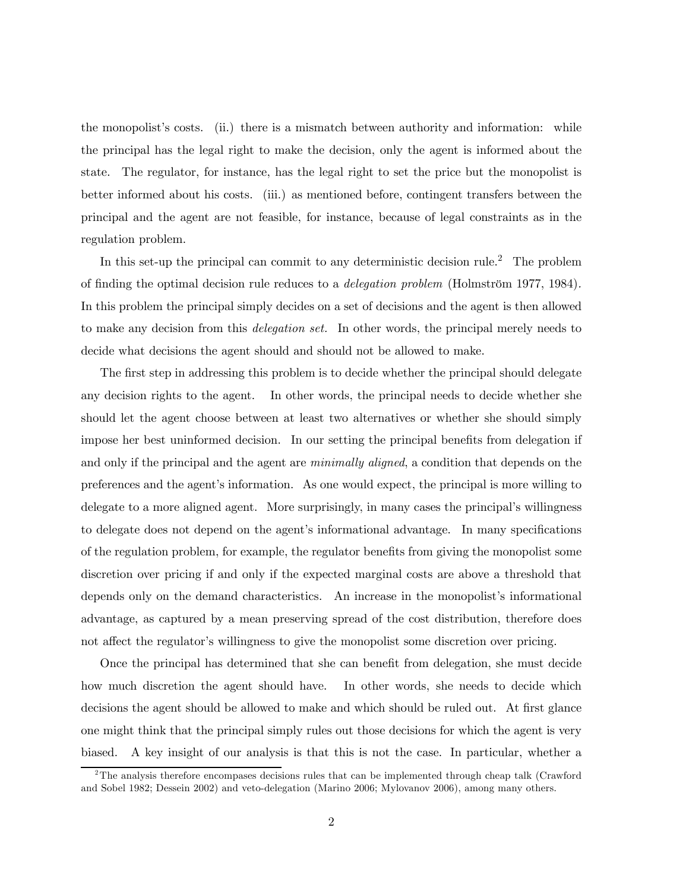the monopolist's costs. (ii.) there is a mismatch between authority and information: while the principal has the legal right to make the decision, only the agent is informed about the state. The regulator, for instance, has the legal right to set the price but the monopolist is better informed about his costs. (iii.) as mentioned before, contingent transfers between the principal and the agent are not feasible, for instance, because of legal constraints as in the regulation problem.

In this set-up the principal can commit to any deterministic decision rule.[2] The problem of finding the optimal decision rule reduces to a *delegation problem* (Holmström 1977, 1984). In this problem the principal simply decides on a set of decisions and the agent is then allowed to make any decision from this *delegation set.* In other words, the principal merely needs to decide what decisions the agent should and should not be allowed to make.

The first step in addressing this problem is to decide whether the principal should delegate any decision rights to the agent. In other words, the principal needs to decide whether she should let the agent choose between at least two alternatives or whether she should simply impose her best uninformed decision. In our setting the principal benefits from delegation if and only if the principal and the agent are *minimally aligned*, a condition that depends on the preferences and the agent's information. As one would expect, the principal is more willing to delegate to a more aligned agent. More surprisingly, in many cases the principal's willingness to delegate does not depend on the agent's informational advantage. In many specifications of the regulation problem, for example, the regulator benefits from giving the monopolist some discretion over pricing if and only if the expected marginal costs are above a threshold that depends only on the demand characteristics. An increase in the monopolist's informational advantage, as captured by a mean preserving spread of the cost distribution, therefore does not affect the regulator's willingness to give the monopolist some discretion over pricing.

Once the principal has determined that she can benefit from delegation, she must decide how much discretion the agent should have. In other words, she needs to decide which decisions the agent should be allowed to make and which should be ruled out. At first glance one might think that the principal simply rules out those decisions for which the agent is very biased. A key insight of our analysis is that this is not the case. In particular, whether a

[2] The analysis therefore encompases decisions rules that can be implemented through cheap talk (Crawford and Sobel 1982; Dessein 2002) and veto-delegation (Marino 2006; Mylovanov 2006), among many others.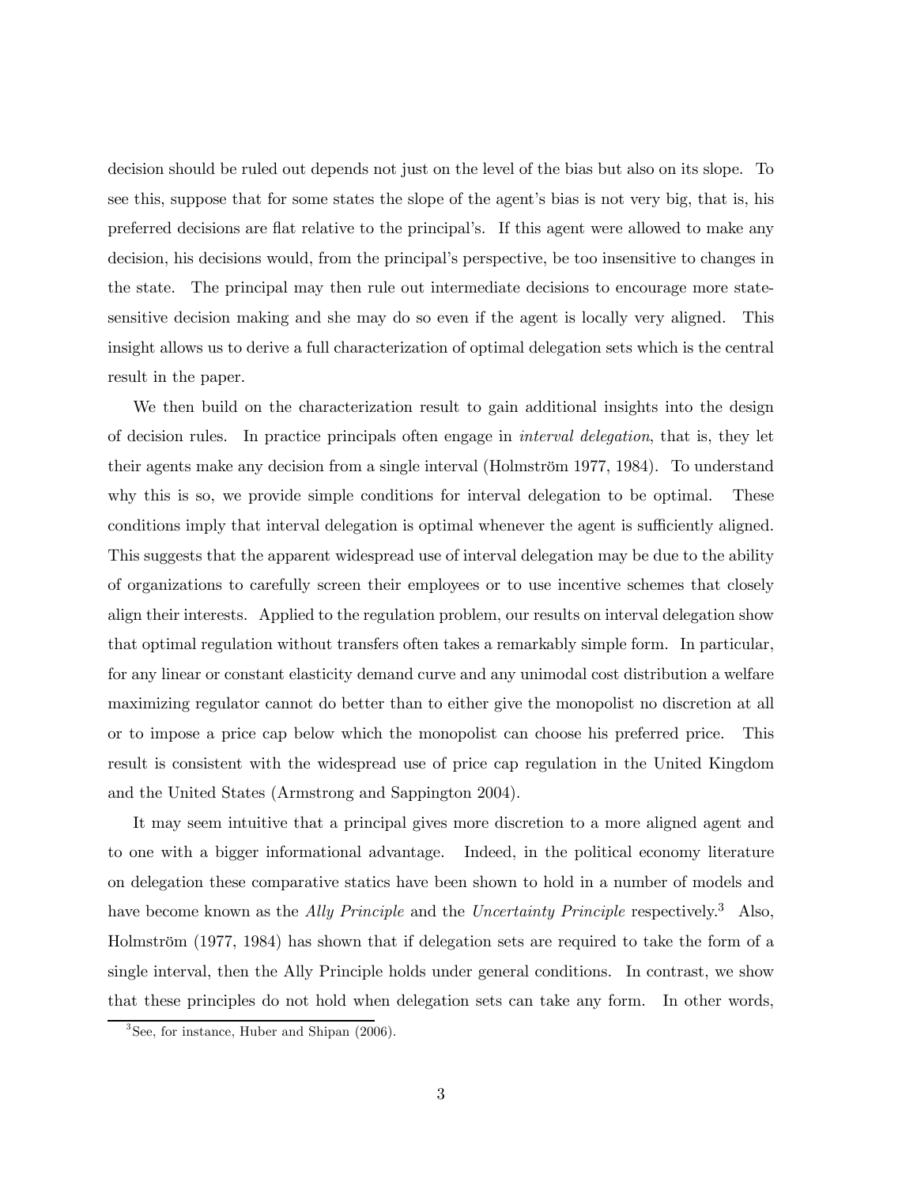decision should be ruled out depends not just on the level of the bias but also on its slope. To see this, suppose that for some states the slope of the agent's bias is not very big, that is, his preferred decisions are flat relative to the principal's. If this agent were allowed to make any decision, his decisions would, from the principal's perspective, be too insensitive to changes in the state. The principal may then rule out intermediate decisions to encourage more state-sensitive decision making and she may do so even if the agent is locally very aligned. This insight allows us to derive a full characterization of optimal delegation sets which is the central result in the paper.

We then build on the characterization result to gain additional insights into the design of decision rules. In practice principals often engage in *interval delegation*, that is, they let their agents make any decision from a single interval (Holmström 1977, 1984). To understand why this is so, we provide simple conditions for interval delegation to be optimal. These conditions imply that interval delegation is optimal whenever the agent is sufficiently aligned. This suggests that the apparent widespread use of interval delegation may be due to the ability of organizations to carefully screen their employees or to use incentive schemes that closely align their interests. Applied to the regulation problem, our results on interval delegation show that optimal regulation without transfers often takes a remarkably simple form. In particular, for any linear or constant elasticity demand curve and any unimodal cost distribution a welfare maximizing regulator cannot do better than to either give the monopolist no discretion at all or to impose a price cap below which the monopolist can choose his preferred price. This result is consistent with the widespread use of price cap regulation in the United Kingdom and the United States (Armstrong and Sappington 2004).

It may seem intuitive that a principal gives more discretion to a more aligned agent and to one with a bigger informational advantage. Indeed, in the political economy literature on delegation these comparative statics have been shown to hold in a number of models and have become known as the *Ally Principle* and the *Uncertainty Principle* respectively.[3] Also, Holmström (1977, 1984) has shown that if delegation sets are required to take the form of a single interval, then the Ally Principle holds under general conditions. In contrast, we show that these principles do not hold when delegation sets can take any form. In other words,

[3] See, for instance, Huber and Shipan (2006).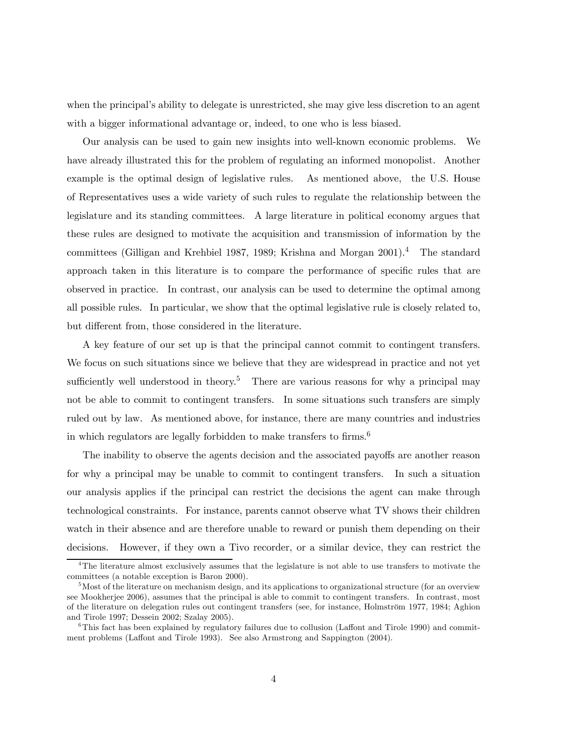when the principal's ability to delegate is unrestricted, she may give less discretion to an agent with a bigger informational advantage or, indeed, to one who is less biased.

Our analysis can be used to gain new insights into well-known economic problems. We have already illustrated this for the problem of regulating an informed monopolist. Another example is the optimal design of legislative rules. As mentioned above, the U.S. House of Representatives uses a wide variety of such rules to regulate the relationship between the legislature and its standing committees. A large literature in political economy argues that these rules are designed to motivate the acquisition and transmission of information by the committees (Gilligan and Krehbiel 1987, 1989; Krishna and Morgan 2001).[4] The standard approach taken in this literature is to compare the performance of specific rules that are observed in practice. In contrast, our analysis can be used to determine the optimal among all possible rules. In particular, we show that the optimal legislative rule is closely related to, but different from, those considered in the literature.

A key feature of our set up is that the principal cannot commit to contingent transfers. We focus on such situations since we believe that they are widespread in practice and not yet sufficiently well understood in theory.[5] There are various reasons for why a principal may not be able to commit to contingent transfers. In some situations such transfers are simply ruled out by law. As mentioned above, for instance, there are many countries and industries in which regulators are legally forbidden to make transfers to firms.[6]

The inability to observe the agents decision and the associated payoffs are another reason for why a principal may be unable to commit to contingent transfers. In such a situation our analysis applies if the principal can restrict the decisions the agent can make through technological constraints. For instance, parents cannot observe what TV shows their children watch in their absence and are therefore unable to reward or punish them depending on their decisions. However, if they own a Tivo recorder, or a similar device, they can restrict the

[4] The literature almost exclusively assumes that the legislature is not able to use transfers to motivate the committees (a notable exception is Baron 2000).

[5] Most of the literature on mechanism design, and its applications to organizational structure (for an overview see Mookherjee 2006), assumes that the principal is able to commit to contingent transfers. In contrast, most of the literature on delegation rules out contingent transfers (see, for instance, Holmström 1977, 1984; Aghion and Tirole 1997; Dessein 2002; Szalay 2005).

[6] This fact has been explained by regulatory failures due to collusion (Laffont and Tirole 1990) and commitment problems (Laffont and Tirole 1993). See also Armstrong and Sappington (2004).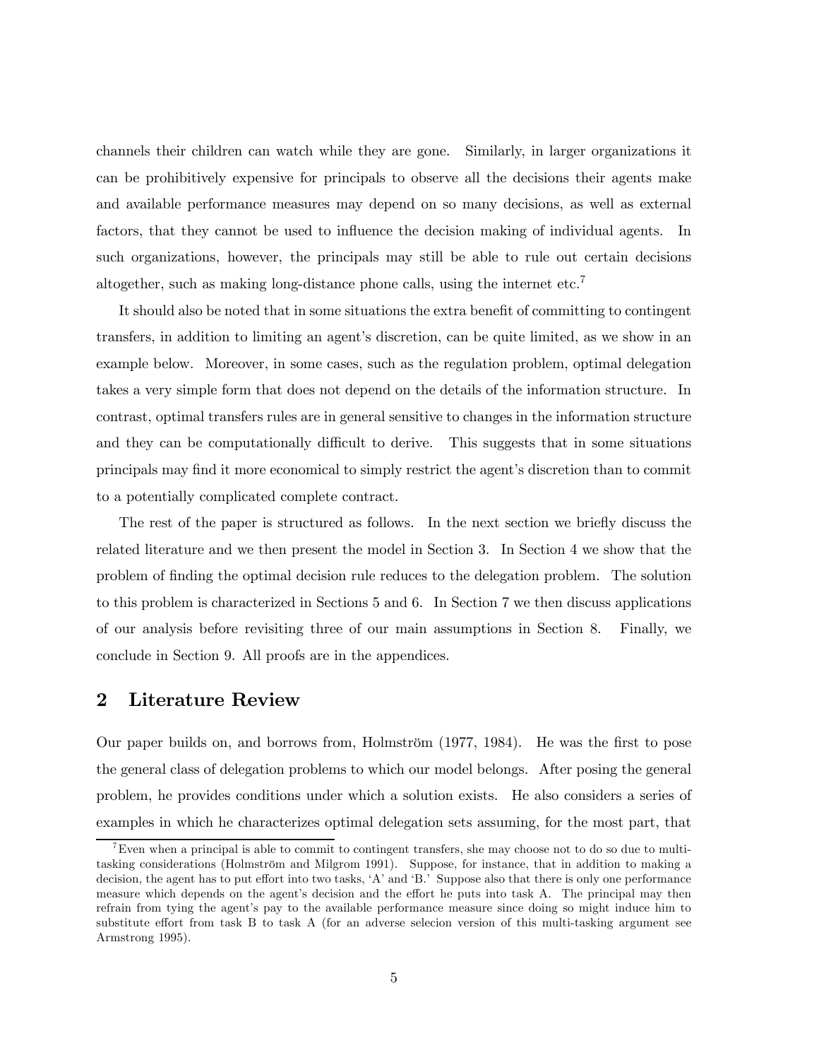channels their children can watch while they are gone. Similarly, in larger organizations it can be prohibitively expensive for principals to observe all the decisions their agents make and available performance measures may depend on so many decisions, as well as external factors, that they cannot be used to influence the decision making of individual agents. In such organizations, however, the principals may still be able to rule out certain decisions altogether, such as making long-distance phone calls, using the internet etc.[7]

It should also be noted that in some situations the extra benefit of committing to contingent transfers, in addition to limiting an agent's discretion, can be quite limited, as we show in an example below. Moreover, in some cases, such as the regulation problem, optimal delegation takes a very simple form that does not depend on the details of the information structure. In contrast, optimal transfers rules are in general sensitive to changes in the information structure and they can be computationally difficult to derive. This suggests that in some situations principals may find it more economical to simply restrict the agent's discretion than to commit to a potentially complicated complete contract.

The rest of the paper is structured as follows. In the next section we briefly discuss the related literature and we then present the model in Section 3. In Section 4 we show that the problem of finding the optimal decision rule reduces to the delegation problem. The solution to this problem is characterized in Sections 5 and 6. In Section 7 we then discuss applications of our analysis before revisiting three of our main assumptions in Section 8. Finally, we conclude in Section 9. All proofs are in the appendices.

## 2 Literature Review

Our paper builds on, and borrows from, Holmström (1977, 1984). He was the first to pose the general class of delegation problems to which our model belongs. After posing the general problem, he provides conditions under which a solution exists. He also considers a series of examples in which he characterizes optimal delegation sets assuming, for the most part, that

[7] Even when a principal is able to commit to contingent transfers, she may choose not to do so due to multi-tasking considerations (Holmström and Milgrom 1991). Suppose, for instance, that in addition to making a decision, the agent has to put effort into two tasks, 'A' and 'B.' Suppose also that there is only one performance measure which depends on the agent's decision and the effort he puts into task A. The principal may then refrain from tying the agent's pay to the available performance measure since doing so might induce him to substitute effort from task B to task A (for an adverse selecion version of this multi-tasking argument see Armstrong 1995).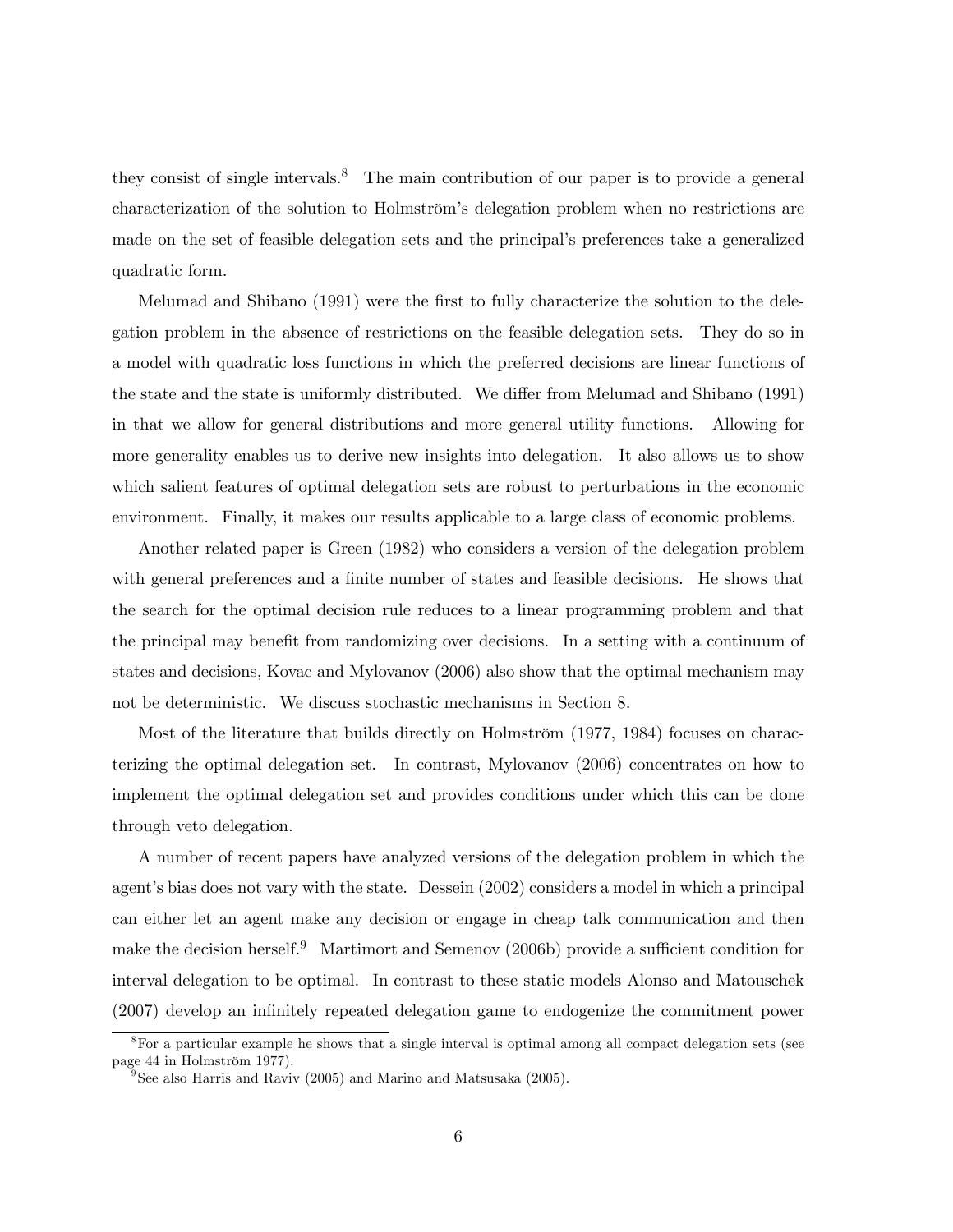they consist of single intervals.[8] The main contribution of our paper is to provide a general characterization of the solution to Holmström's delegation problem when no restrictions are made on the set of feasible delegation sets and the principal's preferences take a generalized quadratic form.

Melumad and Shibano (1991) were the first to fully characterize the solution to the delegation problem in the absence of restrictions on the feasible delegation sets. They do so in a model with quadratic loss functions in which the preferred decisions are linear functions of the state and the state is uniformly distributed. We differ from Melumad and Shibano (1991) in that we allow for general distributions and more general utility functions. Allowing for more generality enables us to derive new insights into delegation. It also allows us to show which salient features of optimal delegation sets are robust to perturbations in the economic environment. Finally, it makes our results applicable to a large class of economic problems.

Another related paper is Green (1982) who considers a version of the delegation problem with general preferences and a finite number of states and feasible decisions. He shows that the search for the optimal decision rule reduces to a linear programming problem and that the principal may benefit from randomizing over decisions. In a setting with a continuum of states and decisions, Kovac and Mylovanov (2006) also show that the optimal mechanism may not be deterministic. We discuss stochastic mechanisms in Section 8.

Most of the literature that builds directly on Holmström (1977, 1984) focuses on characterizing the optimal delegation set. In contrast, Mylovanov (2006) concentrates on how to implement the optimal delegation set and provides conditions under which this can be done through veto delegation.

A number of recent papers have analyzed versions of the delegation problem in which the agent's bias does not vary with the state. Dessein (2002) considers a model in which a principal can either let an agent make any decision or engage in cheap talk communication and then make the decision herself.[9] Martimort and Semenov (2006b) provide a sufficient condition for interval delegation to be optimal. In contrast to these static models Alonso and Matouschek (2007) develop an infinitely repeated delegation game to endogenize the commitment power

[8] For a particular example he shows that a single interval is optimal among all compact delegation sets (see page 44 in Holmström 1977).

[9] See also Harris and Raviv (2005) and Marino and Matsusaka (2005).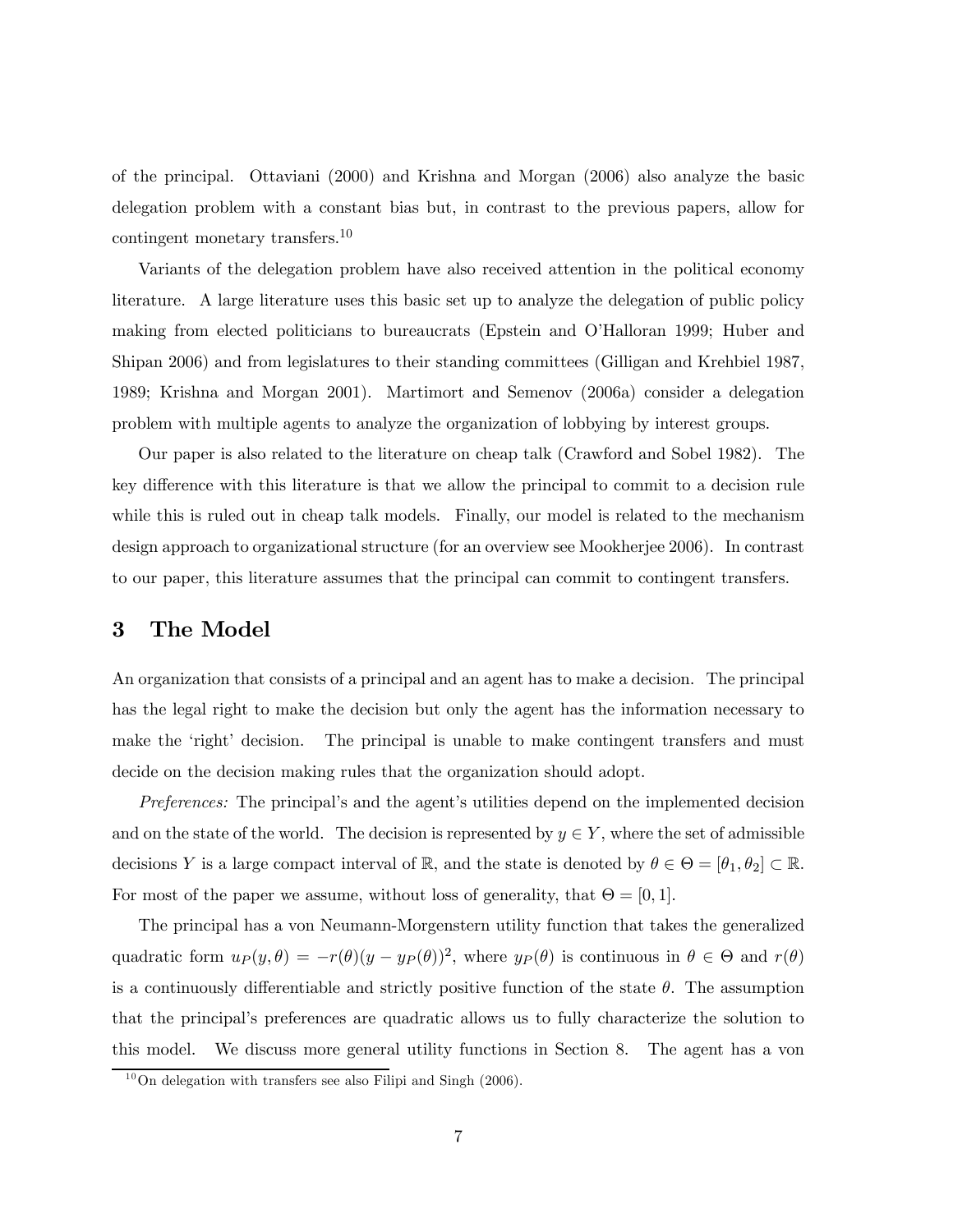of the principal. Ottaviani (2000) and Krishna and Morgan (2006) also analyze the basic delegation problem with a constant bias but, in contrast to the previous papers, allow for contingent monetary transfers.[10]

Variants of the delegation problem have also received attention in the political economy literature. A large literature uses this basic set up to analyze the delegation of public policy making from elected politicians to bureaucrats (Epstein and O'Halloran 1999; Huber and Shipan 2006) and from legislatures to their standing committees (Gilligan and Krehbiel 1987, 1989; Krishna and Morgan 2001). Martimort and Semenov (2006a) consider a delegation problem with multiple agents to analyze the organization of lobbying by interest groups.

Our paper is also related to the literature on cheap talk (Crawford and Sobel 1982). The key difference with this literature is that we allow the principal to commit to a decision rule while this is ruled out in cheap talk models. Finally, our model is related to the mechanism design approach to organizational structure (for an overview see Mookherjee 2006). In contrast to our paper, this literature assumes that the principal can commit to contingent transfers.

# 3 The Model

An organization that consists of a principal and an agent has to make a decision. The principal has the legal right to make the decision but only the agent has the information necessary to make the 'right' decision. The principal is unable to make contingent transfers and must decide on the decision making rules that the organization should adopt.

*Preferences:* The principal's and the agent's utilities depend on the implemented decision and on the state of the world. The decision is represented by $y \in Y$, where the set of admissible decisions $Y$ is a large compact interval of $\mathbb{R}$, and the state is denoted by $\theta \in \Theta = [\theta_1, \theta_2] \subset \mathbb{R}$. For most of the paper we assume, without loss of generality, that $\Theta = [0, 1]$.

The principal has a von Neumann-Morgenstern utility function that takes the generalized quadratic form $u_P(y, \theta) = -r(\theta)(y - y_P(\theta))^2$, where $y_P(\theta)$ is continuous in $\theta \in \Theta$ and $r(\theta)$ is a continuously differentiable and strictly positive function of the state $\theta$. The assumption that the principal's preferences are quadratic allows us to fully characterize the solution to this model. We discuss more general utility functions in Section 8. The agent has a von

[10] On delegation with transfers see also Filipi and Singh (2006).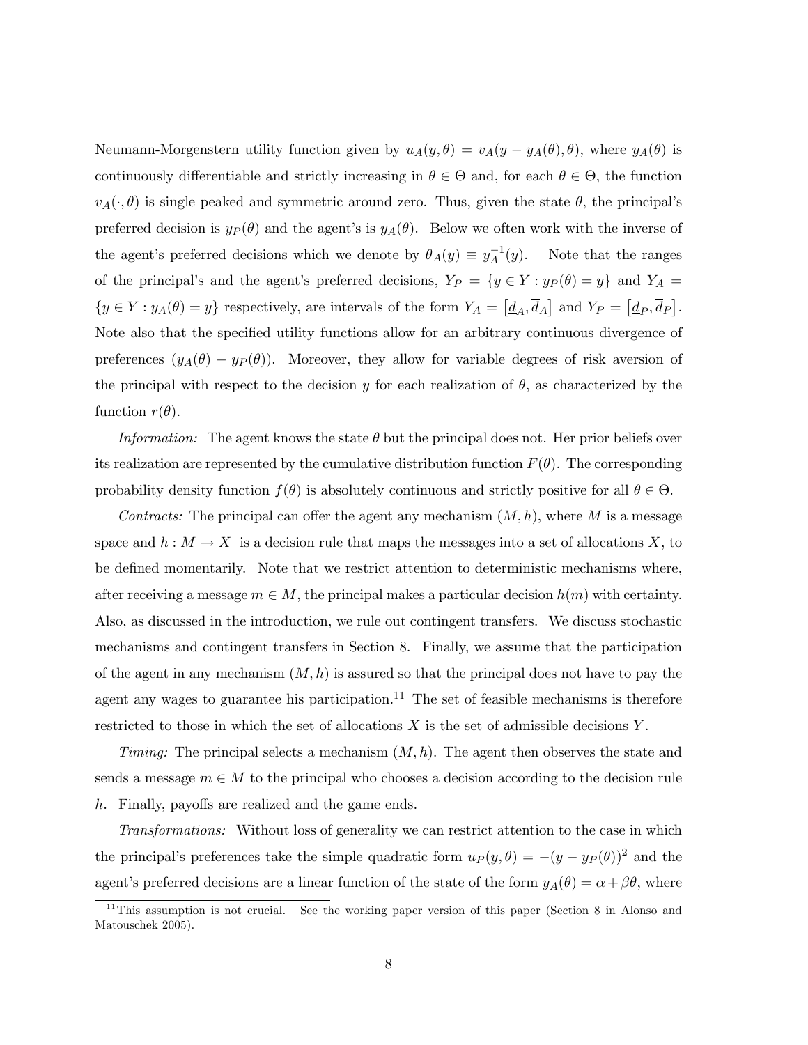Neumann-Morgenstern utility function given by $u_A(y,\theta) = v_A(y - y_A(\theta), \theta)$, where $y_A(\theta)$ is continuously differentiable and strictly increasing in $\theta \in \Theta$ and, for each $\theta \in \Theta$, the function $v_A(\cdot, \theta)$ is single peaked and symmetric around zero. Thus, given the state $\theta$, the principal's preferred decision is $y_P(\theta)$ and the agent's is $y_A(\theta)$. Below we often work with the inverse of the agent's preferred decisions which we denote by $\theta_A(y) \equiv y_A^{-1}(y)$. Note that the ranges of the principal's and the agent's preferred decisions, $Y_P = \{y \in Y : y_P(\theta) = y\}$ and $Y_A = \{y \in Y : y_A(\theta) = y\}$ respectively, are intervals of the form $Y_A = \left[\underline{d}_A, \overline{d}_A\right]$ and $Y_P = \left[\underline{d}_P, \overline{d}_P\right]$. Note also that the specified utility functions allow for an arbitrary continuous divergence of preferences $(y_A(\theta) - y_P(\theta))$. Moreover, they allow for variable degrees of risk aversion of the principal with respect to the decision $y$ for each realization of $\theta$, as characterized by the function $r(\theta)$.

*Information:* The agent knows the state $\theta$ but the principal does not. Her prior beliefs over its realization are represented by the cumulative distribution function $F(\theta)$. The corresponding probability density function $f(\theta)$ is absolutely continuous and strictly positive for all $\theta \in \Theta$.

*Contracts:* The principal can offer the agent any mechanism $(M, h)$, where $M$ is a message space and $h : M \to X$ is a decision rule that maps the messages into a set of allocations $X$, to be defined momentarily. Note that we restrict attention to deterministic mechanisms where, after receiving a message $m \in M$, the principal makes a particular decision $h(m)$ with certainty. Also, as discussed in the introduction, we rule out contingent transfers. We discuss stochastic mechanisms and contingent transfers in Section 8. Finally, we assume that the participation of the agent in any mechanism $(M, h)$ is assured so that the principal does not have to pay the agent any wages to guarantee his participation.[11] The set of feasible mechanisms is therefore restricted to those in which the set of allocations $X$ is the set of admissible decisions $Y$.

*Timing:* The principal selects a mechanism $(M, h)$. The agent then observes the state and sends a message $m \in M$ to the principal who chooses a decision according to the decision rule $h$. Finally, payoffs are realized and the game ends.

*Transformations:* Without loss of generality we can restrict attention to the case in which the principal's preferences take the simple quadratic form $u_P(y, \theta) = -(y - y_P(\theta))^2$ and the agent's preferred decisions are a linear function of the state of the form $y_A(\theta) = \alpha + \beta\theta$, where

[11] This assumption is not crucial. See the working paper version of this paper (Section 8 in Alonso and Matouschek 2005).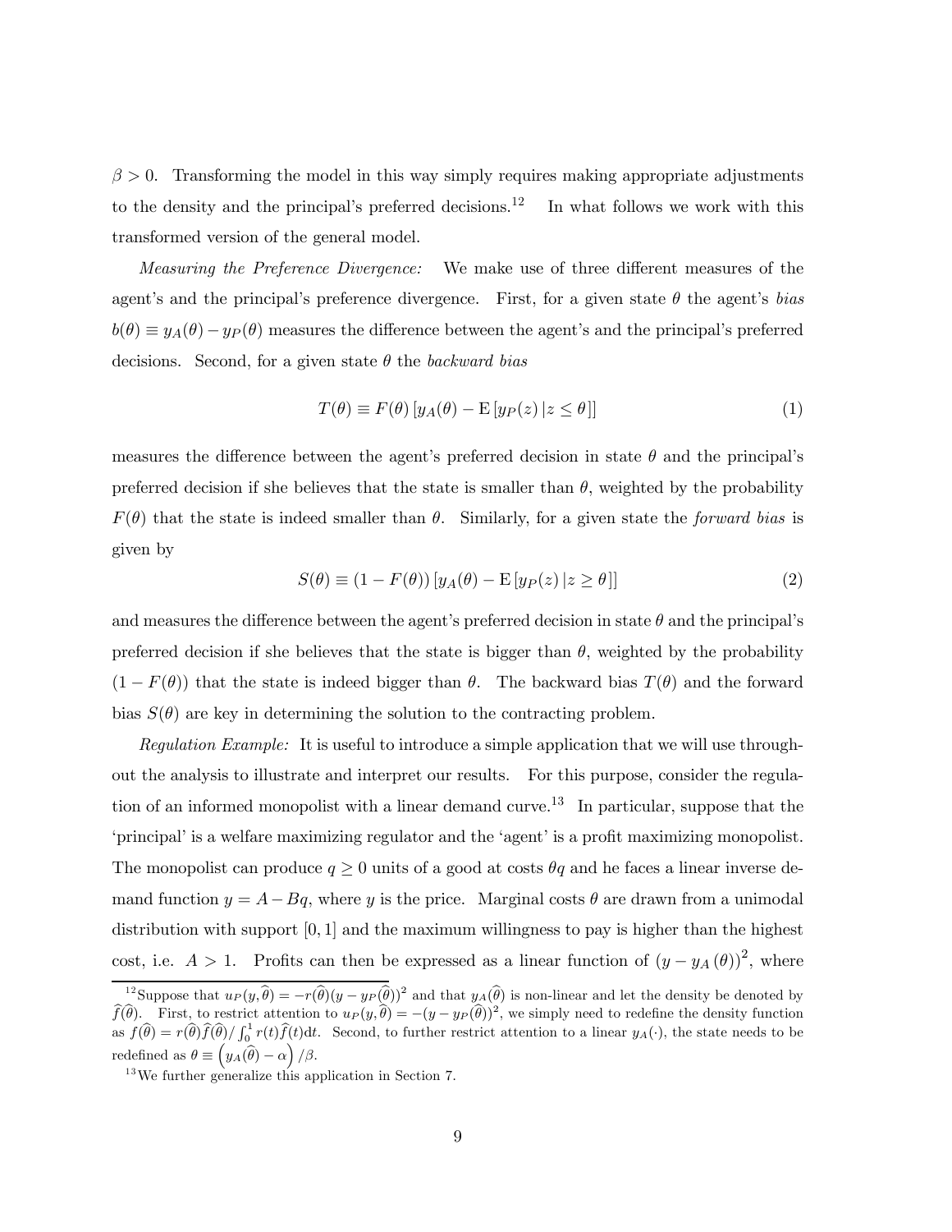$\beta > 0$. Transforming the model in this way simply requires making appropriate adjustments to the density and the principal's preferred decisions.[12] In what follows we work with this transformed version of the general model.

*Measuring the Preference Divergence:* We make use of three different measures of the agent's and the principal's preference divergence. First, for a given state $\theta$ the agent's *bias* $b(\theta) \equiv y_A(\theta) - y_P(\theta)$ measures the difference between the agent's and the principal's preferred decisions. Second, for a given state $\theta$ the *backward bias*

$$T(\theta) \equiv F(\theta) \left[ y_A(\theta) - \mathrm{E} \left[ y_P(z) \, | z \leq \theta \right] \right] \tag{1}$$

measures the difference between the agent's preferred decision in state $\theta$ and the principal's preferred decision if she believes that the state is smaller than $\theta$, weighted by the probability $F(\theta)$ that the state is indeed smaller than $\theta$. Similarly, for a given state the *forward bias* is given by

$$S(\theta) \equiv (1 - F(\theta)) \left[ y_A(\theta) - \mathrm{E} \left[ y_P(z) \, | z \geq \theta \right] \right] \tag{2}$$

and measures the difference between the agent's preferred decision in state $\theta$ and the principal's preferred decision if she believes that the state is bigger than $\theta$, weighted by the probability $(1 - F(\theta))$ that the state is indeed bigger than $\theta$. The backward bias $T(\theta)$ and the forward bias $S(\theta)$ are key in determining the solution to the contracting problem.

*Regulation Example:* It is useful to introduce a simple application that we will use throughout the analysis to illustrate and interpret our results. For this purpose, consider the regulation of an informed monopolist with a linear demand curve.[13] In particular, suppose that the 'principal' is a welfare maximizing regulator and the 'agent' is a profit maximizing monopolist. The monopolist can produce $q \geq 0$ units of a good at costs $\theta q$ and he faces a linear inverse demand function $y = A - Bq$, where $y$ is the price. Marginal costs $\theta$ are drawn from a unimodal distribution with support $[0, 1]$ and the maximum willingness to pay is higher than the highest cost, i.e. $A > 1$. Profits can then be expressed as a linear function of $(y - y_A(\theta))^2$, where

[12] Suppose that $u_P(y, \widehat{\theta}) = -r(\widehat{\theta})(y - y_P(\widehat{\theta}))^2$ and that $y_A(\widehat{\theta})$ is non-linear and let the density be denoted by $\widehat{f}(\widehat{\theta})$. First, to restrict attention to $u_P(y, \widehat{\theta}) = -(y - y_P(\widehat{\theta}))^2$, we simply need to redefine the density function as $f(\widehat{\theta}) = r(\widehat{\theta})\widehat{f}(\widehat{\theta}) / \int_0^1 r(t)\widehat{f}(t)\mathrm{d}t$. Second, to further restrict attention to a linear $y_A(\cdot)$, the state needs to be redefined as $\theta \equiv \left( y_A(\widehat{\theta}) - \alpha \right) / \beta$.

[13] We further generalize this application in Section 7.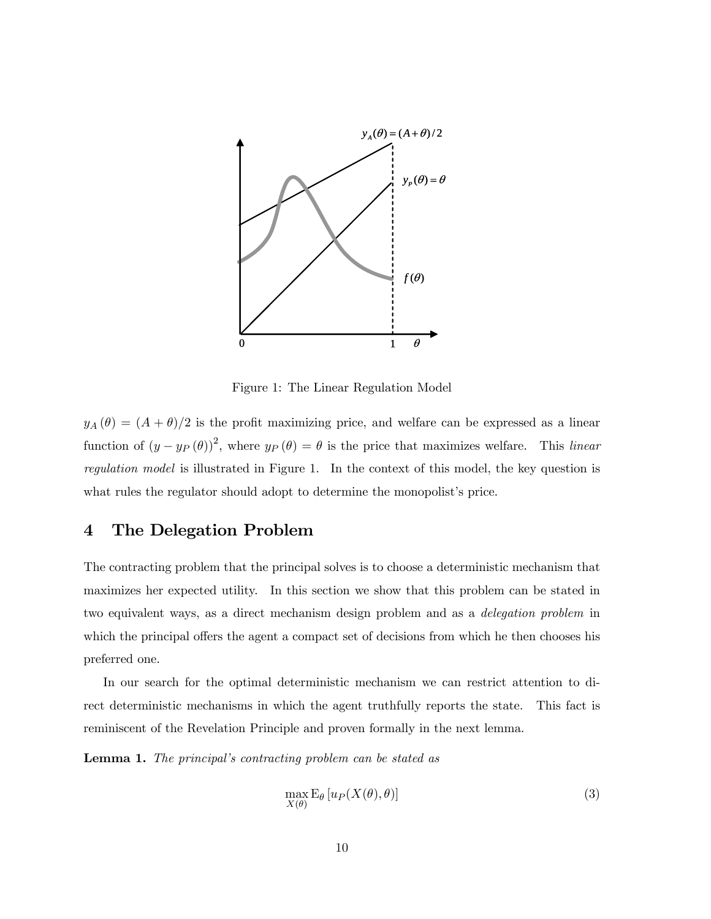Figure 1: The Linear Regulation Model

$y_A(\theta) = (A + \theta)/2$ is the profit maximizing price, and welfare can be expressed as a linear function of $(y - y_P(\theta))^2$, where $y_P(\theta) = \theta$ is the price that maximizes welfare. This *linear regulation model* is illustrated in Figure 1. In the context of this model, the key question is what rules the regulator should adopt to determine the monopolist's price.

# 4 The Delegation Problem

The contracting problem that the principal solves is to choose a deterministic mechanism that maximizes her expected utility. In this section we show that this problem can be stated in two equivalent ways, as a direct mechanism design problem and as a *delegation problem* in which the principal offers the agent a compact set of decisions from which he then chooses his preferred one.

In our search for the optimal deterministic mechanism we can restrict attention to direct deterministic mechanisms in which the agent truthfully reports the state. This fact is reminiscent of the Revelation Principle and proven formally in the next lemma.

**Lemma 1.** *The principal's contracting problem can be stated as*

$$\max_{X(\theta)} \mathrm{E}_{\theta}\left[u_P(X(\theta), \theta)\right] \tag{3}$$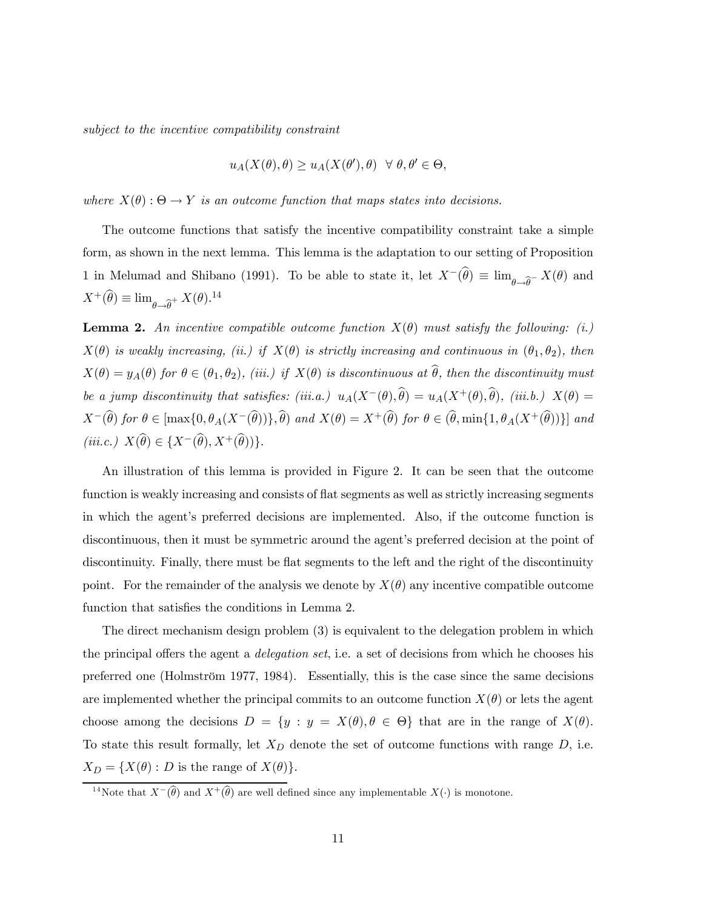*subject to the incentive compatibility constraint*

$$u_A(X(\theta), \theta) \geq u_A(X(\theta'), \theta) \;\; \forall \; \theta, \theta' \in \Theta,$$

*where* $X(\theta) : \Theta \rightarrow Y$ *is an outcome function that maps states into decisions.*

The outcome functions that satisfy the incentive compatibility constraint take a simple form, as shown in the next lemma. This lemma is the adaptation to our setting of Proposition 1 in Melumad and Shibano (1991). To be able to state it, let $X^-(\widehat{\theta}) \equiv \lim_{\theta \rightarrow \widehat{\theta}^-} X(\theta)$ and $X^+(\widehat{\theta}) \equiv \lim_{\theta \rightarrow \widehat{\theta}^+} X(\theta)$.[14]

**Lemma 2.** *An incentive compatible outcome function* $X(\theta)$ *must satisfy the following: (i.)* $X(\theta)$ *is weakly increasing, (ii.) if* $X(\theta)$ *is strictly increasing and continuous in* $(\theta_1, \theta_2)$*, then* $X(\theta) = y_A(\theta)$ *for* $\theta \in (\theta_1, \theta_2)$*, (iii.) if* $X(\theta)$ *is discontinuous at* $\widehat{\theta}$*, then the discontinuity must be a jump discontinuity that satisfies: (iii.a.)* $u_A(X^-(\theta), \widehat{\theta}) = u_A(X^+(\theta), \widehat{\theta})$*, (iii.b.)* $X(\theta) = X^-(\widehat{\theta})$ *for* $\theta \in [\max\{0, \theta_A(X^-(\widehat{\theta}))\}, \widehat{\theta})$ *and* $X(\theta) = X^+(\widehat{\theta})$ *for* $\theta \in (\widehat{\theta}, \min\{1, \theta_A(X^+(\widehat{\theta}))\}]$ *and (iii.c.)* $X(\widehat{\theta}) \in \{X^-(\widehat{\theta}), X^+(\widehat{\theta}))\}$.

An illustration of this lemma is provided in Figure 2. It can be seen that the outcome function is weakly increasing and consists of flat segments as well as strictly increasing segments in which the agent's preferred decisions are implemented. Also, if the outcome function is discontinuous, then it must be symmetric around the agent's preferred decision at the point of discontinuity. Finally, there must be flat segments to the left and the right of the discontinuity point. For the remainder of the analysis we denote by $X(\theta)$ any incentive compatible outcome function that satisfies the conditions in Lemma 2.

The direct mechanism design problem (3) is equivalent to the delegation problem in which the principal offers the agent a *delegation set*, i.e. a set of decisions from which he chooses his preferred one (Holmström 1977, 1984). Essentially, this is the case since the same decisions are implemented whether the principal commits to an outcome function $X(\theta)$ or lets the agent choose among the decisions $D = \{y : y = X(\theta), \theta \in \Theta\}$ that are in the range of $X(\theta)$. To state this result formally, let $X_D$ denote the set of outcome functions with range $D$, i.e. $X_D = \{X(\theta) : D \text{ is the range of } X(\theta)\}$.

[14] Note that $X^-(\widehat{\theta})$ and $X^+(\widehat{\theta})$ are well defined since any implementable $X(\cdot)$ is monotone.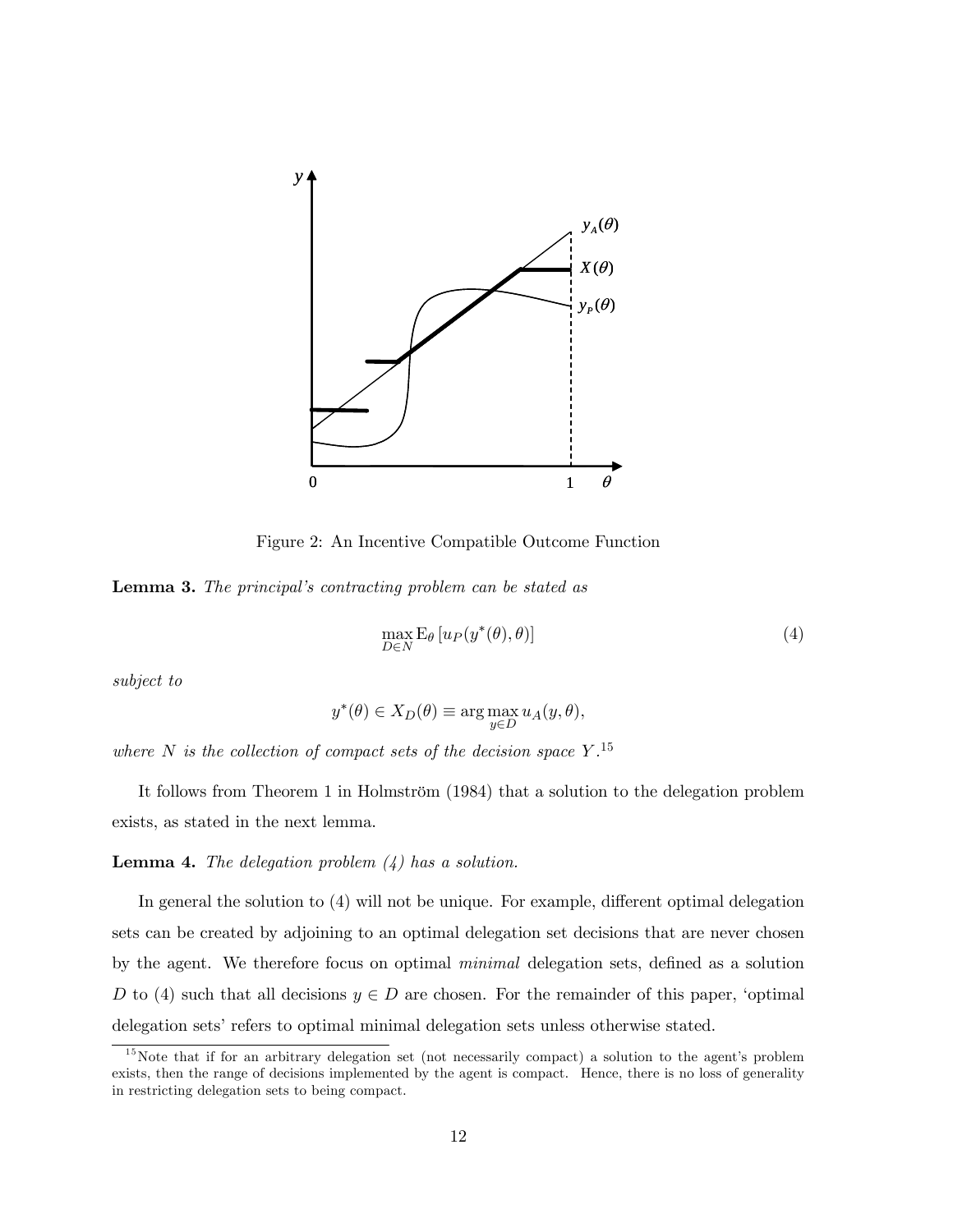Figure 2: An Incentive Compatible Outcome Function

**Lemma 3.** *The principal's contracting problem can be stated as*

$$\max_{D \in N} \mathrm{E}_{\theta} \left[ u_P(y^*(\theta), \theta) \right] \tag{4}$$

*subject to*

$$y^*(\theta) \in X_D(\theta) \equiv \arg\max_{y \in D} u_A(y, \theta),$$

*where $N$ is the collection of compact sets of the decision space $Y$.*[15]

It follows from Theorem 1 in Holmström (1984) that a solution to the delegation problem exists, as stated in the next lemma.

**Lemma 4.** *The delegation problem (4) has a solution.*

In general the solution to (4) will not be unique. For example, different optimal delegation sets can be created by adjoining to an optimal delegation set decisions that are never chosen by the agent. We therefore focus on optimal *minimal* delegation sets, defined as a solution $D$ to (4) such that all decisions $y \in D$ are chosen. For the remainder of this paper, 'optimal delegation sets' refers to optimal minimal delegation sets unless otherwise stated.

[15] Note that if for an arbitrary delegation set (not necessarily compact) a solution to the agent's problem exists, then the range of decisions implemented by the agent is compact. Hence, there is no loss of generality in restricting delegation sets to being compact.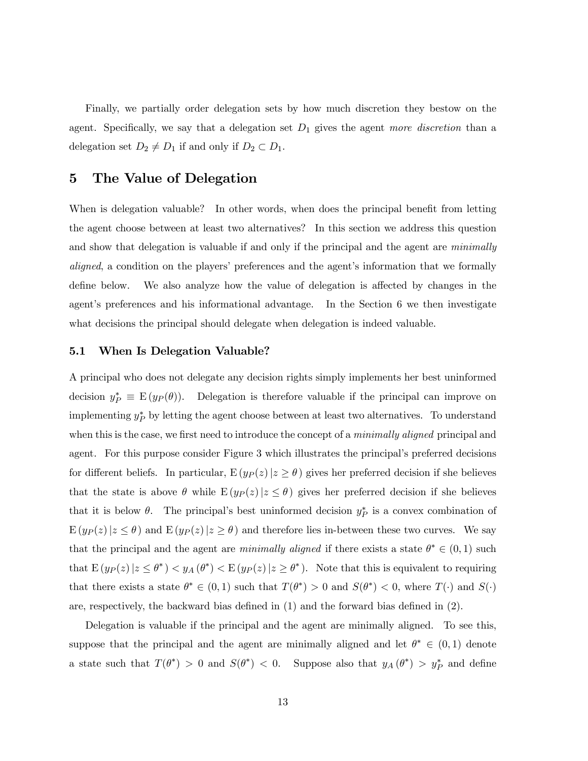Finally, we partially order delegation sets by how much discretion they bestow on the agent. Specifically, we say that a delegation set $D_1$ gives the agent *more discretion* than a delegation set $D_2 \neq D_1$ if and only if $D_2 \subset D_1$.

# 5 The Value of Delegation

When is delegation valuable? In other words, when does the principal benefit from letting the agent choose between at least two alternatives? In this section we address this question and show that delegation is valuable if and only if the principal and the agent are *minimally aligned*, a condition on the players' preferences and the agent's information that we formally define below. We also analyze how the value of delegation is affected by changes in the agent's preferences and his informational advantage. In the Section 6 we then investigate what decisions the principal should delegate when delegation is indeed valuable.

## 5.1 When Is Delegation Valuable?

A principal who does not delegate any decision rights simply implements her best uninformed decision $y_P^* \equiv \mathrm{E}\left(y_P(\theta)\right)$. Delegation is therefore valuable if the principal can improve on implementing $y_P^*$ by letting the agent choose between at least two alternatives. To understand when this is the case, we first need to introduce the concept of a *minimally aligned* principal and agent. For this purpose consider Figure 3 which illustrates the principal's preferred decisions for different beliefs. In particular, $\mathrm{E}\left(y_P(z)\,|z \geq \theta\right)$ gives her preferred decision if she believes that the state is above $\theta$ while $\mathrm{E}\left(y_P(z)\,|z \leq \theta\right)$ gives her preferred decision if she believes that it is below $\theta$. The principal's best uninformed decision $y_P^*$ is a convex combination of $\mathrm{E}\left(y_P(z)\,|z \leq \theta\right)$ and $\mathrm{E}\left(y_P(z)\,|z \geq \theta\right)$ and therefore lies in-between these two curves. We say that the principal and the agent are *minimally aligned* if there exists a state $\theta^* \in (0,1)$ such that $\mathrm{E}\left(y_P(z)\,|z \leq \theta^*\right) < y_A\left(\theta^*\right) < \mathrm{E}\left(y_P(z)\,|z \geq \theta^*\right)$. Note that this is equivalent to requiring that there exists a state $\theta^* \in (0,1)$ such that $T(\theta^*) > 0$ and $S(\theta^*) < 0$, where $T(\cdot)$ and $S(\cdot)$ are, respectively, the backward bias defined in (1) and the forward bias defined in (2).

Delegation is valuable if the principal and the agent are minimally aligned. To see this, suppose that the principal and the agent are minimally aligned and let $\theta^* \in (0,1)$ denote a state such that $T(\theta^*) > 0$ and $S(\theta^*) < 0$. Suppose also that $y_A\left(\theta^*\right) > y_P^*$ and define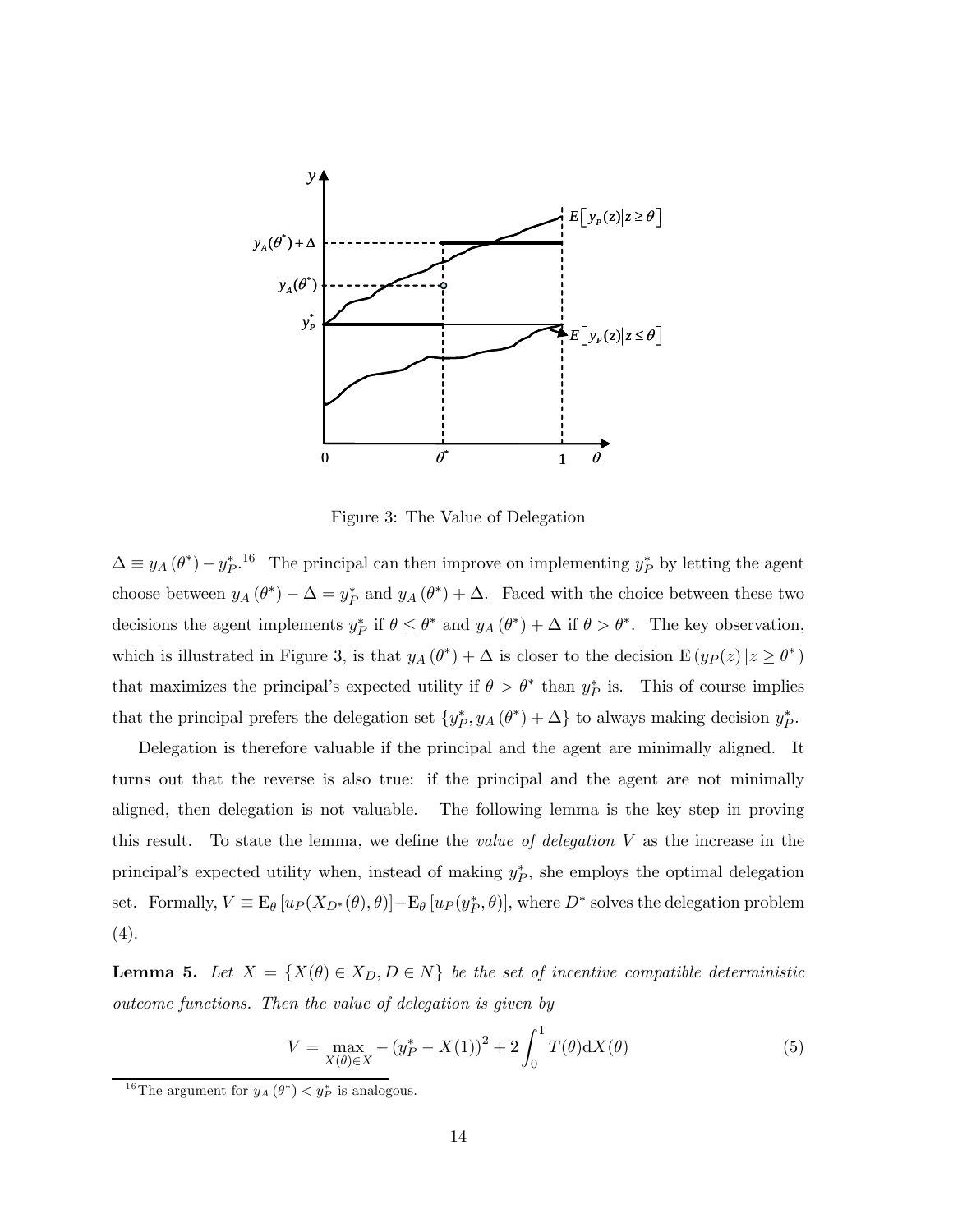Figure 3: The Value of Delegation

$\Delta \equiv y_A(\theta^*) - y_P^*$.[16] The principal can then improve on implementing $y_P^*$ by letting the agent choose between $y_A(\theta^*) - \Delta = y_P^*$ and $y_A(\theta^*) + \Delta$. Faced with the choice between these two decisions the agent implements $y_P^*$ if $\theta \leq \theta^*$ and $y_A(\theta^*) + \Delta$ if $\theta > \theta^*$. The key observation, which is illustrated in Figure 3, is that $y_A(\theta^*) + \Delta$ is closer to the decision $\mathrm{E}(y_P(z)|z \geq \theta^*)$ that maximizes the principal's expected utility if $\theta > \theta^*$ than $y_P^*$ is. This of course implies that the principal prefers the delegation set $\{y_P^*, y_A(\theta^*) + \Delta\}$ to always making decision $y_P^*$.

Delegation is therefore valuable if the principal and the agent are minimally aligned. It turns out that the reverse is also true: if the principal and the agent are not minimally aligned, then delegation is not valuable. The following lemma is the key step in proving this result. To state the lemma, we define the *value of delegation* $V$ as the increase in the principal's expected utility when, instead of making $y_P^*$, she employs the optimal delegation set. Formally, $V \equiv \mathrm{E}_\theta[u_P(X_{D^*}(\theta), \theta)] - \mathrm{E}_\theta[u_P(y_P^*, \theta)]$, where $D^*$ solves the delegation problem (4).

**Lemma 5.** *Let $X = \{X(\theta) \in X_D, D \in N\}$ be the set of incentive compatible deterministic outcome functions. Then the value of delegation is given by*

$$V = \max_{X(\theta) \in X} -\left(y_P^* - X(1)\right)^2 + 2\int_0^1 T(\theta)\mathrm{d}X(\theta) \tag{5}$$

[16] The argument for $y_A(\theta^*) < y_P^*$ is analogous.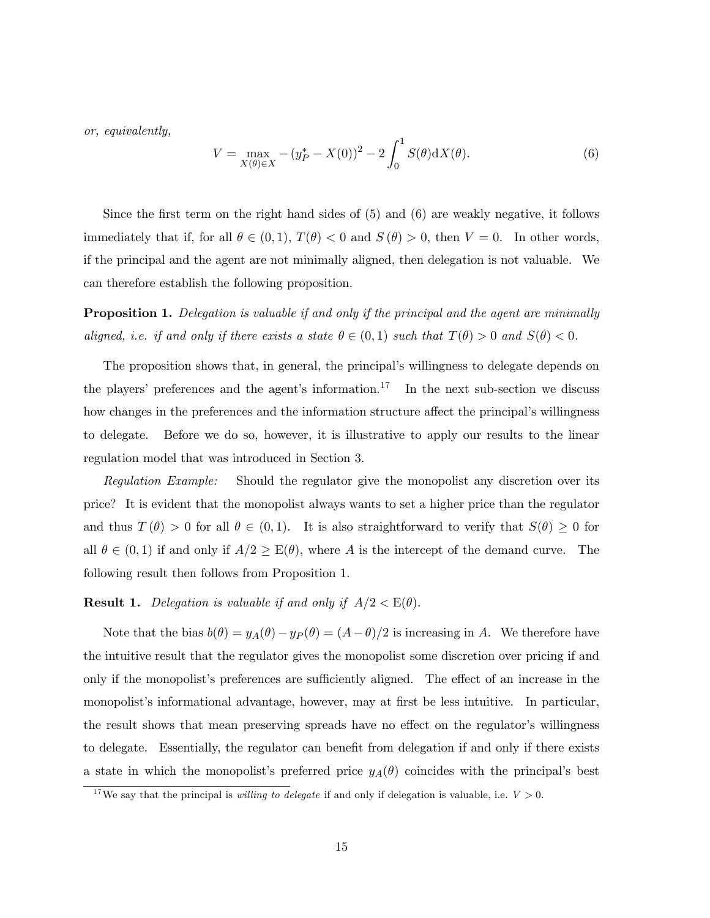*or, equivalently,*

$$V = \max_{X(\theta) \in X} -(y_P^* - X(0))^2 - 2\int_0^1 S(\theta)\mathrm{d}X(\theta). \tag{6}$$

Since the first term on the right hand sides of (5) and (6) are weakly negative, it follows immediately that if, for all $\theta \in (0,1)$, $T(\theta) < 0$ and $S(\theta) > 0$, then $V = 0$. In other words, if the principal and the agent are not minimally aligned, then delegation is not valuable. We can therefore establish the following proposition.

**Proposition 1.** *Delegation is valuable if and only if the principal and the agent are minimally aligned, i.e. if and only if there exists a state $\theta \in (0,1)$ such that $T(\theta) > 0$ and $S(\theta) < 0$.*

The proposition shows that, in general, the principal's willingness to delegate depends on the players' preferences and the agent's information.[17] In the next sub-section we discuss how changes in the preferences and the information structure affect the principal's willingness to delegate. Before we do so, however, it is illustrative to apply our results to the linear regulation model that was introduced in Section 3.

*Regulation Example:* Should the regulator give the monopolist any discretion over its price? It is evident that the monopolist always wants to set a higher price than the regulator and thus $T(\theta) > 0$ for all $\theta \in (0,1)$. It is also straightforward to verify that $S(\theta) \geq 0$ for all $\theta \in (0,1)$ if and only if $A/2 \geq \mathrm{E}(\theta)$, where $A$ is the intercept of the demand curve. The following result then follows from Proposition 1.

**Result 1.** *Delegation is valuable if and only if $A/2 < \mathrm{E}(\theta)$.*

Note that the bias $b(\theta) = y_A(\theta) - y_P(\theta) = (A - \theta)/2$ is increasing in $A$. We therefore have the intuitive result that the regulator gives the monopolist some discretion over pricing if and only if the monopolist's preferences are sufficiently aligned. The effect of an increase in the monopolist's informational advantage, however, may at first be less intuitive. In particular, the result shows that mean preserving spreads have no effect on the regulator's willingness to delegate. Essentially, the regulator can benefit from delegation if and only if there exists a state in which the monopolist's preferred price $y_A(\theta)$ coincides with the principal's best

[17] We say that the principal is *willing to delegate* if and only if delegation is valuable, i.e. $V > 0$.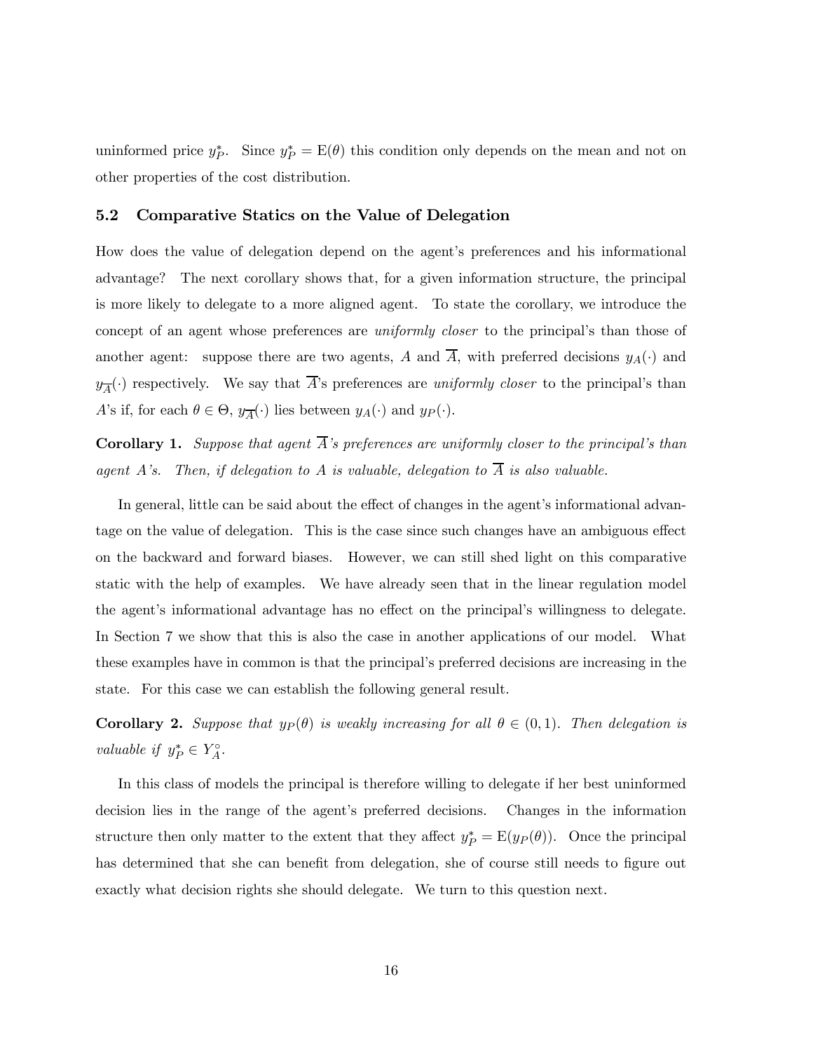uninformed price $y_P^*$. Since $y_P^* = \mathrm{E}(\theta)$ this condition only depends on the mean and not on other properties of the cost distribution.

### 5.2 Comparative Statics on the Value of Delegation

How does the value of delegation depend on the agent's preferences and his informational advantage? The next corollary shows that, for a given information structure, the principal is more likely to delegate to a more aligned agent. To state the corollary, we introduce the concept of an agent whose preferences are *uniformly closer* to the principal's than those of another agent: suppose there are two agents, $A$ and $\overline{A}$, with preferred decisions $y_A(\cdot)$ and $y_{\overline{A}}(\cdot)$ respectively. We say that $\overline{A}$'s preferences are *uniformly closer* to the principal's than $A$'s if, for each $\theta \in \Theta$, $y_{\overline{A}}(\cdot)$ lies between $y_A(\cdot)$ and $y_P(\cdot)$.

**Corollary 1.** *Suppose that agent $\overline{A}$'s preferences are uniformly closer to the principal's than agent $A$'s. Then, if delegation to $A$ is valuable, delegation to $\overline{A}$ is also valuable.*

In general, little can be said about the effect of changes in the agent's informational advantage on the value of delegation. This is the case since such changes have an ambiguous effect on the backward and forward biases. However, we can still shed light on this comparative static with the help of examples. We have already seen that in the linear regulation model the agent's informational advantage has no effect on the principal's willingness to delegate. In Section 7 we show that this is also the case in another applications of our model. What these examples have in common is that the principal's preferred decisions are increasing in the state. For this case we can establish the following general result.

**Corollary 2.** *Suppose that $y_P(\theta)$ is weakly increasing for all $\theta \in (0, 1)$. Then delegation is valuable if $y_P^* \in Y_A^\circ$.*

In this class of models the principal is therefore willing to delegate if her best uninformed decision lies in the range of the agent's preferred decisions. Changes in the information structure then only matter to the extent that they affect $y_P^* = \mathrm{E}(y_P(\theta))$. Once the principal has determined that she can benefit from delegation, she of course still needs to figure out exactly what decision rights she should delegate. We turn to this question next.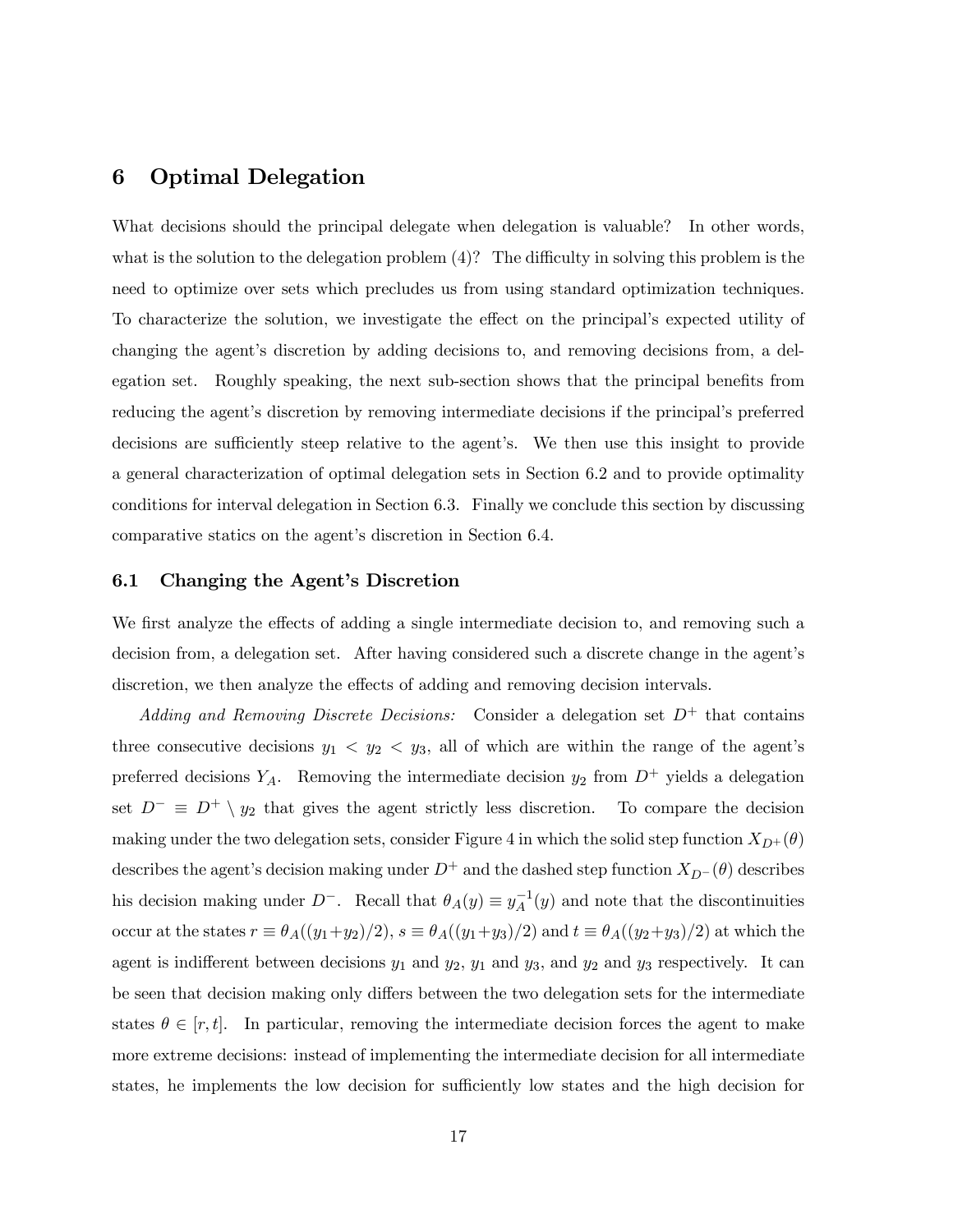## 6 Optimal Delegation

What decisions should the principal delegate when delegation is valuable? In other words, what is the solution to the delegation problem (4)? The difficulty in solving this problem is the need to optimize over sets which precludes us from using standard optimization techniques. To characterize the solution, we investigate the effect on the principal's expected utility of changing the agent's discretion by adding decisions to, and removing decisions from, a delegation set. Roughly speaking, the next sub-section shows that the principal benefits from reducing the agent's discretion by removing intermediate decisions if the principal's preferred decisions are sufficiently steep relative to the agent's. We then use this insight to provide a general characterization of optimal delegation sets in Section 6.2 and to provide optimality conditions for interval delegation in Section 6.3. Finally we conclude this section by discussing comparative statics on the agent's discretion in Section 6.4.

### 6.1 Changing the Agent's Discretion

We first analyze the effects of adding a single intermediate decision to, and removing such a decision from, a delegation set. After having considered such a discrete change in the agent's discretion, we then analyze the effects of adding and removing decision intervals.

*Adding and Removing Discrete Decisions:* Consider a delegation set $D^+$ that contains three consecutive decisions $y_1 < y_2 < y_3$, all of which are within the range of the agent's preferred decisions $Y_A$. Removing the intermediate decision $y_2$ from $D^+$ yields a delegation set $D^- \equiv D^+ \setminus y_2$ that gives the agent strictly less discretion. To compare the decision making under the two delegation sets, consider Figure 4 in which the solid step function $X_{D^+}(\theta)$ describes the agent's decision making under $D^+$ and the dashed step function $X_{D^-}(\theta)$ describes his decision making under $D^-$. Recall that $\theta_A(y) \equiv y_A^{-1}(y)$ and note that the discontinuities occur at the states $r \equiv \theta_A((y_1+y_2)/2)$, $s \equiv \theta_A((y_1+y_3)/2)$ and $t \equiv \theta_A((y_2+y_3)/2)$ at which the agent is indifferent between decisions $y_1$ and $y_2$, $y_1$ and $y_3$, and $y_2$ and $y_3$ respectively. It can be seen that decision making only differs between the two delegation sets for the intermediate states $\theta \in [r, t]$. In particular, removing the intermediate decision forces the agent to make more extreme decisions: instead of implementing the intermediate decision for all intermediate states, he implements the low decision for sufficiently low states and the high decision for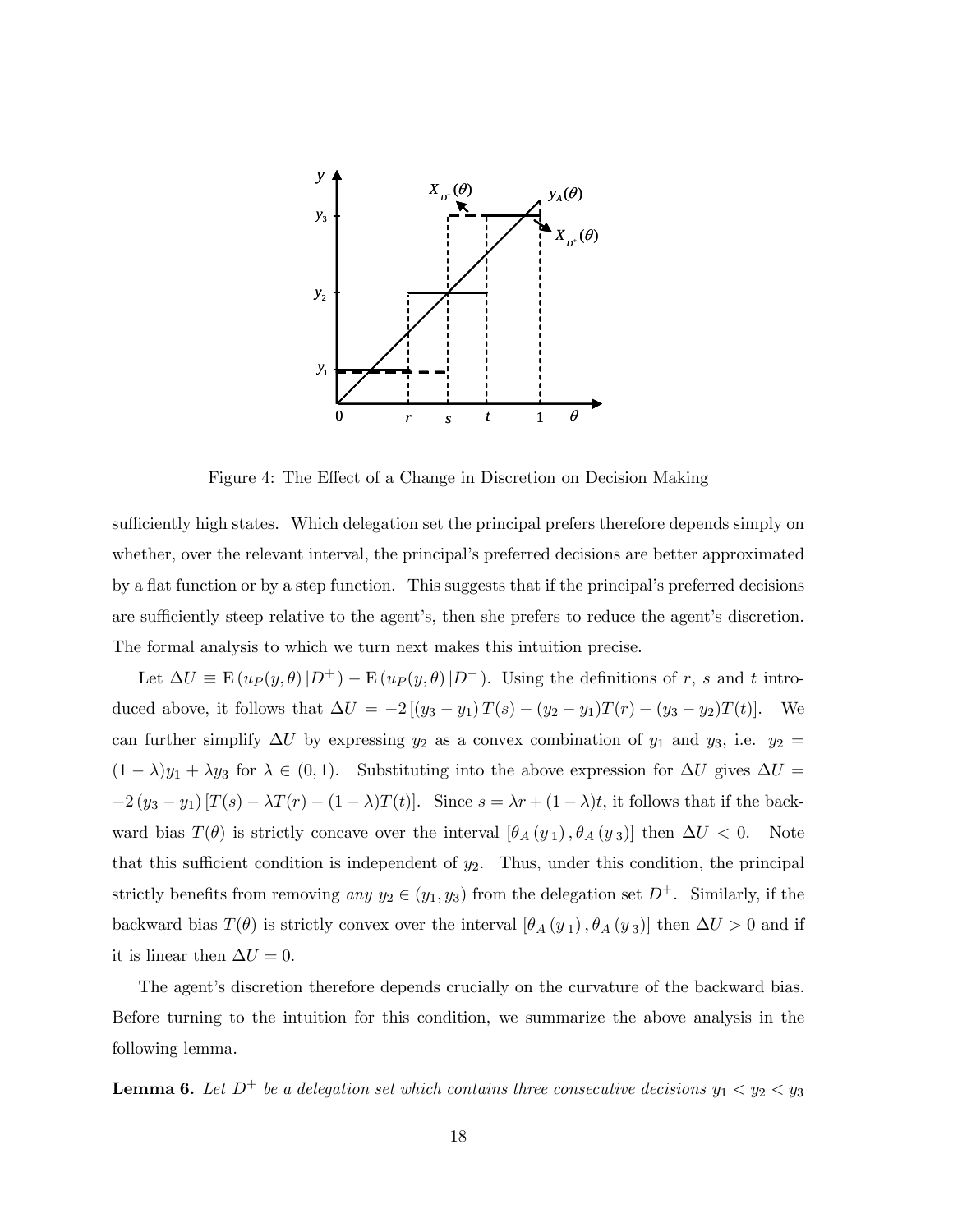Figure 4: The Effect of a Change in Discretion on Decision Making

sufficiently high states. Which delegation set the principal prefers therefore depends simply on whether, over the relevant interval, the principal's preferred decisions are better approximated by a flat function or by a step function. This suggests that if the principal's preferred decisions are sufficiently steep relative to the agent's, then she prefers to reduce the agent's discretion. The formal analysis to which we turn next makes this intuition precise.

Let $\Delta U \equiv \mathrm{E}\left(u_P(y,\theta)\,|D^+\right) - \mathrm{E}\left(u_P(y,\theta)\,|D^-\right)$. Using the definitions of $r$, $s$ and $t$ introduced above, it follows that $\Delta U = -2\left[(y_3 - y_1)\,T(s) - (y_2 - y_1)T(r) - (y_3 - y_2)T(t)\right]$. We can further simplify $\Delta U$ by expressing $y_2$ as a convex combination of $y_1$ and $y_3$, i.e. $y_2 = (1-\lambda)y_1 + \lambda y_3$ for $\lambda \in (0,1)$. Substituting into the above expression for $\Delta U$ gives $\Delta U = -2\,(y_3 - y_1)\left[T(s) - \lambda T(r) - (1-\lambda)T(t)\right]$. Since $s = \lambda r + (1-\lambda)t$, it follows that if the backward bias $T(\theta)$ is strictly concave over the interval $[\theta_A\,(y_1)\,, \theta_A\,(y_3)]$ then $\Delta U < 0$. Note that this sufficient condition is independent of $y_2$. Thus, under this condition, the principal strictly benefits from removing *any* $y_2 \in (y_1, y_3)$ from the delegation set $D^+$. Similarly, if the backward bias $T(\theta)$ is strictly convex over the interval $[\theta_A\,(y_1)\,, \theta_A\,(y_3)]$ then $\Delta U > 0$ and if it is linear then $\Delta U = 0$.

The agent's discretion therefore depends crucially on the curvature of the backward bias. Before turning to the intuition for this condition, we summarize the above analysis in the following lemma.

**Lemma 6.** *Let $D^+$ be a delegation set which contains three consecutive decisions $y_1 < y_2 < y_3$*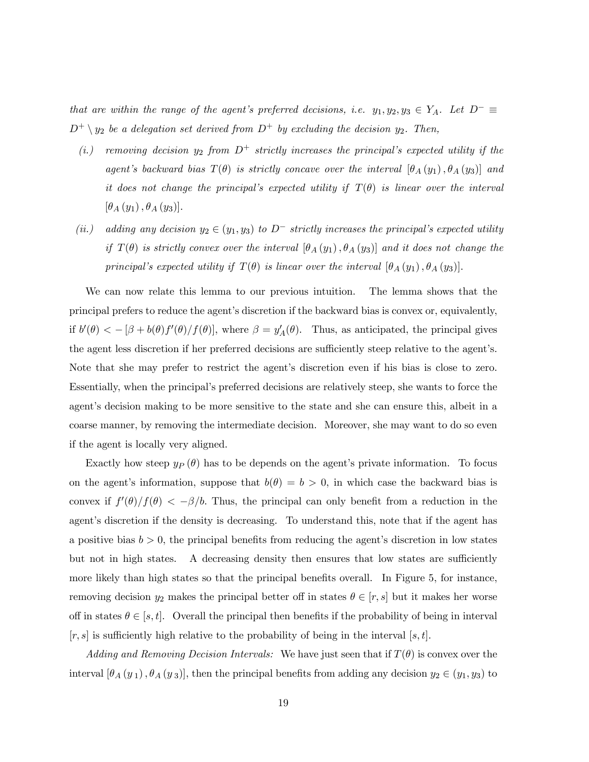*that are within the range of the agent's preferred decisions, i.e. $y_1, y_2, y_3 \in Y_A$. Let $D^- \equiv D^+ \setminus y_2$ be a delegation set derived from $D^+$ by excluding the decision $y_2$. Then,*

*(i.) removing decision $y_2$ from $D^+$ strictly increases the principal's expected utility if the agent's backward bias $T(\theta)$ is strictly concave over the interval $[\theta_A(y_1), \theta_A(y_3)]$ and it does not change the principal's expected utility if $T(\theta)$ is linear over the interval $[\theta_A(y_1), \theta_A(y_3)]$.*

*(ii.) adding any decision $y_2 \in (y_1, y_3)$ to $D^-$ strictly increases the principal's expected utility if $T(\theta)$ is strictly convex over the interval $[\theta_A(y_1), \theta_A(y_3)]$ and it does not change the principal's expected utility if $T(\theta)$ is linear over the interval $[\theta_A(y_1), \theta_A(y_3)]$.*

We can now relate this lemma to our previous intuition. The lemma shows that the principal prefers to reduce the agent's discretion if the backward bias is convex or, equivalently, if $b'(\theta) < -[\beta + b(\theta)f'(\theta)/f(\theta)]$, where $\beta = y_A'(\theta)$. Thus, as anticipated, the principal gives the agent less discretion if her preferred decisions are sufficiently steep relative to the agent's. Note that she may prefer to restrict the agent's discretion even if his bias is close to zero. Essentially, when the principal's preferred decisions are relatively steep, she wants to force the agent's decision making to be more sensitive to the state and she can ensure this, albeit in a coarse manner, by removing the intermediate decision. Moreover, she may want to do so even if the agent is locally very aligned.

Exactly how steep $y_P(\theta)$ has to be depends on the agent's private information. To focus on the agent's information, suppose that $b(\theta) = b > 0$, in which case the backward bias is convex if $f'(\theta)/f(\theta) < -\beta/b$. Thus, the principal can only benefit from a reduction in the agent's discretion if the density is decreasing. To understand this, note that if the agent has a positive bias $b > 0$, the principal benefits from reducing the agent's discretion in low states but not in high states. A decreasing density then ensures that low states are sufficiently more likely than high states so that the principal benefits overall. In Figure 5, for instance, removing decision $y_2$ makes the principal better off in states $\theta \in [r, s]$ but it makes her worse off in states $\theta \in [s, t]$. Overall the principal then benefits if the probability of being in interval $[r, s]$ is sufficiently high relative to the probability of being in the interval $[s, t]$.

*Adding and Removing Decision Intervals:* We have just seen that if $T(\theta)$ is convex over the interval $[\theta_A(y_1), \theta_A(y_3)]$, then the principal benefits from adding any decision $y_2 \in (y_1, y_3)$ to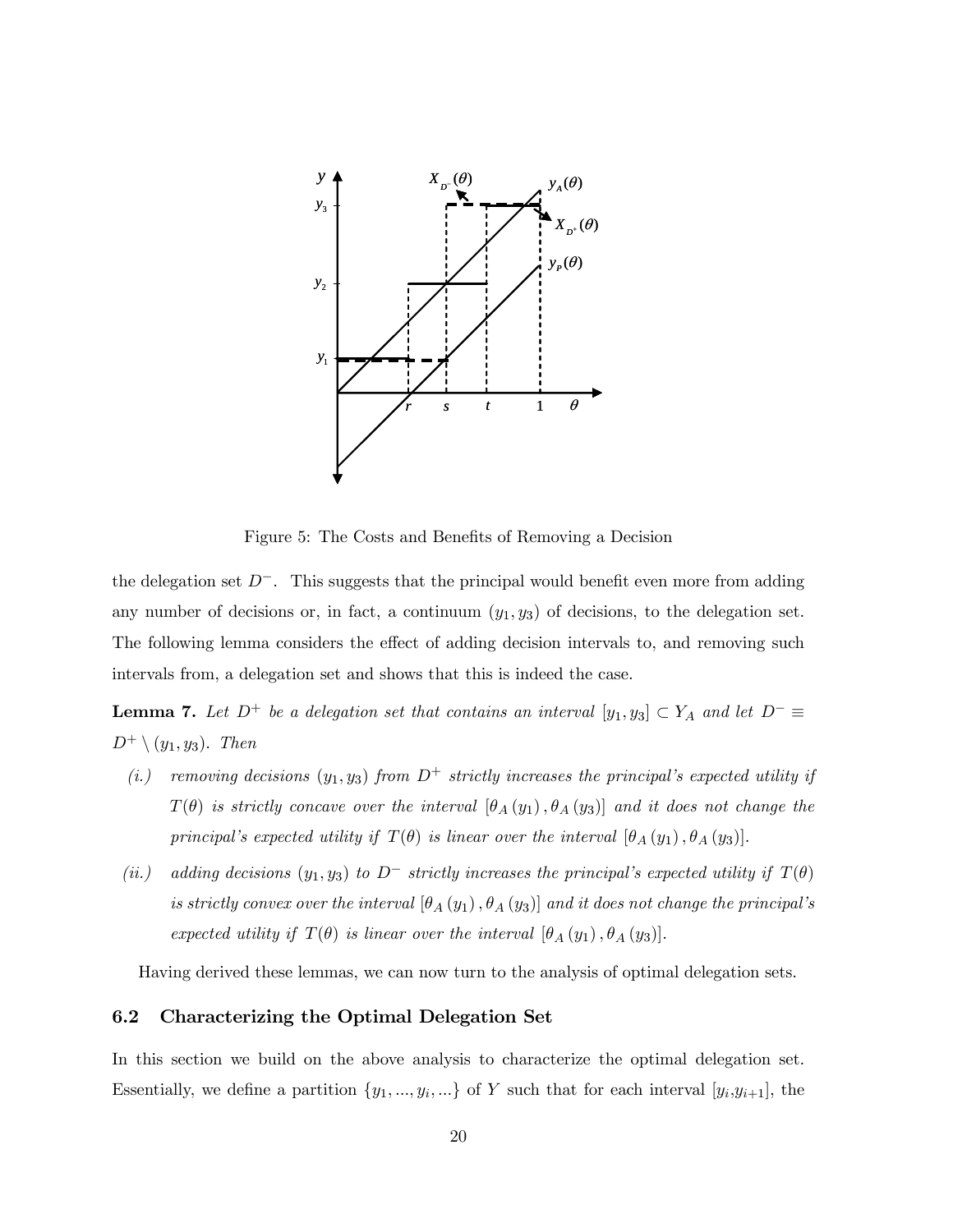Figure 5: The Costs and Benefits of Removing a Decision

the delegation set $D^-$. This suggests that the principal would benefit even more from adding any number of decisions or, in fact, a continuum $(y_1, y_3)$ of decisions, to the delegation set. The following lemma considers the effect of adding decision intervals to, and removing such intervals from, a delegation set and shows that this is indeed the case.

**Lemma 7.** *Let $D^+$ be a delegation set that contains an interval $[y_1, y_3] \subset Y_A$ and let $D^- \equiv D^+ \setminus (y_1, y_3)$. Then*

*(i.) removing decisions $(y_1, y_3)$ from $D^+$ strictly increases the principal's expected utility if $T(\theta)$ is strictly concave over the interval $[\theta_A(y_1), \theta_A(y_3)]$ and it does not change the principal's expected utility if $T(\theta)$ is linear over the interval $[\theta_A(y_1), \theta_A(y_3)]$.*

*(ii.) adding decisions $(y_1, y_3)$ to $D^-$ strictly increases the principal's expected utility if $T(\theta)$ is strictly convex over the interval $[\theta_A(y_1), \theta_A(y_3)]$ and it does not change the principal's expected utility if $T(\theta)$ is linear over the interval $[\theta_A(y_1), \theta_A(y_3)]$.*

Having derived these lemmas, we can now turn to the analysis of optimal delegation sets.

## 6.2 Characterizing the Optimal Delegation Set

In this section we build on the above analysis to characterize the optimal delegation set. Essentially, we define a partition $\{y_1, ..., y_i, ...\}$ of $Y$ such that for each interval $[y_i, y_{i+1}]$, the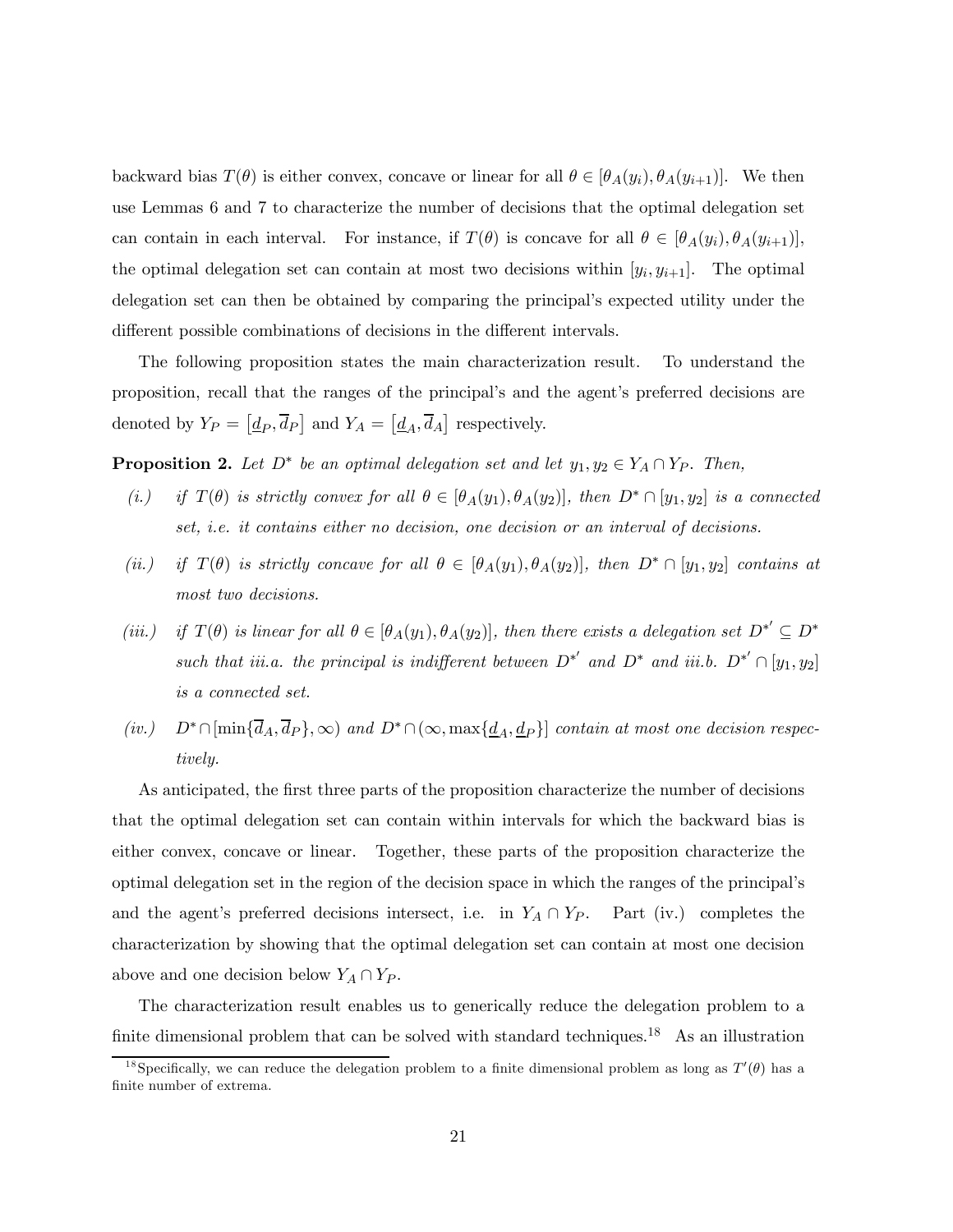backward bias $T(\theta)$ is either convex, concave or linear for all $\theta \in [\theta_A(y_i), \theta_A(y_{i+1})]$. We then use Lemmas 6 and 7 to characterize the number of decisions that the optimal delegation set can contain in each interval. For instance, if $T(\theta)$ is concave for all $\theta \in [\theta_A(y_i), \theta_A(y_{i+1})]$, the optimal delegation set can contain at most two decisions within $[y_i, y_{i+1}]$. The optimal delegation set can then be obtained by comparing the principal's expected utility under the different possible combinations of decisions in the different intervals.

The following proposition states the main characterization result. To understand the proposition, recall that the ranges of the principal's and the agent's preferred decisions are denoted by $Y_P = [\underline{d}_P, \overline{d}_P]$ and $Y_A = [\underline{d}_A, \overline{d}_A]$ respectively.

**Proposition 2.** *Let $D^*$ be an optimal delegation set and let $y_1, y_2 \in Y_A \cap Y_P$. Then,*

*(i.) if $T(\theta)$ is strictly convex for all $\theta \in [\theta_A(y_1), \theta_A(y_2)]$, then $D^* \cap [y_1, y_2]$ is a connected set, i.e. it contains either no decision, one decision or an interval of decisions.*

*(ii.) if $T(\theta)$ is strictly concave for all $\theta \in [\theta_A(y_1), \theta_A(y_2)]$, then $D^* \cap [y_1, y_2]$ contains at most two decisions.*

*(iii.) if $T(\theta)$ is linear for all $\theta \in [\theta_A(y_1), \theta_A(y_2)]$, then there exists a delegation set $D^{*'} \subseteq D^*$ such that iii.a. the principal is indifferent between $D^{*'}$ and $D^*$ and iii.b. $D^{*'} \cap [y_1, y_2]$ is a connected set.*

*(iv.) $D^* \cap [\min\{\overline{d}_A, \overline{d}_P\}, \infty)$ and $D^* \cap (\infty, \max\{\underline{d}_A, \underline{d}_P\}]$ contain at most one decision respectively.*

As anticipated, the first three parts of the proposition characterize the number of decisions that the optimal delegation set can contain within intervals for which the backward bias is either convex, concave or linear. Together, these parts of the proposition characterize the optimal delegation set in the region of the decision space in which the ranges of the principal's and the agent's preferred decisions intersect, i.e. in $Y_A \cap Y_P$. Part (iv.) completes the characterization by showing that the optimal delegation set can contain at most one decision above and one decision below $Y_A \cap Y_P$.

The characterization result enables us to generically reduce the delegation problem to a finite dimensional problem that can be solved with standard techniques.[18] As an illustration

[18] Specifically, we can reduce the delegation problem to a finite dimensional problem as long as $T'(\theta)$ has a finite number of extrema.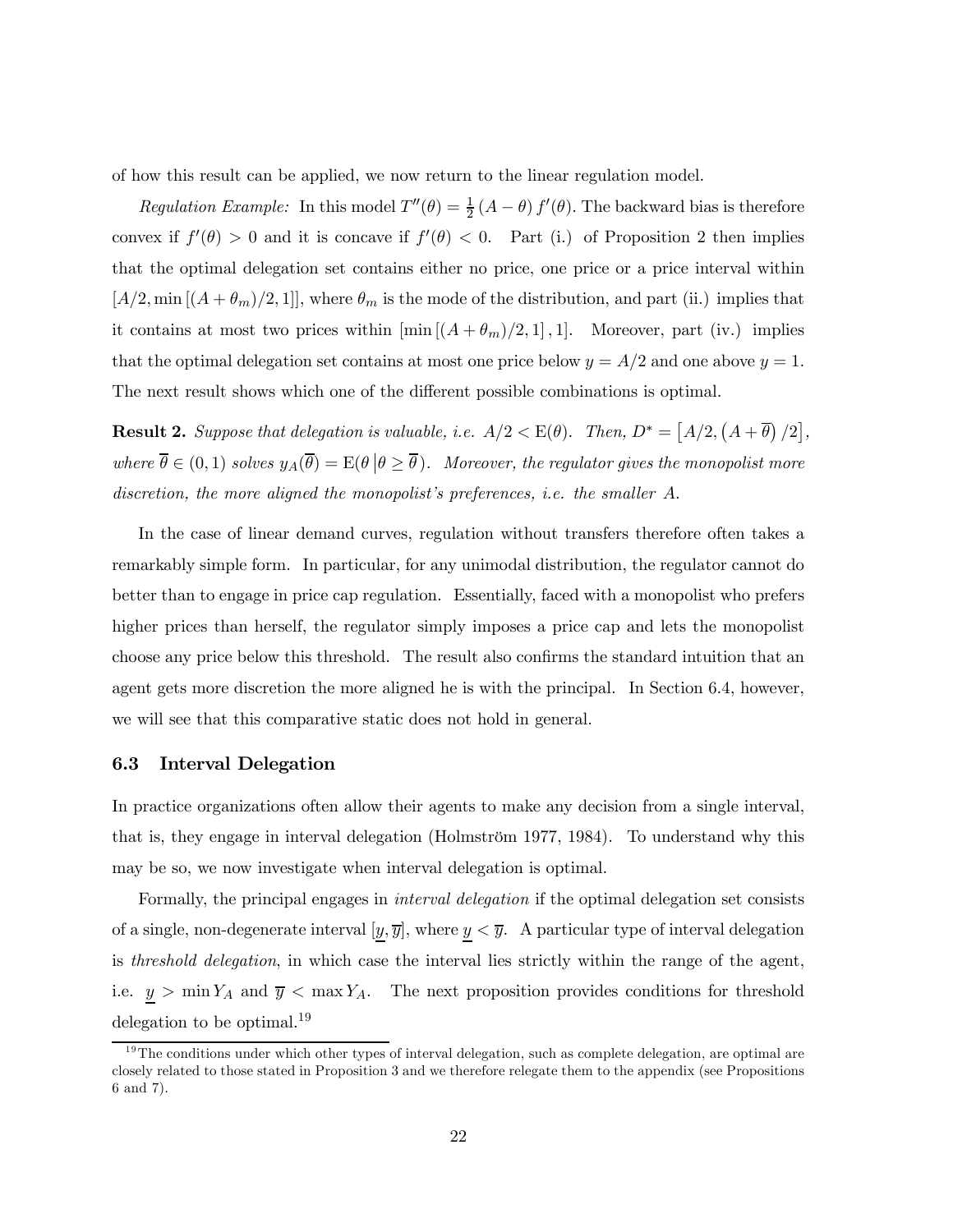of how this result can be applied, we now return to the linear regulation model.

*Regulation Example:* In this model $T''(\theta) = \frac{1}{2}(A - \theta) f'(\theta)$. The backward bias is therefore convex if $f'(\theta) > 0$ and it is concave if $f'(\theta) < 0$. Part (i.) of Proposition 2 then implies that the optimal delegation set contains either no price, one price or a price interval within $[A/2, \min[(A + \theta_m)/2, 1]]$, where $\theta_m$ is the mode of the distribution, and part (ii.) implies that it contains at most two prices within $[\min[(A + \theta_m)/2, 1], 1]$. Moreover, part (iv.) implies that the optimal delegation set contains at most one price below $y = A/2$ and one above $y = 1$. The next result shows which one of the different possible combinations is optimal.

**Result 2.** *Suppose that delegation is valuable, i.e.* $A/2 < \mathrm{E}(\theta)$. *Then,* $D^* = \left[A/2, \left(A + \overline{\theta}\right)/2\right]$, *where* $\overline{\theta} \in (0, 1)$ *solves* $y_A(\overline{\theta}) = \mathrm{E}(\theta \,|\theta \geq \overline{\theta})$. *Moreover, the regulator gives the monopolist more discretion, the more aligned the monopolist's preferences, i.e. the smaller* $A$.

In the case of linear demand curves, regulation without transfers therefore often takes a remarkably simple form. In particular, for any unimodal distribution, the regulator cannot do better than to engage in price cap regulation. Essentially, faced with a monopolist who prefers higher prices than herself, the regulator simply imposes a price cap and lets the monopolist choose any price below this threshold. The result also confirms the standard intuition that an agent gets more discretion the more aligned he is with the principal. In Section 6.4, however, we will see that this comparative static does not hold in general.

### 6.3 Interval Delegation

In practice organizations often allow their agents to make any decision from a single interval, that is, they engage in interval delegation (Holmström 1977, 1984). To understand why this may be so, we now investigate when interval delegation is optimal.

Formally, the principal engages in *interval delegation* if the optimal delegation set consists of a single, non-degenerate interval $[\underline{y}, \overline{y}]$, where $\underline{y} < \overline{y}$. A particular type of interval delegation is *threshold delegation*, in which case the interval lies strictly within the range of the agent, i.e. $\underline{y} > \min Y_A$ and $\overline{y} < \max Y_A$. The next proposition provides conditions for threshold delegation to be optimal.[19]

[19] The conditions under which other types of interval delegation, such as complete delegation, are optimal are closely related to those stated in Proposition 3 and we therefore relegate them to the appendix (see Propositions 6 and 7).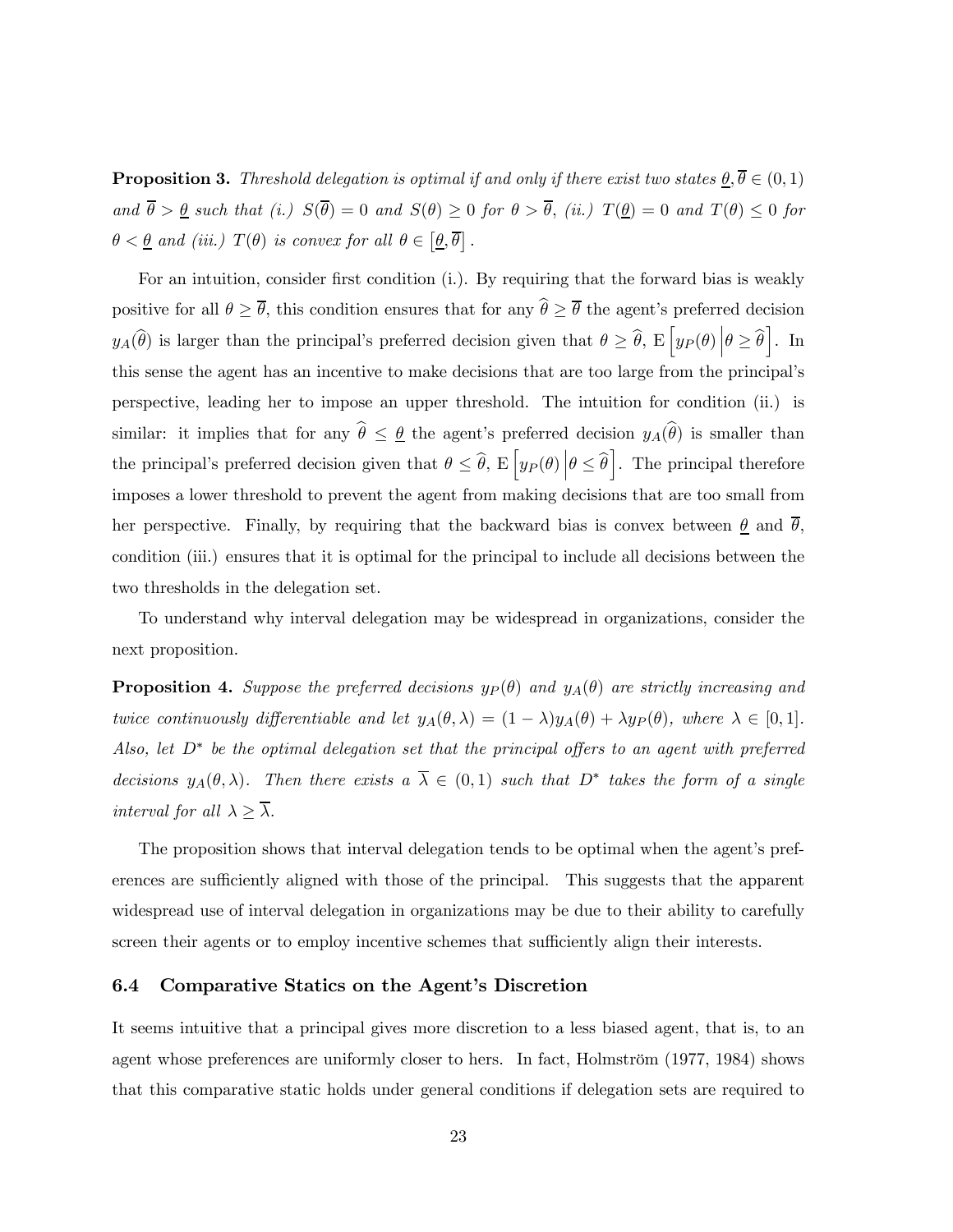**Proposition 3.** *Threshold delegation is optimal if and only if there exist two states $\underline{\theta}, \overline{\theta} \in (0,1)$ and $\overline{\theta} > \underline{\theta}$ such that (i.) $S(\overline{\theta}) = 0$ and $S(\theta) \geq 0$ for $\theta > \overline{\theta}$, (ii.) $T(\underline{\theta}) = 0$ and $T(\theta) \leq 0$ for $\theta < \underline{\theta}$ and (iii.) $T(\theta)$ is convex for all $\theta \in \left[\underline{\theta}, \overline{\theta}\right]$.*

For an intuition, consider first condition (i.). By requiring that the forward bias is weakly positive for all $\theta \geq \overline{\theta}$, this condition ensures that for any $\widehat{\theta} \geq \overline{\theta}$ the agent's preferred decision $y_A(\widehat{\theta})$ is larger than the principal's preferred decision given that $\theta \geq \widehat{\theta}$, $\mathrm{E}\left[y_P(\theta) \middle| \theta \geq \widehat{\theta}\right]$. In this sense the agent has an incentive to make decisions that are too large from the principal's perspective, leading her to impose an upper threshold. The intuition for condition (ii.) is similar: it implies that for any $\widehat{\theta} \leq \underline{\theta}$ the agent's preferred decision $y_A(\widehat{\theta})$ is smaller than the principal's preferred decision given that $\theta \leq \widehat{\theta}$, $\mathrm{E}\left[y_P(\theta) \middle| \theta \leq \widehat{\theta}\right]$. The principal therefore imposes a lower threshold to prevent the agent from making decisions that are too small from her perspective. Finally, by requiring that the backward bias is convex between $\underline{\theta}$ and $\overline{\theta}$, condition (iii.) ensures that it is optimal for the principal to include all decisions between the two thresholds in the delegation set.

To understand why interval delegation may be widespread in organizations, consider the next proposition.

**Proposition 4.** *Suppose the preferred decisions $y_P(\theta)$ and $y_A(\theta)$ are strictly increasing and twice continuously differentiable and let $y_A(\theta, \lambda) = (1 - \lambda) y_A(\theta) + \lambda y_P(\theta)$, where $\lambda \in [0,1]$. Also, let $D^*$ be the optimal delegation set that the principal offers to an agent with preferred decisions $y_A(\theta, \lambda)$. Then there exists a $\overline{\lambda} \in (0,1)$ such that $D^*$ takes the form of a single interval for all $\lambda \geq \overline{\lambda}$.*

The proposition shows that interval delegation tends to be optimal when the agent's preferences are sufficiently aligned with those of the principal. This suggests that the apparent widespread use of interval delegation in organizations may be due to their ability to carefully screen their agents or to employ incentive schemes that sufficiently align their interests.

### 6.4 Comparative Statics on the Agent's Discretion

It seems intuitive that a principal gives more discretion to a less biased agent, that is, to an agent whose preferences are uniformly closer to hers. In fact, Holmström (1977, 1984) shows that this comparative static holds under general conditions if delegation sets are required to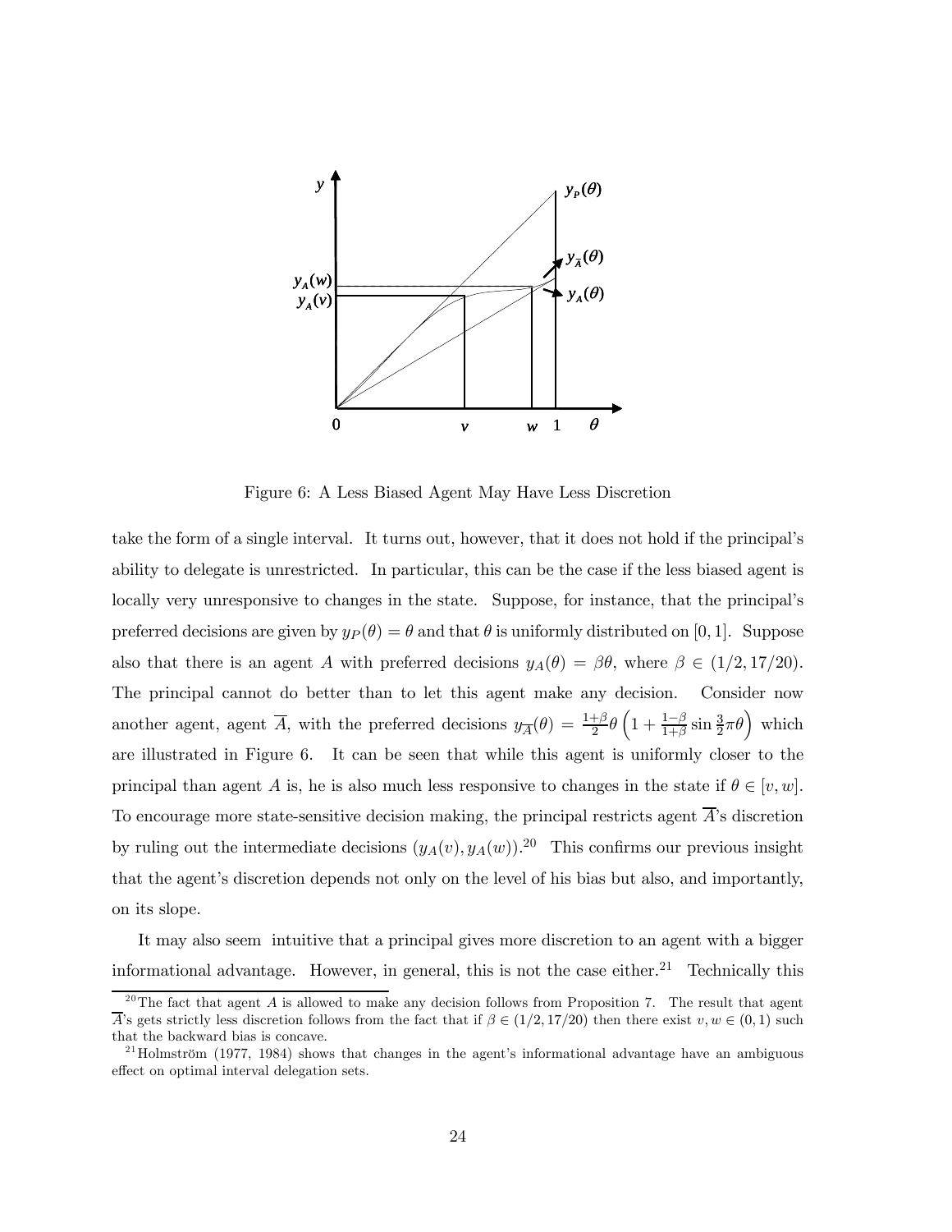Figure 6: A Less Biased Agent May Have Less Discretion

take the form of a single interval. It turns out, however, that it does not hold if the principal's ability to delegate is unrestricted. In particular, this can be the case if the less biased agent is locally very unresponsive to changes in the state. Suppose, for instance, that the principal's preferred decisions are given by $y_P(\theta) = \theta$ and that $\theta$ is uniformly distributed on $[0,1]$. Suppose also that there is an agent $A$ with preferred decisions $y_A(\theta) = \beta\theta$, where $\beta \in (1/2, 17/20)$. The principal cannot do better than to let this agent make any decision. Consider now another agent, agent $\overline{A}$, with the preferred decisions $y_{\overline{A}}(\theta) = \frac{1+\beta}{2}\theta\left(1 + \frac{1-\beta}{1+\beta}\sin\frac{3}{2}\pi\theta\right)$ which are illustrated in Figure 6. It can be seen that while this agent is uniformly closer to the principal than agent $A$ is, he is also much less responsive to changes in the state if $\theta \in [v, w]$. To encourage more state-sensitive decision making, the principal restricts agent $\overline{A}$'s discretion by ruling out the intermediate decisions $(y_A(v), y_A(w))$.[20] This confirms our previous insight that the agent's discretion depends not only on the level of his bias but also, and importantly, on its slope.

It may also seem intuitive that a principal gives more discretion to an agent with a bigger informational advantage. However, in general, this is not the case either.[21] Technically this

[20] The fact that agent $A$ is allowed to make any decision follows from Proposition 7. The result that agent $\overline{A}$'s gets strictly less discretion follows from the fact that if $\beta \in (1/2, 17/20)$ then there exist $v, w \in (0,1)$ such that the backward bias is concave.

[21] Holmström (1977, 1984) shows that changes in the agent's informational advantage have an ambiguous effect on optimal interval delegation sets.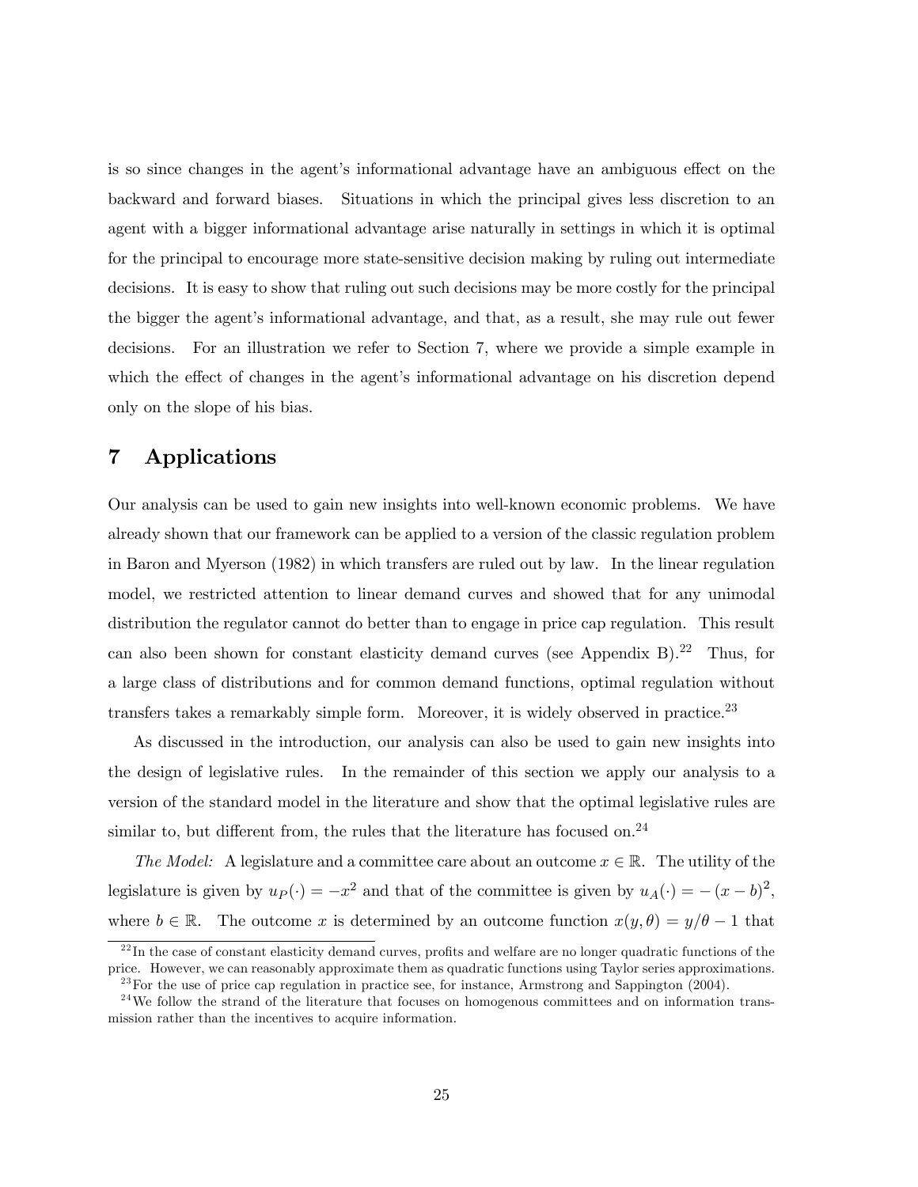is so since changes in the agent's informational advantage have an ambiguous effect on the backward and forward biases. Situations in which the principal gives less discretion to an agent with a bigger informational advantage arise naturally in settings in which it is optimal for the principal to encourage more state-sensitive decision making by ruling out intermediate decisions. It is easy to show that ruling out such decisions may be more costly for the principal the bigger the agent's informational advantage, and that, as a result, she may rule out fewer decisions. For an illustration we refer to Section 7, where we provide a simple example in which the effect of changes in the agent's informational advantage on his discretion depend only on the slope of his bias.

## 7 Applications

Our analysis can be used to gain new insights into well-known economic problems. We have already shown that our framework can be applied to a version of the classic regulation problem in Baron and Myerson (1982) in which transfers are ruled out by law. In the linear regulation model, we restricted attention to linear demand curves and showed that for any unimodal distribution the regulator cannot do better than to engage in price cap regulation. This result can also been shown for constant elasticity demand curves (see Appendix B).[22] Thus, for a large class of distributions and for common demand functions, optimal regulation without transfers takes a remarkably simple form. Moreover, it is widely observed in practice.[23]

As discussed in the introduction, our analysis can also be used to gain new insights into the design of legislative rules. In the remainder of this section we apply our analysis to a version of the standard model in the literature and show that the optimal legislative rules are similar to, but different from, the rules that the literature has focused on.[24]

*The Model:* A legislature and a committee care about an outcome $x \in \mathbb{R}$. The utility of the legislature is given by $u_P(\cdot) = -x^2$ and that of the committee is given by $u_A(\cdot) = -(x-b)^2$, where $b \in \mathbb{R}$. The outcome $x$ is determined by an outcome function $x(y, \theta) = y/\theta - 1$ that

[22] In the case of constant elasticity demand curves, profits and welfare are no longer quadratic functions of the price. However, we can reasonably approximate them as quadratic functions using Taylor series approximations.

[23] For the use of price cap regulation in practice see, for instance, Armstrong and Sappington (2004).

[24] We follow the strand of the literature that focuses on homogenous committees and on information transmission rather than the incentives to acquire information.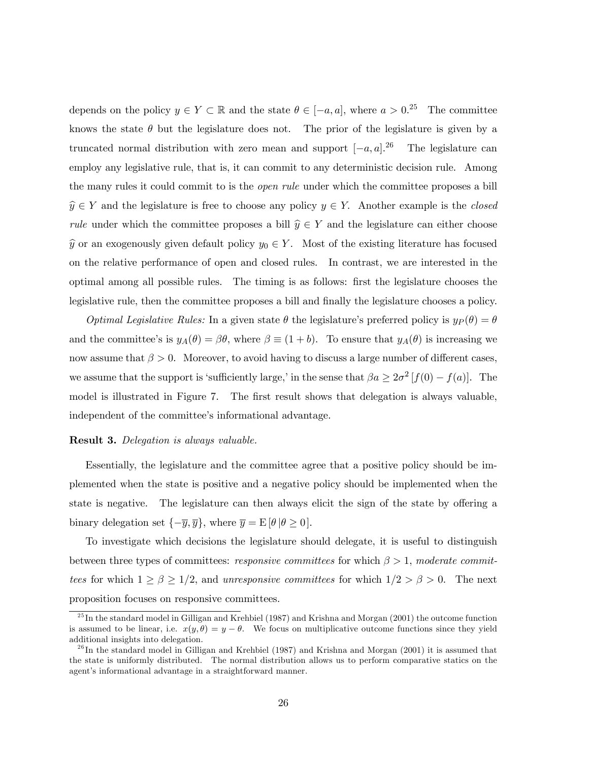depends on the policy $y \in Y \subset \mathbb{R}$ and the state $\theta \in [-a, a]$, where $a > 0$.[25] The committee knows the state $\theta$ but the legislature does not. The prior of the legislature is given by a truncated normal distribution with zero mean and support $[-a, a]$.[26] The legislature can employ any legislative rule, that is, it can commit to any deterministic decision rule. Among the many rules it could commit to is the *open rule* under which the committee proposes a bill $\widehat{y} \in Y$ and the legislature is free to choose any policy $y \in Y$. Another example is the *closed rule* under which the committee proposes a bill $\widehat{y} \in Y$ and the legislature can either choose $\widehat{y}$ or an exogenously given default policy $y_0 \in Y$. Most of the existing literature has focused on the relative performance of open and closed rules. In contrast, we are interested in the optimal among all possible rules. The timing is as follows: first the legislature chooses the legislative rule, then the committee proposes a bill and finally the legislature chooses a policy.

*Optimal Legislative Rules:* In a given state $\theta$ the legislature's preferred policy is $y_P(\theta) = \theta$ and the committee's is $y_A(\theta) = \beta\theta$, where $\beta \equiv (1 + b)$. To ensure that $y_A(\theta)$ is increasing we now assume that $\beta > 0$. Moreover, to avoid having to discuss a large number of different cases, we assume that the support is 'sufficiently large,' in the sense that $\beta a \geq 2\sigma^2 [f(0) - f(a)]$. The model is illustrated in Figure 7. The first result shows that delegation is always valuable, independent of the committee's informational advantage.

**Result 3.** *Delegation is always valuable.*

Essentially, the legislature and the committee agree that a positive policy should be implemented when the state is positive and a negative policy should be implemented when the state is negative. The legislature can then always elicit the sign of the state by offering a binary delegation set $\{-\overline{y}, \overline{y}\}$, where $\overline{y} = \mathrm{E}[\theta \,|\theta \geq 0]$.

To investigate which decisions the legislature should delegate, it is useful to distinguish between three types of committees: *responsive committees* for which $\beta > 1$, *moderate committees* for which $1 \geq \beta \geq 1/2$, and *unresponsive committees* for which $1/2 > \beta > 0$. The next proposition focuses on responsive committees.

[25] In the standard model in Gilligan and Krehbiel (1987) and Krishna and Morgan (2001) the outcome function is assumed to be linear, i.e. $x(y, \theta) = y - \theta$. We focus on multiplicative outcome functions since they yield additional insights into delegation.

[26] In the standard model in Gilligan and Krehbiel (1987) and Krishna and Morgan (2001) it is assumed that the state is uniformly distributed. The normal distribution allows us to perform comparative statics on the agent's informational advantage in a straightforward manner.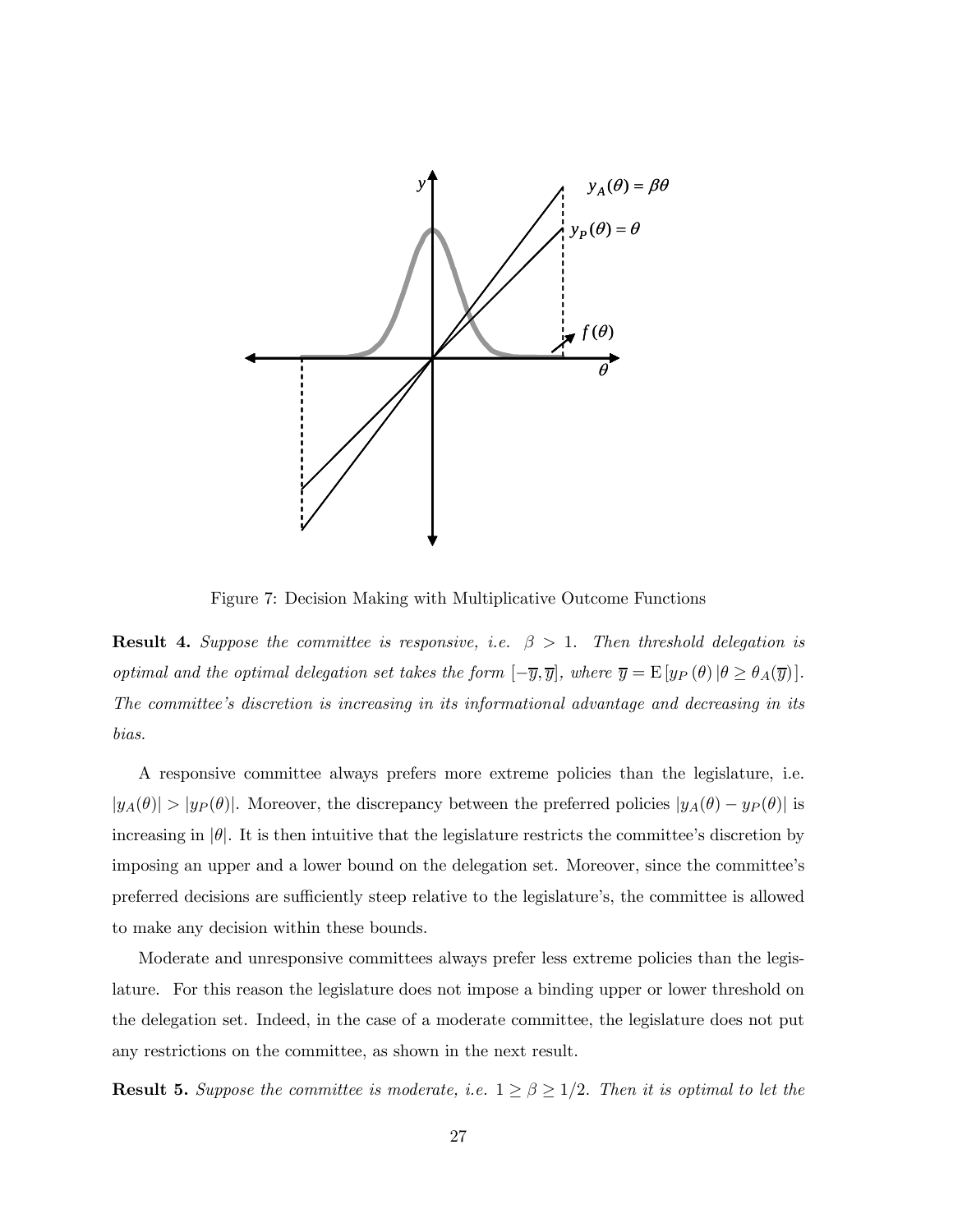Figure 7: Decision Making with Multiplicative Outcome Functions

**Result 4.** *Suppose the committee is responsive, i.e. $\beta > 1$. Then threshold delegation is optimal and the optimal delegation set takes the form $[-\overline{y}, \overline{y}]$, where $\overline{y} = \mathrm{E}\left[y_P(\theta) \,|\, \theta \geq \theta_A(\overline{y})\right]$. The committee's discretion is increasing in its informational advantage and decreasing in its bias.*

A responsive committee always prefers more extreme policies than the legislature, i.e. $|y_A(\theta)| > |y_P(\theta)|$. Moreover, the discrepancy between the preferred policies $|y_A(\theta) - y_P(\theta)|$ is increasing in $|\theta|$. It is then intuitive that the legislature restricts the committee's discretion by imposing an upper and a lower bound on the delegation set. Moreover, since the committee's preferred decisions are sufficiently steep relative to the legislature's, the committee is allowed to make any decision within these bounds.

Moderate and unresponsive committees always prefer less extreme policies than the legislature. For this reason the legislature does not impose a binding upper or lower threshold on the delegation set. Indeed, in the case of a moderate committee, the legislature does not put any restrictions on the committee, as shown in the next result.

**Result 5.** *Suppose the committee is moderate, i.e. $1 \geq \beta \geq 1/2$. Then it is optimal to let the*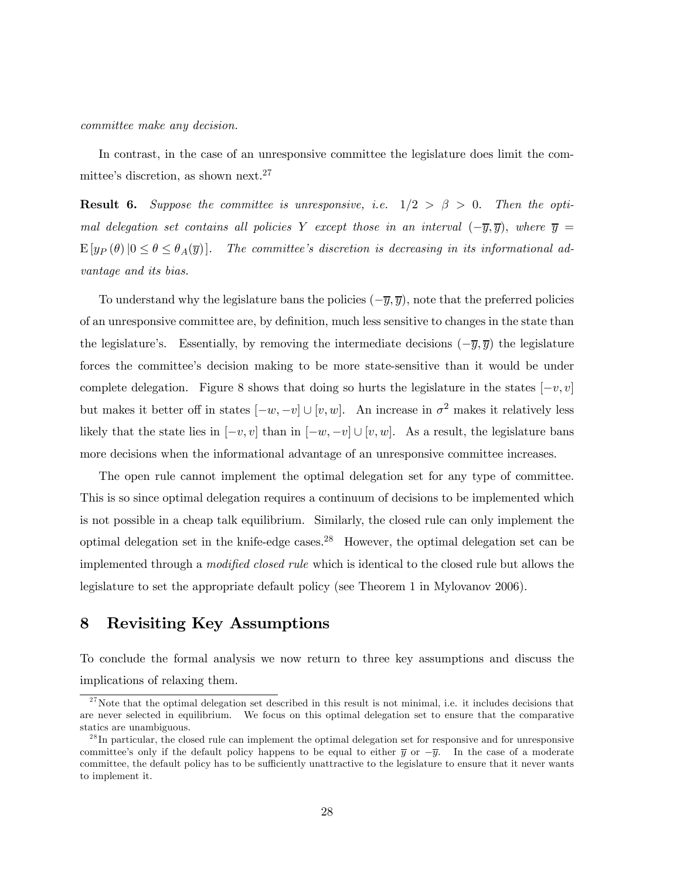*committee make any decision.*

In contrast, in the case of an unresponsive committee the legislature does limit the committee's discretion, as shown next.[27]

**Result 6.** *Suppose the committee is unresponsive, i.e.* $1/2 > \beta > 0$*. Then the optimal delegation set contains all policies* $Y$ *except those in an interval* $(-\overline{y}, \overline{y})$*, where* $\overline{y} = \mathrm{E}\left[y_P(\theta)\,|0 \leq \theta \leq \theta_A(\overline{y})\right]$*. The committee's discretion is decreasing in its informational advantage and its bias.*

To understand why the legislature bans the policies $(-\overline{y}, \overline{y})$, note that the preferred policies of an unresponsive committee are, by definition, much less sensitive to changes in the state than the legislature's. Essentially, by removing the intermediate decisions $(-\overline{y}, \overline{y})$ the legislature forces the committee's decision making to be more state-sensitive than it would be under complete delegation. Figure 8 shows that doing so hurts the legislature in the states $[-v, v]$ but makes it better off in states $[-w, -v] \cup [v, w]$. An increase in $\sigma^2$ makes it relatively less likely that the state lies in $[-v, v]$ than in $[-w, -v] \cup [v, w]$. As a result, the legislature bans more decisions when the informational advantage of an unresponsive committee increases.

The open rule cannot implement the optimal delegation set for any type of committee. This is so since optimal delegation requires a continuum of decisions to be implemented which is not possible in a cheap talk equilibrium. Similarly, the closed rule can only implement the optimal delegation set in the knife-edge cases.[28] However, the optimal delegation set can be implemented through a *modified closed rule* which is identical to the closed rule but allows the legislature to set the appropriate default policy (see Theorem 1 in Mylovanov 2006).

## 8 Revisiting Key Assumptions

To conclude the formal analysis we now return to three key assumptions and discuss the implications of relaxing them.

[27] Note that the optimal delegation set described in this result is not minimal, i.e. it includes decisions that are never selected in equilibrium. We focus on this optimal delegation set to ensure that the comparative statics are unambiguous.

[28] In particular, the closed rule can implement the optimal delegation set for responsive and for unresponsive committee's only if the default policy happens to be equal to either $\overline{y}$ or $-\overline{y}$. In the case of a moderate committee, the default policy has to be sufficiently unattractive to the legislature to ensure that it never wants to implement it.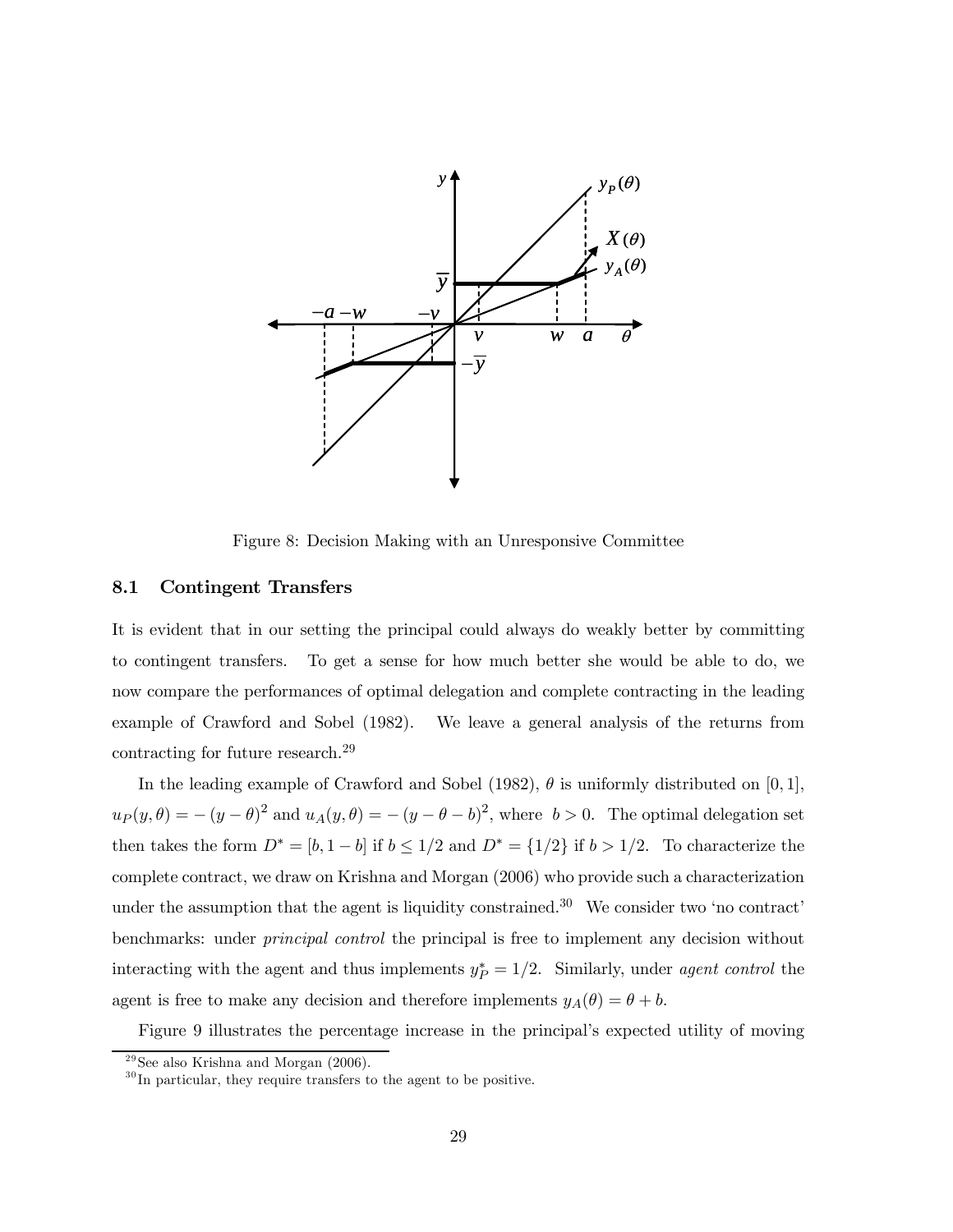Figure 8: Decision Making with an Unresponsive Committee

## 8.1 Contingent Transfers

It is evident that in our setting the principal could always do weakly better by committing to contingent transfers. To get a sense for how much better she would be able to do, we now compare the performances of optimal delegation and complete contracting in the leading example of Crawford and Sobel (1982). We leave a general analysis of the returns from contracting for future research.[29]

In the leading example of Crawford and Sobel (1982), $\theta$ is uniformly distributed on $[0, 1]$, $u_P(y, \theta) = -(y - \theta)^2$ and $u_A(y, \theta) = -(y - \theta - b)^2$, where $b > 0$. The optimal delegation set then takes the form $D^* = [b, 1 - b]$ if $b \leq 1/2$ and $D^* = \{1/2\}$ if $b > 1/2$. To characterize the complete contract, we draw on Krishna and Morgan (2006) who provide such a characterization under the assumption that the agent is liquidity constrained.[30] We consider two 'no contract' benchmarks: under *principal control* the principal is free to implement any decision without interacting with the agent and thus implements $y_P^* = 1/2$. Similarly, under *agent control* the agent is free to make any decision and therefore implements $y_A(\theta) = \theta + b$.

Figure 9 illustrates the percentage increase in the principal's expected utility of moving

[29] See also Krishna and Morgan (2006).

[30] In particular, they require transfers to the agent to be positive.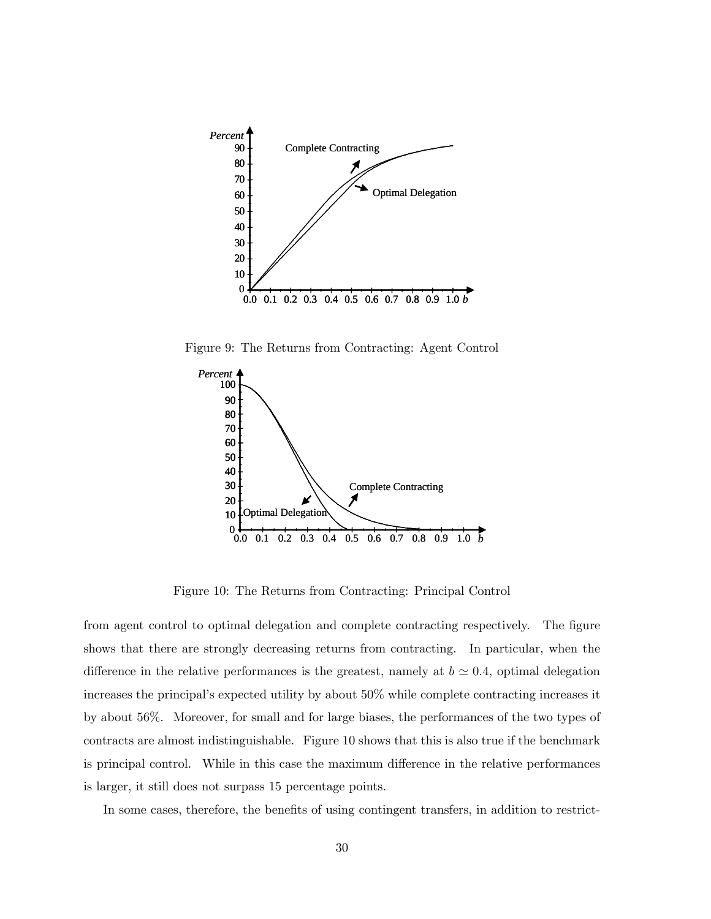Figure 9: The Returns from Contracting: Agent Control

Figure 10: The Returns from Contracting: Principal Control

from agent control to optimal delegation and complete contracting respectively. The figure shows that there are strongly decreasing returns from contracting. In particular, when the difference in the relative performances is the greatest, namely at $b \simeq 0.4$, optimal delegation increases the principal's expected utility by about 50% while complete contracting increases it by about 56%. Moreover, for small and for large biases, the performances of the two types of contracts are almost indistinguishable. Figure 10 shows that this is also true if the benchmark is principal control. While in this case the maximum difference in the relative performances is larger, it still does not surpass 15 percentage points.

In some cases, therefore, the benefits of using contingent transfers, in addition to restrict-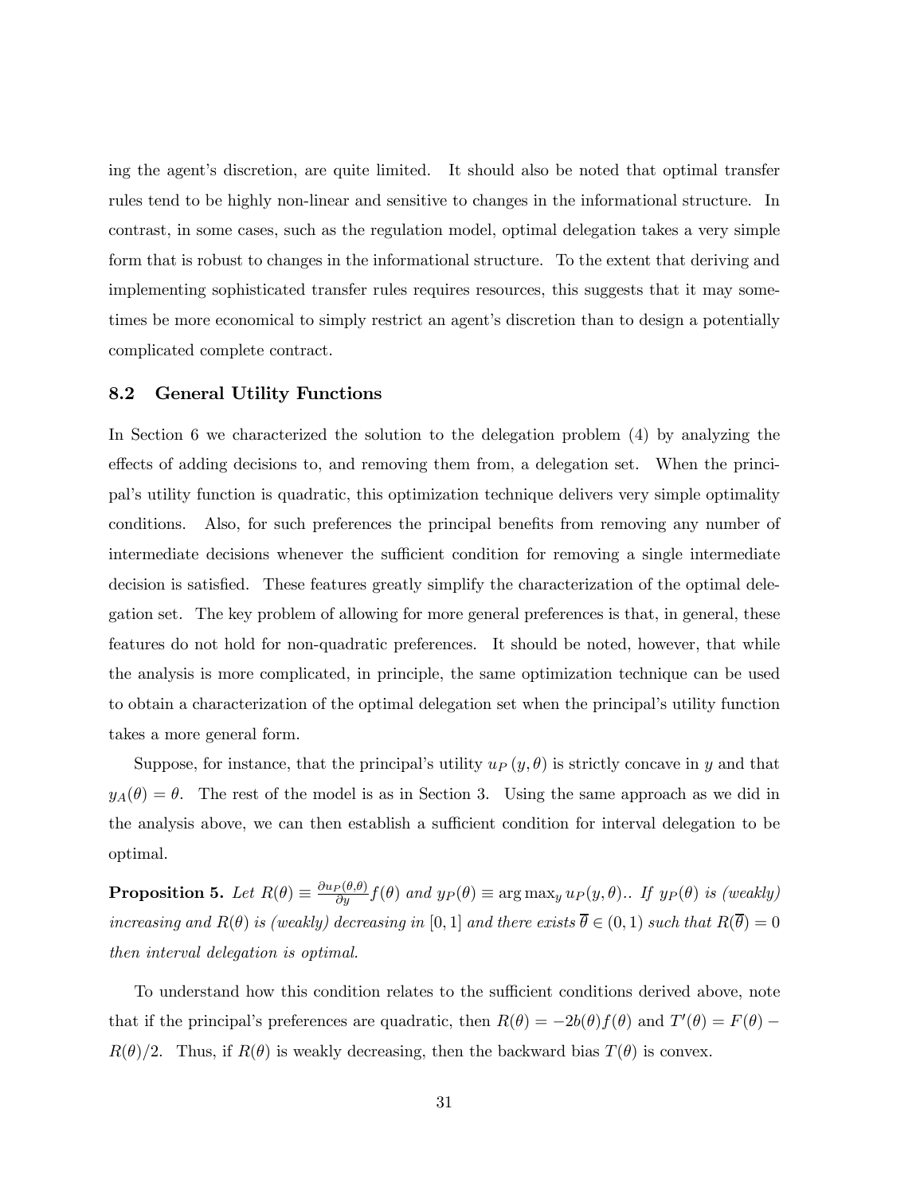ing the agent's discretion, are quite limited. It should also be noted that optimal transfer rules tend to be highly non-linear and sensitive to changes in the informational structure. In contrast, in some cases, such as the regulation model, optimal delegation takes a very simple form that is robust to changes in the informational structure. To the extent that deriving and implementing sophisticated transfer rules requires resources, this suggests that it may sometimes be more economical to simply restrict an agent's discretion than to design a potentially complicated complete contract.

### 8.2 General Utility Functions

In Section 6 we characterized the solution to the delegation problem (4) by analyzing the effects of adding decisions to, and removing them from, a delegation set. When the principal's utility function is quadratic, this optimization technique delivers very simple optimality conditions. Also, for such preferences the principal benefits from removing any number of intermediate decisions whenever the sufficient condition for removing a single intermediate decision is satisfied. These features greatly simplify the characterization of the optimal delegation set. The key problem of allowing for more general preferences is that, in general, these features do not hold for non-quadratic preferences. It should be noted, however, that while the analysis is more complicated, in principle, the same optimization technique can be used to obtain a characterization of the optimal delegation set when the principal's utility function takes a more general form.

Suppose, for instance, that the principal's utility $u_P(y, \theta)$ is strictly concave in $y$ and that $y_A(\theta) = \theta$. The rest of the model is as in Section 3. Using the same approach as we did in the analysis above, we can then establish a sufficient condition for interval delegation to be optimal.

**Proposition 5.** *Let* $R(\theta) \equiv \frac{\partial u_P(\theta,\theta)}{\partial y} f(\theta)$ *and* $y_P(\theta) \equiv \arg\max_y u_P(y, \theta)$.. *If* $y_P(\theta)$ *is (weakly) increasing and* $R(\theta)$ *is (weakly) decreasing in* $[0, 1]$ *and there exists* $\overline{\theta} \in (0, 1)$ *such that* $R(\overline{\theta}) = 0$ *then interval delegation is optimal.*

To understand how this condition relates to the sufficient conditions derived above, note that if the principal's preferences are quadratic, then $R(\theta) = -2b(\theta)f(\theta)$ and $T'(\theta) = F(\theta) - R(\theta)/2$. Thus, if $R(\theta)$ is weakly decreasing, then the backward bias $T(\theta)$ is convex.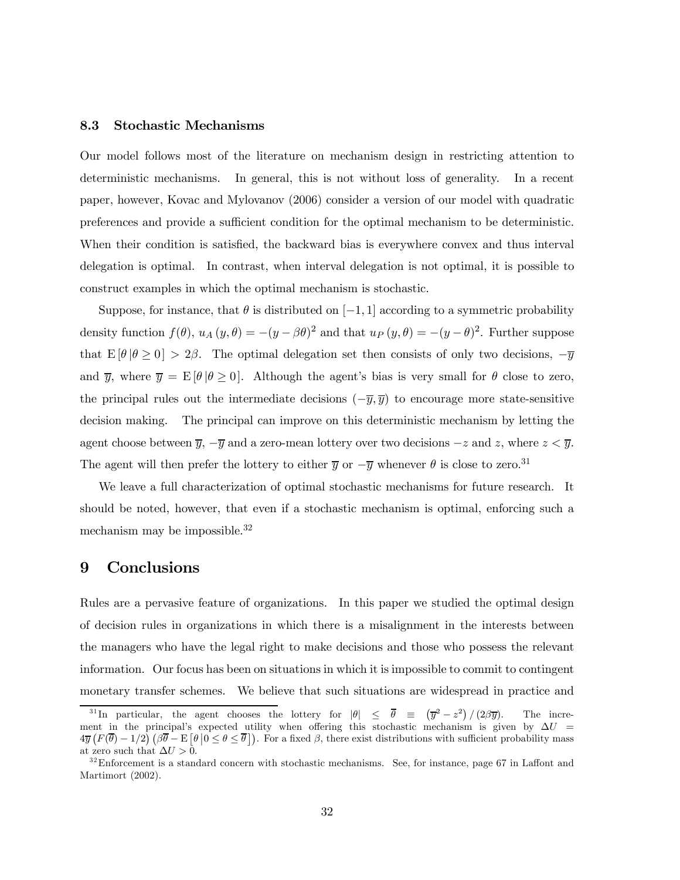### 8.3 Stochastic Mechanisms

Our model follows most of the literature on mechanism design in restricting attention to deterministic mechanisms. In general, this is not without loss of generality. In a recent paper, however, Kovac and Mylovanov (2006) consider a version of our model with quadratic preferences and provide a sufficient condition for the optimal mechanism to be deterministic. When their condition is satisfied, the backward bias is everywhere convex and thus interval delegation is optimal. In contrast, when interval delegation is not optimal, it is possible to construct examples in which the optimal mechanism is stochastic.

Suppose, for instance, that $\theta$ is distributed on $[-1, 1]$ according to a symmetric probability density function $f(\theta)$, $u_A(y, \theta) = -(y - \beta\theta)^2$ and that $u_P(y, \theta) = -(y - \theta)^2$. Further suppose that $\mathrm{E}[\theta \,|\theta \geq 0] > 2\beta$. The optimal delegation set then consists of only two decisions, $-\overline{y}$ and $\overline{y}$, where $\overline{y} = \mathrm{E}[\theta \,|\theta \geq 0]$. Although the agent's bias is very small for $\theta$ close to zero, the principal rules out the intermediate decisions $(-\overline{y}, \overline{y})$ to encourage more state-sensitive decision making. The principal can improve on this deterministic mechanism by letting the agent choose between $\overline{y}$, $-\overline{y}$ and a zero-mean lottery over two decisions $-z$ and $z$, where $z < \overline{y}$. The agent will then prefer the lottery to either $\overline{y}$ or $-\overline{y}$ whenever $\theta$ is close to zero.[31]

We leave a full characterization of optimal stochastic mechanisms for future research. It should be noted, however, that even if a stochastic mechanism is optimal, enforcing such a mechanism may be impossible.[32]

## 9 Conclusions

Rules are a pervasive feature of organizations. In this paper we studied the optimal design of decision rules in organizations in which there is a misalignment in the interests between the managers who have the legal right to make decisions and those who possess the relevant information. Our focus has been on situations in which it is impossible to commit to contingent monetary transfer schemes. We believe that such situations are widespread in practice and

[31] In particular, the agent chooses the lottery for $|\theta| \leq \overline{\theta} \equiv \left(\overline{y}^2 - z^2\right) / (2\beta\overline{y})$. The increment in the principal's expected utility when offering this stochastic mechanism is given by $\Delta U = 4\overline{y}\left(F(\overline{\theta}) - 1/2\right)\left(\beta\overline{\theta} - \mathrm{E}\left[\theta \,|0 \leq \theta \leq \overline{\theta}\right]\right)$. For a fixed $\beta$, there exist distributions with sufficient probability mass at zero such that $\Delta U > 0$.

[32] Enforcement is a standard concern with stochastic mechanisms. See, for instance, page 67 in Laffont and Martimort (2002).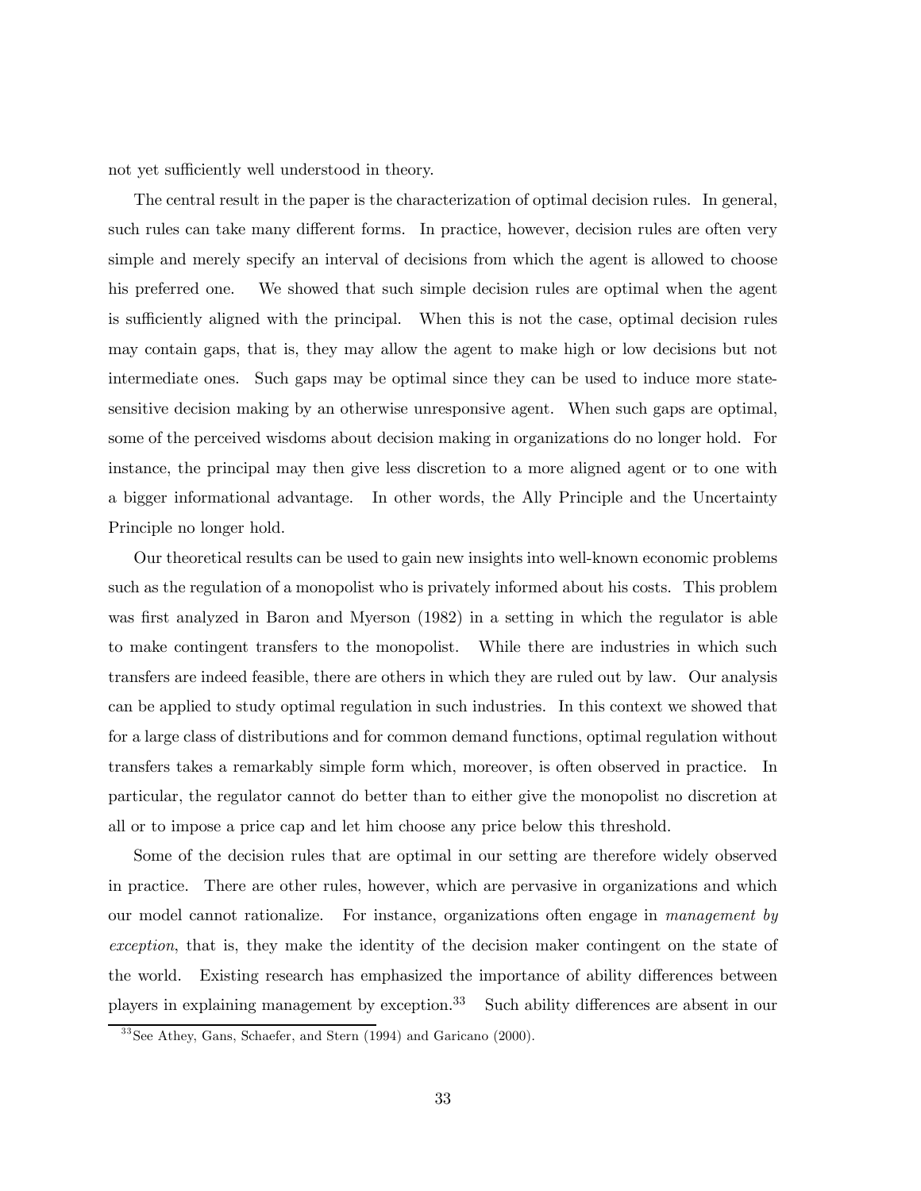not yet sufficiently well understood in theory.

The central result in the paper is the characterization of optimal decision rules. In general, such rules can take many different forms. In practice, however, decision rules are often very simple and merely specify an interval of decisions from which the agent is allowed to choose his preferred one. We showed that such simple decision rules are optimal when the agent is sufficiently aligned with the principal. When this is not the case, optimal decision rules may contain gaps, that is, they may allow the agent to make high or low decisions but not intermediate ones. Such gaps may be optimal since they can be used to induce more state-sensitive decision making by an otherwise unresponsive agent. When such gaps are optimal, some of the perceived wisdoms about decision making in organizations do no longer hold. For instance, the principal may then give less discretion to a more aligned agent or to one with a bigger informational advantage. In other words, the Ally Principle and the Uncertainty Principle no longer hold.

Our theoretical results can be used to gain new insights into well-known economic problems such as the regulation of a monopolist who is privately informed about his costs. This problem was first analyzed in Baron and Myerson (1982) in a setting in which the regulator is able to make contingent transfers to the monopolist. While there are industries in which such transfers are indeed feasible, there are others in which they are ruled out by law. Our analysis can be applied to study optimal regulation in such industries. In this context we showed that for a large class of distributions and for common demand functions, optimal regulation without transfers takes a remarkably simple form which, moreover, is often observed in practice. In particular, the regulator cannot do better than to either give the monopolist no discretion at all or to impose a price cap and let him choose any price below this threshold.

Some of the decision rules that are optimal in our setting are therefore widely observed in practice. There are other rules, however, which are pervasive in organizations and which our model cannot rationalize. For instance, organizations often engage in *management by exception*, that is, they make the identity of the decision maker contingent on the state of the world. Existing research has emphasized the importance of ability differences between players in explaining management by exception.[33] Such ability differences are absent in our

[33] See Athey, Gans, Schaefer, and Stern (1994) and Garicano (2000).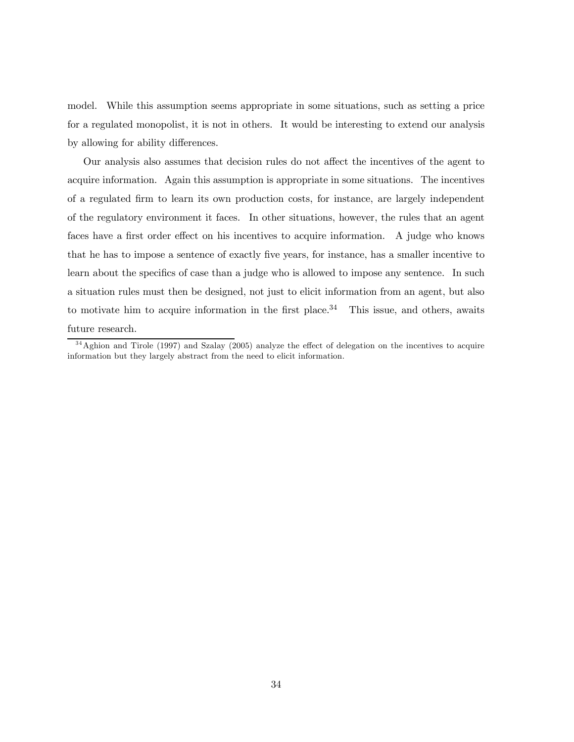model. While this assumption seems appropriate in some situations, such as setting a price for a regulated monopolist, it is not in others. It would be interesting to extend our analysis by allowing for ability differences.

Our analysis also assumes that decision rules do not affect the incentives of the agent to acquire information. Again this assumption is appropriate in some situations. The incentives of a regulated firm to learn its own production costs, for instance, are largely independent of the regulatory environment it faces. In other situations, however, the rules that an agent faces have a first order effect on his incentives to acquire information. A judge who knows that he has to impose a sentence of exactly five years, for instance, has a smaller incentive to learn about the specifics of case than a judge who is allowed to impose any sentence. In such a situation rules must then be designed, not just to elicit information from an agent, but also to motivate him to acquire information in the first place.[34] This issue, and others, awaits future research.

[34] Aghion and Tirole (1997) and Szalay (2005) analyze the effect of delegation on the incentives to acquire information but they largely abstract from the need to elicit information.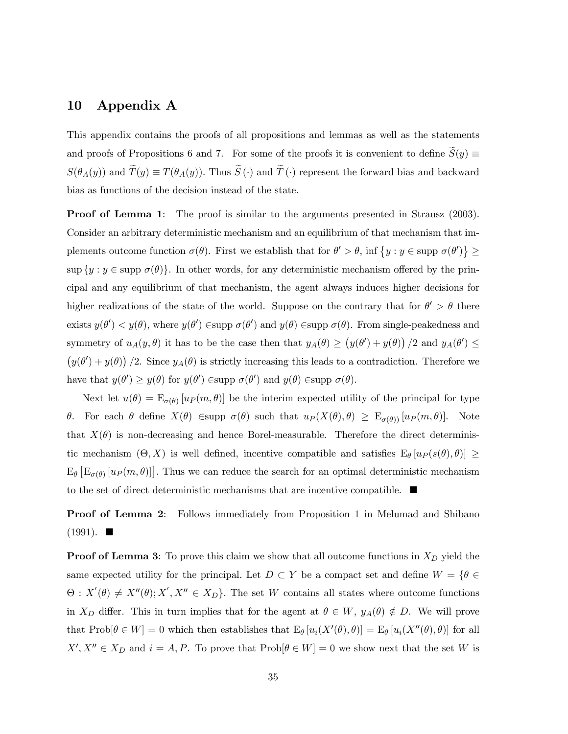# 10 Appendix A

This appendix contains the proofs of all propositions and lemmas as well as the statements and proofs of Propositions 6 and 7. For some of the proofs it is convenient to define $\widetilde{S}(y) \equiv S(\theta_A(y))$ and $\widetilde{T}(y) \equiv T(\theta_A(y))$. Thus $\widetilde{S}(\cdot)$ and $\widetilde{T}(\cdot)$ represent the forward bias and backward bias as functions of the decision instead of the state.

**Proof of Lemma 1**: The proof is similar to the arguments presented in Strausz (2003). Consider an arbitrary deterministic mechanism and an equilibrium of that mechanism that implements outcome function $\sigma(\theta)$. First we establish that for $\theta' > \theta$, $\inf\{y : y \in \text{supp } \sigma(\theta')\} \geq \sup\{y : y \in \text{supp } \sigma(\theta)\}$. In other words, for any deterministic mechanism offered by the principal and any equilibrium of that mechanism, the agent always induces higher decisions for higher realizations of the state of the world. Suppose on the contrary that for $\theta' > \theta$ there exists $y(\theta') < y(\theta)$, where $y(\theta') \in$supp $\sigma(\theta')$ and $y(\theta) \in$supp $\sigma(\theta)$. From single-peakedness and symmetry of $u_A(y, \theta)$ it has to be the case then that $y_A(\theta) \geq \left(y(\theta') + y(\theta)\right)/2$ and $y_A(\theta') \leq \left(y(\theta') + y(\theta)\right)/2$. Since $y_A(\theta)$ is strictly increasing this leads to a contradiction. Therefore we have that $y(\theta') \geq y(\theta)$ for $y(\theta') \in$supp $\sigma(\theta')$ and $y(\theta) \in$supp $\sigma(\theta)$.

Next let $u(\theta) = \text{E}_{\sigma(\theta)}\left[u_P(m, \theta)\right]$ be the interim expected utility of the principal for type $\theta$. For each $\theta$ define $X(\theta) \in$supp $\sigma(\theta)$ such that $u_P(X(\theta), \theta) \geq \text{E}_{\sigma(\theta))}\left[u_P(m, \theta)\right]$. Note that $X(\theta)$ is non-decreasing and hence Borel-measurable. Therefore the direct deterministic mechanism $(\Theta, X)$ is well defined, incentive compatible and satisfies $\text{E}_\theta\left[u_P(s(\theta), \theta)\right] \geq \text{E}_\theta\left[\text{E}_{\sigma(\theta)}\left[u_P(m, \theta)\right]\right]$. Thus we can reduce the search for an optimal deterministic mechanism to the set of direct deterministic mechanisms that are incentive compatible. ■

**Proof of Lemma 2**: Follows immediately from Proposition 1 in Melumad and Shibano (1991). ■

**Proof of Lemma 3**: To prove this claim we show that all outcome functions in $X_D$ yield the same expected utility for the principal. Let $D \subset Y$ be a compact set and define $W = \{\theta \in \Theta : X'(\theta) \neq X''(\theta); X', X'' \in X_D\}$. The set $W$ contains all states where outcome functions in $X_D$ differ. This in turn implies that for the agent at $\theta \in W$, $y_A(\theta) \notin D$. We will prove that $\text{Prob}[\theta \in W] = 0$ which then establishes that $\text{E}_\theta\left[u_i(X'(\theta), \theta)\right] = \text{E}_\theta\left[u_i(X''(\theta), \theta)\right]$ for all $X', X'' \in X_D$ and $i = A, P$. To prove that $\text{Prob}[\theta \in W] = 0$ we show next that the set $W$ is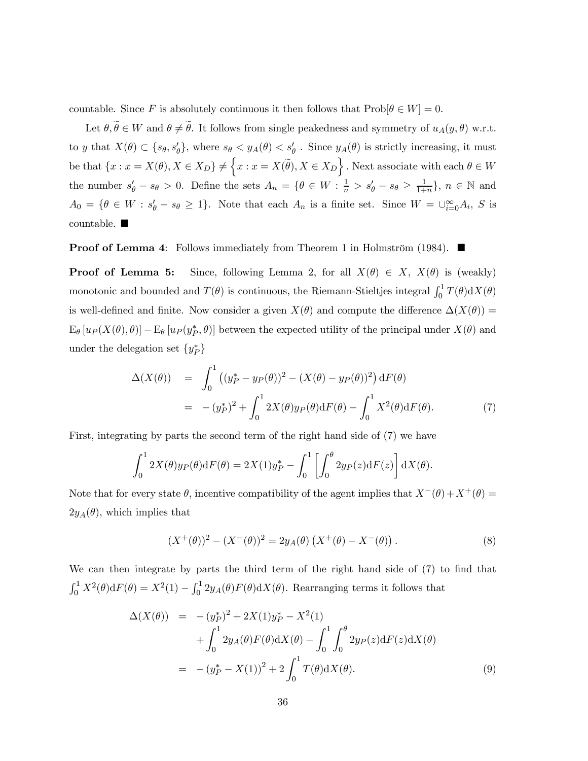countable. Since $F$ is absolutely continuous it then follows that $\text{Prob}[\theta \in W] = 0$.

Let $\theta, \widetilde{\theta} \in W$ and $\theta \neq \widetilde{\theta}$. It follows from single peakedness and symmetry of $u_A(y, \theta)$ w.r.t. to $y$ that $X(\theta) \subset \{s_\theta, s'_\theta\}$, where $s_\theta < y_A(\theta) < s'_\theta$ . Since $y_A(\theta)$ is strictly increasing, it must be that $\{x : x = X(\theta), X \in X_D\} \neq \left\{x : x = X(\widetilde{\theta}), X \in X_D\right\}$. Next associate with each $\theta \in W$ the number $s'_\theta - s_\theta > 0$. Define the sets $A_n = \{\theta \in W : \frac{1}{n} > s'_\theta - s_\theta \geq \frac{1}{1+n}\}$, $n \in \mathbb{N}$ and $A_0 = \{\theta \in W : s'_\theta - s_\theta \geq 1\}$. Note that each $A_n$ is a finite set. Since $W = \cup_{i=0}^{\infty} A_i$, $S$ is countable. ■

**Proof of Lemma 4**: Follows immediately from Theorem 1 in Holmström (1984). ■

**Proof of Lemma 5:** Since, following Lemma 2, for all $X(\theta) \in X$, $X(\theta)$ is (weakly) monotonic and bounded and $T(\theta)$ is continuous, the Riemann-Stieltjes integral $\int_0^1 T(\theta)\mathrm{d}X(\theta)$ is well-defined and finite. Now consider a given $X(\theta)$ and compute the difference $\Delta(X(\theta)) = \mathrm{E}_\theta\left[u_P(X(\theta), \theta)\right] - \mathrm{E}_\theta\left[u_P(y_P^*, \theta)\right]$ between the expected utility of the principal under $X(\theta)$ and under the delegation set $\{y_P^*\}$

$$
\begin{aligned}
\Delta(X(\theta)) &= \int_0^1 \left((y_P^* - y_P(\theta))^2 - (X(\theta) - y_P(\theta))^2\right) \mathrm{d}F(\theta) \\
&= -(y_P^*)^2 + \int_0^1 2X(\theta)y_P(\theta)\mathrm{d}F(\theta) - \int_0^1 X^2(\theta)\mathrm{d}F(\theta). \qquad (7)
\end{aligned}
$$

First, integrating by parts the second term of the right hand side of (7) we have

$$
\int_0^1 2X(\theta)y_P(\theta)\mathrm{d}F(\theta) = 2X(1)y_P^* - \int_0^1 \left[\int_0^\theta 2y_P(z)\mathrm{d}F(z)\right]\mathrm{d}X(\theta).
$$

Note that for every state $\theta$, incentive compatibility of the agent implies that $X^-(\theta) + X^+(\theta) = 2y_A(\theta)$, which implies that

$$
(X^+(\theta))^2 - (X^-(\theta))^2 = 2y_A(\theta)\left(X^+(\theta) - X^-(\theta)\right). \qquad (8)
$$

We can then integrate by parts the third term of the right hand side of (7) to find that $\int_0^1 X^2(\theta)\mathrm{d}F(\theta) = X^2(1) - \int_0^1 2y_A(\theta)F(\theta)\mathrm{d}X(\theta)$. Rearranging terms it follows that

$$
\begin{aligned}
\Delta(X(\theta)) &= -(y_P^*)^2 + 2X(1)y_P^* - X^2(1) \\
&\quad + \int_0^1 2y_A(\theta)F(\theta)\mathrm{d}X(\theta) - \int_0^1\int_0^\theta 2y_P(z)\mathrm{d}F(z)\mathrm{d}X(\theta) \\
&= -\left(y_P^* - X(1)\right)^2 + 2\int_0^1 T(\theta)\mathrm{d}X(\theta). \qquad (9)
\end{aligned}
$$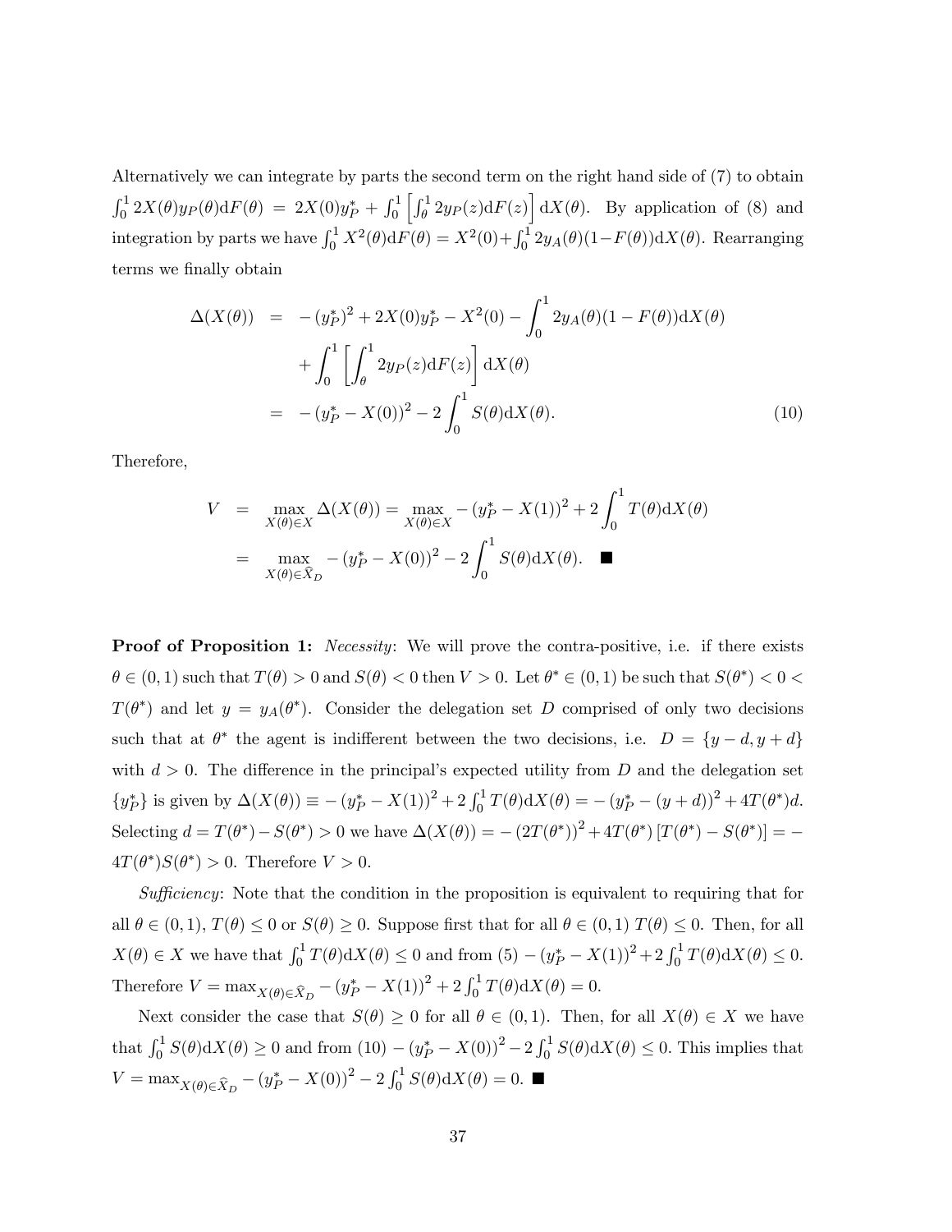Alternatively we can integrate by parts the second term on the right hand side of (7) to obtain $\int_0^1 2X(\theta)y_P(\theta)\mathrm{d}F(\theta) = 2X(0)y_P^* + \int_0^1 \left[\int_\theta^1 2y_P(z)\mathrm{d}F(z)\right]\mathrm{d}X(\theta)$. By application of (8) and integration by parts we have $\int_0^1 X^2(\theta)\mathrm{d}F(\theta) = X^2(0) + \int_0^1 2y_A(\theta)(1-F(\theta))\mathrm{d}X(\theta)$. Rearranging terms we finally obtain

$$
\begin{aligned}
\Delta(X(\theta)) &= -(y_P^*)^2 + 2X(0)y_P^* - X^2(0) - \int_0^1 2y_A(\theta)(1-F(\theta))\mathrm{d}X(\theta) \\
&\quad + \int_0^1 \left[\int_\theta^1 2y_P(z)\mathrm{d}F(z)\right]\mathrm{d}X(\theta) \\
&= -(y_P^* - X(0))^2 - 2\int_0^1 S(\theta)\mathrm{d}X(\theta). \qquad (10)
\end{aligned}
$$

Therefore,

$$
\begin{aligned}
V &= \max_{X(\theta)\in X} \Delta(X(\theta)) = \max_{X(\theta)\in X} -(y_P^* - X(1))^2 + 2\int_0^1 T(\theta)\mathrm{d}X(\theta) \\
&= \max_{X(\theta)\in \widehat{X}_D} -(y_P^* - X(0))^2 - 2\int_0^1 S(\theta)\mathrm{d}X(\theta). \quad \blacksquare
\end{aligned}
$$

**Proof of Proposition 1:** *Necessity*: We will prove the contra-positive, i.e. if there exists $\theta \in (0,1)$ such that $T(\theta) > 0$ and $S(\theta) < 0$ then $V > 0$. Let $\theta^* \in (0,1)$ be such that $S(\theta^*) < 0 < T(\theta^*)$ and let $y = y_A(\theta^*)$. Consider the delegation set $D$ comprised of only two decisions such that at $\theta^*$ the agent is indifferent between the two decisions, i.e. $D = \{y-d, y+d\}$ with $d > 0$. The difference in the principal's expected utility from $D$ and the delegation set $\{y_P^*\}$ is given by $\Delta(X(\theta)) \equiv -(y_P^* - X(1))^2 + 2\int_0^1 T(\theta)\mathrm{d}X(\theta) = -(y_P^* - (y+d))^2 + 4T(\theta^*)d$. Selecting $d = T(\theta^*) - S(\theta^*) > 0$ we have $\Delta(X(\theta)) = -(2T(\theta^*))^2 + 4T(\theta^*)[T(\theta^*) - S(\theta^*)] = -4T(\theta^*)S(\theta^*) > 0$. Therefore $V > 0$.

*Sufficiency*: Note that the condition in the proposition is equivalent to requiring that for all $\theta \in (0,1)$, $T(\theta) \leq 0$ or $S(\theta) \geq 0$. Suppose first that for all $\theta \in (0,1)$ $T(\theta) \leq 0$. Then, for all $X(\theta) \in X$ we have that $\int_0^1 T(\theta)\mathrm{d}X(\theta) \leq 0$ and from (5) $-(y_P^* - X(1))^2 + 2\int_0^1 T(\theta)\mathrm{d}X(\theta) \leq 0$. Therefore $V = \max_{X(\theta)\in \widehat{X}_D} -(y_P^* - X(1))^2 + 2\int_0^1 T(\theta)\mathrm{d}X(\theta) = 0$.

Next consider the case that $S(\theta) \geq 0$ for all $\theta \in (0,1)$. Then, for all $X(\theta) \in X$ we have that $\int_0^1 S(\theta)\mathrm{d}X(\theta) \geq 0$ and from (10) $-(y_P^* - X(0))^2 - 2\int_0^1 S(\theta)\mathrm{d}X(\theta) \leq 0$. This implies that $V = \max_{X(\theta)\in \widehat{X}_D} -(y_P^* - X(0))^2 - 2\int_0^1 S(\theta)\mathrm{d}X(\theta) = 0$. $\blacksquare$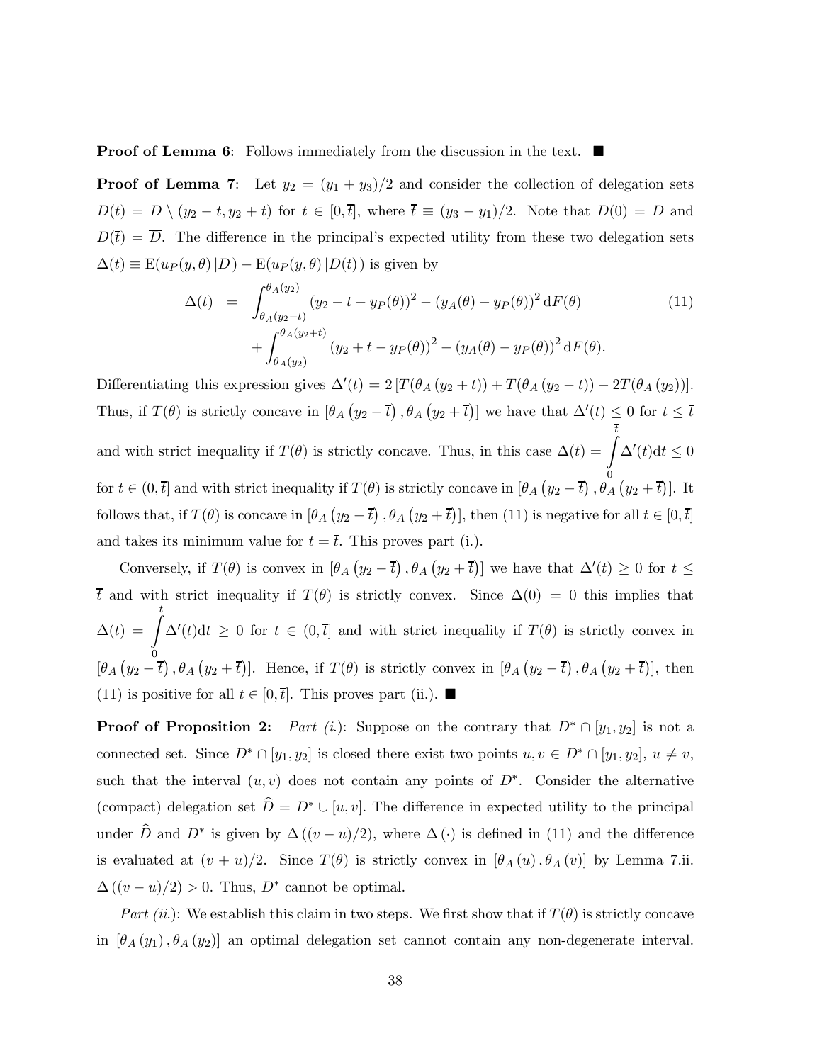**Proof of Lemma 6**: Follows immediately from the discussion in the text. ■

**Proof of Lemma 7**: Let $y_2 = (y_1 + y_3)/2$ and consider the collection of delegation sets $D(t) = D \setminus (y_2 - t, y_2 + t)$ for $t \in [0, \bar{t}]$, where $\bar{t} \equiv (y_3 - y_1)/2$. Note that $D(0) = D$ and $D(\bar{t}) = \overline{D}$. The difference in the principal's expected utility from these two delegation sets $\Delta(t) \equiv \mathrm{E}(u_P(y,\theta)\,|D) - \mathrm{E}(u_P(y,\theta)\,|D(t))$ is given by

$$
\begin{aligned}
\Delta(t) \;&=\; \int_{\theta_A(y_2 - t)}^{\theta_A(y_2)} (y_2 - t - y_P(\theta))^2 - (y_A(\theta) - y_P(\theta))^2 \,\mathrm{d}F(\theta) \\
&\quad + \int_{\theta_A(y_2)}^{\theta_A(y_2 + t)} (y_2 + t - y_P(\theta))^2 - (y_A(\theta) - y_P(\theta))^2 \,\mathrm{d}F(\theta).
\end{aligned} \tag{11}
$$

Differentiating this expression gives $\Delta'(t) = 2\left[T(\theta_A(y_2 + t)) + T(\theta_A(y_2 - t)) - 2T(\theta_A(y_2))\right]$. Thus, if $T(\theta)$ is strictly concave in $[\theta_A(y_2 - \bar{t}), \theta_A(y_2 + \bar{t})]$ we have that $\Delta'(t) \leq 0$ for $t \leq \bar{t}$ and with strict inequality if $T(\theta)$ is strictly concave. Thus, in this case $\Delta(t) = \int_0^{\bar{t}} \Delta'(t)\mathrm{d}t \leq 0$ for $t \in (0, \bar{t}]$ and with strict inequality if $T(\theta)$ is strictly concave in $[\theta_A(y_2 - \bar{t}), \theta_A(y_2 + \bar{t})]$. It follows that, if $T(\theta)$ is concave in $[\theta_A(y_2 - \bar{t}), \theta_A(y_2 + \bar{t})]$, then (11) is negative for all $t \in [0, \bar{t}]$ and takes its minimum value for $t = \bar{t}$. This proves part (i.).

Conversely, if $T(\theta)$ is convex in $[\theta_A(y_2 - \bar{t}), \theta_A(y_2 + \bar{t})]$ we have that $\Delta'(t) \geq 0$ for $t \leq \bar{t}$ and with strict inequality if $T(\theta)$ is strictly convex. Since $\Delta(0) = 0$ this implies that $\Delta(t) = \int_0^{t} \Delta'(t)\mathrm{d}t \geq 0$ for $t \in (0, \bar{t}]$ and with strict inequality if $T(\theta)$ is strictly convex in $[\theta_A(y_2 - \bar{t}), \theta_A(y_2 + \bar{t})]$. Hence, if $T(\theta)$ is strictly convex in $[\theta_A(y_2 - \bar{t}), \theta_A(y_2 + \bar{t})]$, then (11) is positive for all $t \in [0, \bar{t}]$. This proves part (ii.). ■

**Proof of Proposition 2:** *Part (i.)*: Suppose on the contrary that $D^* \cap [y_1, y_2]$ is not a connected set. Since $D^* \cap [y_1, y_2]$ is closed there exist two points $u, v \in D^* \cap [y_1, y_2]$, $u \neq v$, such that the interval $(u, v)$ does not contain any points of $D^*$. Consider the alternative (compact) delegation set $\widehat{D} = D^* \cup [u, v]$. The difference in expected utility to the principal under $\widehat{D}$ and $D^*$ is given by $\Delta((v - u)/2)$, where $\Delta(\cdot)$ is defined in (11) and the difference is evaluated at $(v + u)/2$. Since $T(\theta)$ is strictly convex in $[\theta_A(u), \theta_A(v)]$ by Lemma 7.ii. $\Delta((v - u)/2) > 0$. Thus, $D^*$ cannot be optimal.

*Part (ii.)*: We establish this claim in two steps. We first show that if $T(\theta)$ is strictly concave in $[\theta_A(y_1), \theta_A(y_2)]$ an optimal delegation set cannot contain any non-degenerate interval.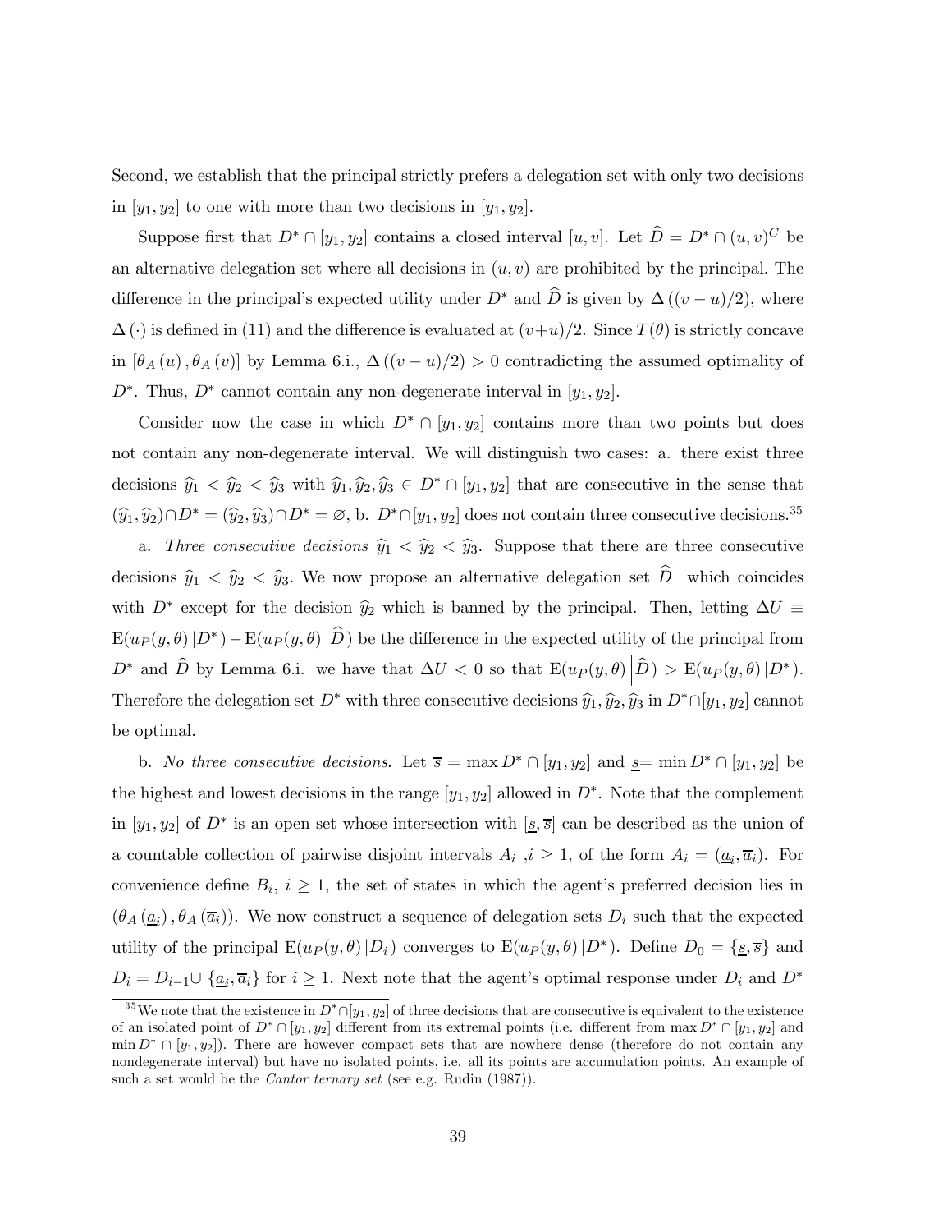Second, we establish that the principal strictly prefers a delegation set with only two decisions in $[y_1, y_2]$ to one with more than two decisions in $[y_1, y_2]$.

Suppose first that $D^* \cap [y_1, y_2]$ contains a closed interval $[u, v]$. Let $\widehat{D} = D^* \cap (u, v)^C$ be an alternative delegation set where all decisions in $(u, v)$ are prohibited by the principal. The difference in the principal's expected utility under $D^*$ and $\widehat{D}$ is given by $\Delta\left((v-u)/2\right)$, where $\Delta\left(\cdot\right)$ is defined in (11) and the difference is evaluated at $(v+u)/2$. Since $T(\theta)$ is strictly concave in $[\theta_A(u), \theta_A(v)]$ by Lemma 6.i., $\Delta\left((v-u)/2\right) > 0$ contradicting the assumed optimality of $D^*$. Thus, $D^*$ cannot contain any non-degenerate interval in $[y_1, y_2]$.

Consider now the case in which $D^* \cap [y_1, y_2]$ contains more than two points but does not contain any non-degenerate interval. We will distinguish two cases: a. there exist three decisions $\widehat{y}_1 < \widehat{y}_2 < \widehat{y}_3$ with $\widehat{y}_1, \widehat{y}_2, \widehat{y}_3 \in D^* \cap [y_1, y_2]$ that are consecutive in the sense that $(\widehat{y}_1, \widehat{y}_2) \cap D^* = (\widehat{y}_2, \widehat{y}_3) \cap D^* = \varnothing$, b. $D^* \cap [y_1, y_2]$ does not contain three consecutive decisions.[35]

a. *Three consecutive decisions* $\widehat{y}_1 < \widehat{y}_2 < \widehat{y}_3$. Suppose that there are three consecutive decisions $\widehat{y}_1 < \widehat{y}_2 < \widehat{y}_3$. We now propose an alternative delegation set $\widehat{D}$ which coincides with $D^*$ except for the decision $\widehat{y}_2$ which is banned by the principal. Then, letting $\Delta U \equiv \mathrm{E}(u_P(y,\theta)\,|D^*) - \mathrm{E}(u_P(y,\theta)\left|\widehat{D}\right.)$ be the difference in the expected utility of the principal from $D^*$ and $\widehat{D}$ by Lemma 6.i. we have that $\Delta U < 0$ so that $\mathrm{E}(u_P(y,\theta)\left|\widehat{D}\right.) > \mathrm{E}(u_P(y,\theta)\,|D^*)$. Therefore the delegation set $D^*$ with three consecutive decisions $\widehat{y}_1, \widehat{y}_2, \widehat{y}_3$ in $D^* \cap [y_1, y_2]$ cannot be optimal.

b. *No three consecutive decisions*. Let $\overline{s} = \max D^* \cap [y_1, y_2]$ and $\underline{s} = \min D^* \cap [y_1, y_2]$ be the highest and lowest decisions in the range $[y_1, y_2]$ allowed in $D^*$. Note that the complement in $[y_1, y_2]$ of $D^*$ is an open set whose intersection with $[\underline{s}, \overline{s}]$ can be described as the union of a countable collection of pairwise disjoint intervals $A_i$ ,$i \geq 1$, of the form $A_i = (\underline{a}_i, \overline{a}_i)$. For convenience define $B_i$, $i \geq 1$, the set of states in which the agent's preferred decision lies in $(\theta_A(\underline{a}_i), \theta_A(\overline{a}_i))$. We now construct a sequence of delegation sets $D_i$ such that the expected utility of the principal $\mathrm{E}(u_P(y,\theta)\,|D_i)$ converges to $\mathrm{E}(u_P(y,\theta)\,|D^*)$. Define $D_0 = \{\underline{s}, \overline{s}\}$ and $D_i = D_{i-1} \cup \{\underline{a}_i, \overline{a}_i\}$ for $i \geq 1$. Next note that the agent's optimal response under $D_i$ and $D^*$

[35] We note that the existence in $D^* \cap [y_1, y_2]$ of three decisions that are consecutive is equivalent to the existence of an isolated point of $D^* \cap [y_1, y_2]$ different from its extremal points (i.e. different from $\max D^* \cap [y_1, y_2]$ and $\min D^* \cap [y_1, y_2]$). There are however compact sets that are nowhere dense (therefore do not contain any nondegenerate interval) but have no isolated points, i.e. all its points are accumulation points. An example of such a set would be the *Cantor ternary set* (see e.g. Rudin (1987)).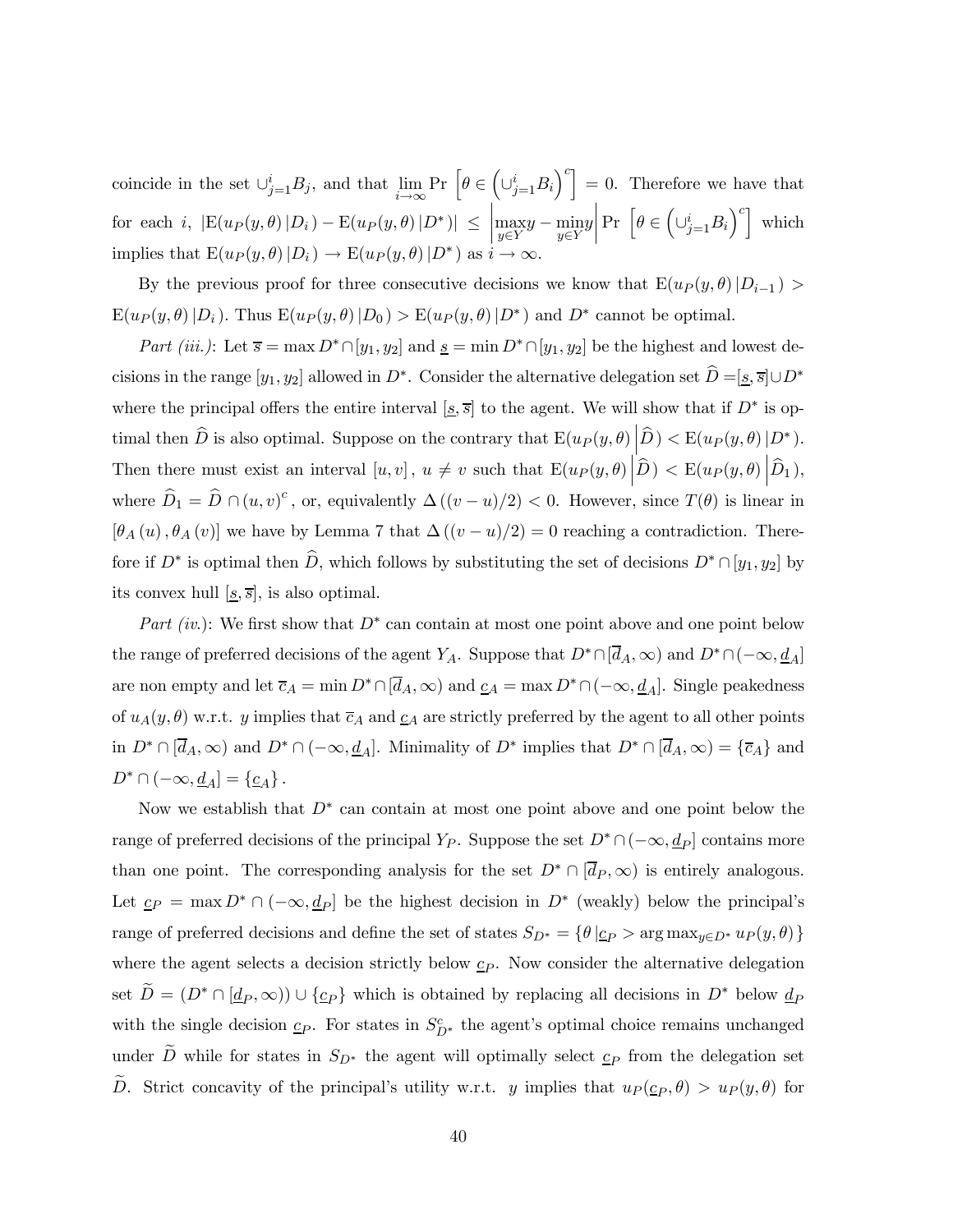coincide in the set $\cup_{j=1}^{i} B_j$, and that $\lim_{i\to\infty} \Pr\left[\theta \in \left(\cup_{j=1}^{i} B_i\right)^c\right] = 0$. Therefore we have that for each $i$, $|\mathrm{E}(u_P(y,\theta)\,|D_i) - \mathrm{E}(u_P(y,\theta)\,|D^*)| \leq \left|\max_{y\in Y} y - \min_{y\in Y} y\right| \Pr\left[\theta \in \left(\cup_{j=1}^{i} B_i\right)^c\right]$ which implies that $\mathrm{E}(u_P(y,\theta)\,|D_i) \to \mathrm{E}(u_P(y,\theta)\,|D^*)$ as $i \to \infty$.

By the previous proof for three consecutive decisions we know that $\mathrm{E}(u_P(y,\theta)\,|D_{i-1}) > \mathrm{E}(u_P(y,\theta)\,|D_i)$. Thus $\mathrm{E}(u_P(y,\theta)\,|D_0) > \mathrm{E}(u_P(y,\theta)\,|D^*)$ and $D^*$ cannot be optimal.

*Part (iii.)*: Let $\overline{s} = \max D^* \cap [y_1, y_2]$ and $\underline{s} = \min D^* \cap [y_1, y_2]$ be the highest and lowest decisions in the range $[y_1, y_2]$ allowed in $D^*$. Consider the alternative delegation set $\widehat{D} = [\underline{s}, \overline{s}] \cup D^*$ where the principal offers the entire interval $[\underline{s}, \overline{s}]$ to the agent. We will show that if $D^*$ is optimal then $\widehat{D}$ is also optimal. Suppose on the contrary that $\mathrm{E}(u_P(y,\theta)\,\big|\widehat{D}) < \mathrm{E}(u_P(y,\theta)\,|D^*)$. Then there must exist an interval $[u,v]$, $u \neq v$ such that $\mathrm{E}(u_P(y,\theta)\,\big|\widehat{D}) < \mathrm{E}(u_P(y,\theta)\,\big|\widehat{D}_1)$, where $\widehat{D}_1 = \widehat{D} \cap (u,v)^c$, or, equivalently $\Delta\left((v-u)/2\right) < 0$. However, since $T(\theta)$ is linear in $[\theta_A(u), \theta_A(v)]$ we have by Lemma 7 that $\Delta\left((v-u)/2\right) = 0$ reaching a contradiction. Therefore if $D^*$ is optimal then $\widehat{D}$, which follows by substituting the set of decisions $D^* \cap [y_1, y_2]$ by its convex hull $[\underline{s}, \overline{s}]$, is also optimal.

*Part (iv.)*: We first show that $D^*$ can contain at most one point above and one point below the range of preferred decisions of the agent $Y_A$. Suppose that $D^* \cap [\overline{d}_A, \infty)$ and $D^* \cap (-\infty, \underline{d}_A]$ are non empty and let $\overline{c}_A = \min D^* \cap [\overline{d}_A, \infty)$ and $\underline{c}_A = \max D^* \cap (-\infty, \underline{d}_A]$. Single peakedness of $u_A(y,\theta)$ w.r.t. $y$ implies that $\overline{c}_A$ and $\underline{c}_A$ are strictly preferred by the agent to all other points in $D^* \cap [\overline{d}_A, \infty)$ and $D^* \cap (-\infty, \underline{d}_A]$. Minimality of $D^*$ implies that $D^* \cap [\overline{d}_A, \infty) = \{\overline{c}_A\}$ and $D^* \cap (-\infty, \underline{d}_A] = \{\underline{c}_A\}$.

Now we establish that $D^*$ can contain at most one point above and one point below the range of preferred decisions of the principal $Y_P$. Suppose the set $D^* \cap (-\infty, \underline{d}_P]$ contains more than one point. The corresponding analysis for the set $D^* \cap [\overline{d}_P, \infty)$ is entirely analogous. Let $\underline{c}_P = \max D^* \cap (-\infty, \underline{d}_P]$ be the highest decision in $D^*$ (weakly) below the principal's range of preferred decisions and define the set of states $S_{D^*} = \{\theta \,|\underline{c}_P > \arg\max_{y\in D^*} u_P(y,\theta)\}$ where the agent selects a decision strictly below $\underline{c}_P$. Now consider the alternative delegation set $\widetilde{D} = (D^* \cap [\underline{d}_P, \infty)) \cup \{\underline{c}_P\}$ which is obtained by replacing all decisions in $D^*$ below $\underline{d}_P$ with the single decision $\underline{c}_P$. For states in $S_{D^*}^c$ the agent's optimal choice remains unchanged under $\widetilde{D}$ while for states in $S_{D^*}$ the agent will optimally select $\underline{c}_P$ from the delegation set $\widetilde{D}$. Strict concavity of the principal's utility w.r.t. $y$ implies that $u_P(\underline{c}_P, \theta) > u_P(y, \theta)$ for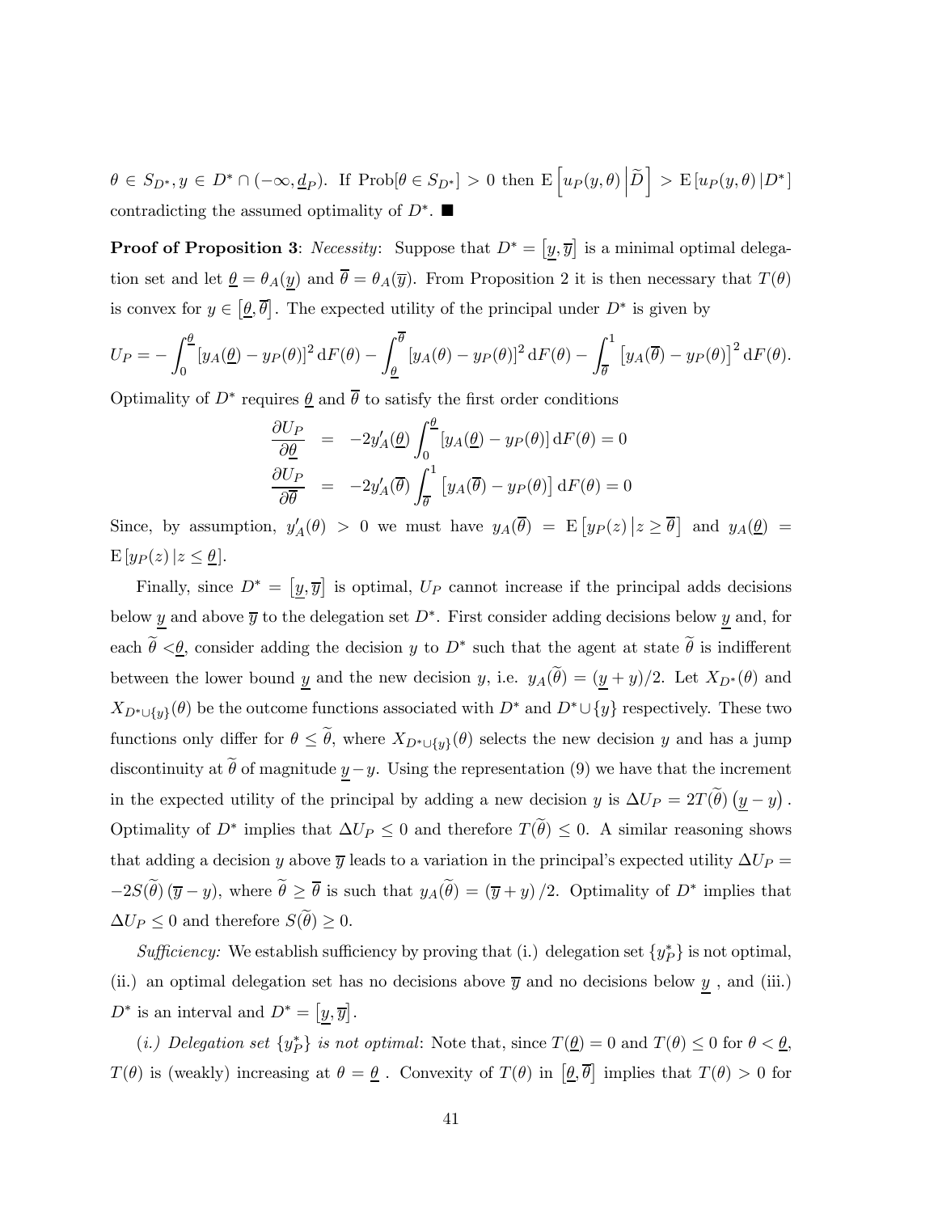$\theta \in S_{D^*}, y \in D^* \cap (-\infty, \underline{d}_P)$. If $\text{Prob}[\theta \in S_{D^*}] > 0$ then $\text{E}\left[u_P(y,\theta) \middle| \widetilde{D}\right] > \text{E}\left[u_P(y,\theta) | D^*\right]$ contradicting the assumed optimality of $D^*$. ■

**Proof of Proposition 3**: *Necessity*: Suppose that $D^* = [\underline{y}, \overline{y}]$ is a minimal optimal delegation set and let $\underline{\theta} = \theta_A(\underline{y})$ and $\overline{\theta} = \theta_A(\overline{y})$. From Proposition 2 it is then necessary that $T(\theta)$ is convex for $y \in [\underline{\theta}, \overline{\theta}]$. The expected utility of the principal under $D^*$ is given by

$$U_P = -\int_0^{\underline{\theta}} [y_A(\underline{\theta}) - y_P(\theta)]^2 \, \mathrm{d}F(\theta) - \int_{\underline{\theta}}^{\overline{\theta}} [y_A(\theta) - y_P(\theta)]^2 \, \mathrm{d}F(\theta) - \int_{\overline{\theta}}^1 \left[y_A(\overline{\theta}) - y_P(\theta)\right]^2 \mathrm{d}F(\theta).$$

Optimality of $D^*$ requires $\underline{\theta}$ and $\overline{\theta}$ to satisfy the first order conditions

$$\begin{aligned}
\frac{\partial U_P}{\partial \underline{\theta}} &= -2y_A'(\underline{\theta}) \int_0^{\underline{\theta}} [y_A(\underline{\theta}) - y_P(\theta)] \, \mathrm{d}F(\theta) = 0 \\
\frac{\partial U_P}{\partial \overline{\theta}} &= -2y_A'(\overline{\theta}) \int_{\overline{\theta}}^1 \left[y_A(\overline{\theta}) - y_P(\theta)\right] \mathrm{d}F(\theta) = 0
\end{aligned}$$

Since, by assumption, $y_A'(\theta) > 0$ we must have $y_A(\overline{\theta}) = \text{E}\left[y_P(z) \middle| z \geq \overline{\theta}\right]$ and $y_A(\underline{\theta}) = \text{E}\left[y_P(z) | z \leq \underline{\theta}\right]$.

Finally, since $D^* = [\underline{y}, \overline{y}]$ is optimal, $U_P$ cannot increase if the principal adds decisions below $\underline{y}$ and above $\overline{y}$ to the delegation set $D^*$. First consider adding decisions below $\underline{y}$ and, for each $\widetilde{\theta} < \underline{\theta}$, consider adding the decision $y$ to $D^*$ such that the agent at state $\widetilde{\theta}$ is indifferent between the lower bound $\underline{y}$ and the new decision $y$, i.e. $y_A(\widetilde{\theta}) = (\underline{y} + y)/2$. Let $X_{D^*}(\theta)$ and $X_{D^* \cup \{y\}}(\theta)$ be the outcome functions associated with $D^*$ and $D^* \cup \{y\}$ respectively. These two functions only differ for $\theta \leq \widetilde{\theta}$, where $X_{D^* \cup \{y\}}(\theta)$ selects the new decision $y$ and has a jump discontinuity at $\widetilde{\theta}$ of magnitude $\underline{y} - y$. Using the representation (9) we have that the increment in the expected utility of the principal by adding a new decision $y$ is $\Delta U_P = 2T(\widetilde{\theta})\left(\underline{y} - y\right)$. Optimality of $D^*$ implies that $\Delta U_P \leq 0$ and therefore $T(\widetilde{\theta}) \leq 0$. A similar reasoning shows that adding a decision $y$ above $\overline{y}$ leads to a variation in the principal's expected utility $\Delta U_P = -2S(\widetilde{\theta})\,(\overline{y} - y)$, where $\widetilde{\theta} \geq \overline{\theta}$ is such that $y_A(\widetilde{\theta}) = (\overline{y} + y)/2$. Optimality of $D^*$ implies that $\Delta U_P \leq 0$ and therefore $S(\widetilde{\theta}) \geq 0$.

*Sufficiency:* We establish sufficiency by proving that (i.) delegation set $\{y_P^*\}$ is not optimal, (ii.) an optimal delegation set has no decisions above $\overline{y}$ and no decisions below $\underline{y}$, and (iii.) $D^*$ is an interval and $D^* = [\underline{y}, \overline{y}]$.

(*i.*) *Delegation set* $\{y_P^*\}$ *is not optimal*: Note that, since $T(\underline{\theta}) = 0$ and $T(\theta) \leq 0$ for $\theta < \underline{\theta}$, $T(\theta)$ is (weakly) increasing at $\theta = \underline{\theta}$. Convexity of $T(\theta)$ in $[\underline{\theta}, \overline{\theta}]$ implies that $T(\theta) > 0$ for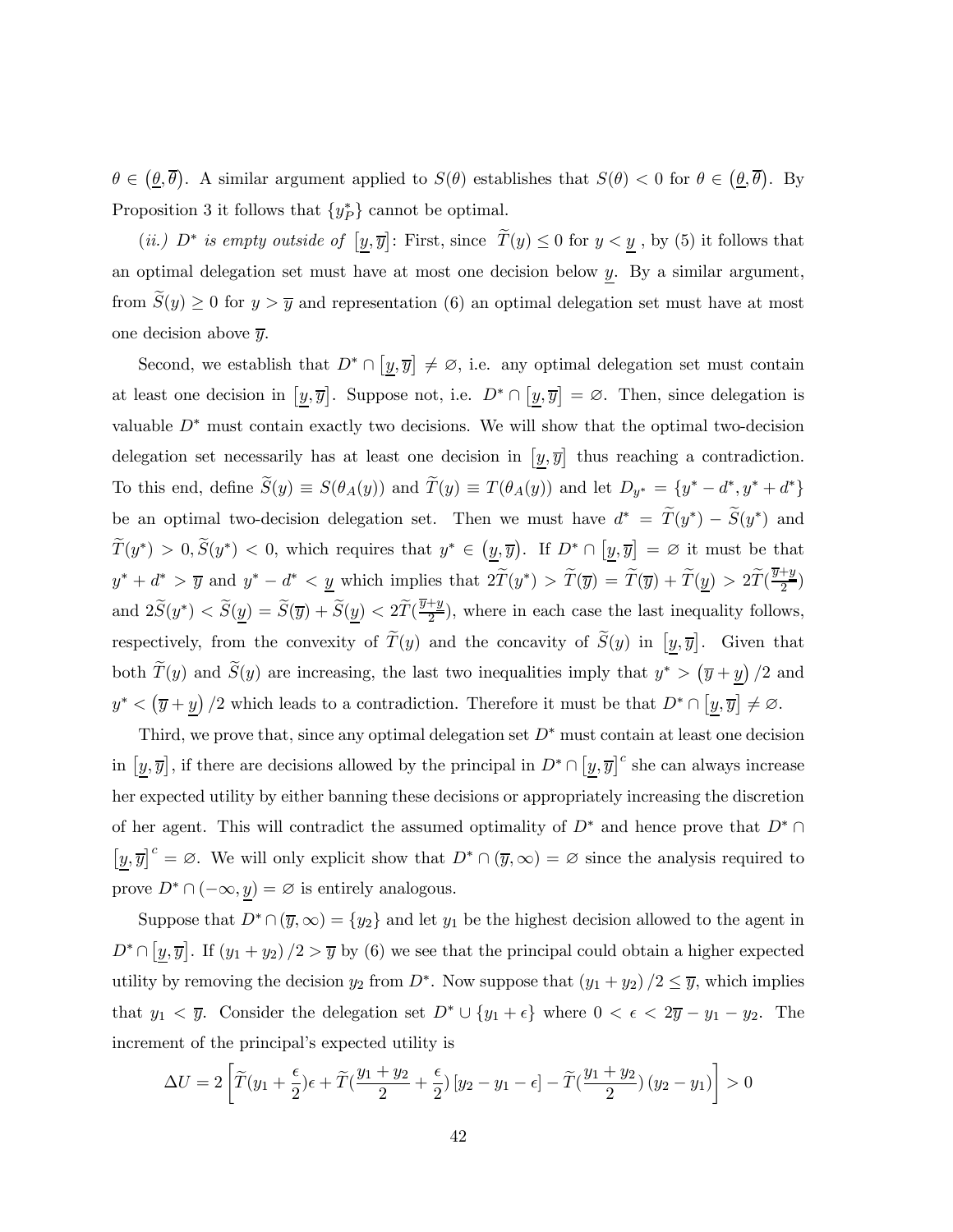$\theta \in (\underline{\theta}, \overline{\theta})$. A similar argument applied to $S(\theta)$ establishes that $S(\theta) < 0$ for $\theta \in (\underline{\theta}, \overline{\theta})$. By Proposition 3 it follows that $\{y_P^*\}$ cannot be optimal.

(*ii.*) *$D^*$ is empty outside of* $[\underline{y}, \overline{y}]$: First, since $\widetilde{T}(y) \leq 0$ for $y < \underline{y}$ , by (5) it follows that an optimal delegation set must have at most one decision below $\underline{y}$. By a similar argument, from $\widetilde{S}(y) \geq 0$ for $y > \overline{y}$ and representation (6) an optimal delegation set must have at most one decision above $\overline{y}$.

Second, we establish that $D^* \cap [\underline{y}, \overline{y}] \neq \varnothing$, i.e. any optimal delegation set must contain at least one decision in $[\underline{y}, \overline{y}]$. Suppose not, i.e. $D^* \cap [\underline{y}, \overline{y}] = \varnothing$. Then, since delegation is valuable $D^*$ must contain exactly two decisions. We will show that the optimal two-decision delegation set necessarily has at least one decision in $[\underline{y}, \overline{y}]$ thus reaching a contradiction. To this end, define $\widetilde{S}(y) \equiv S(\theta_A(y))$ and $\widetilde{T}(y) \equiv T(\theta_A(y))$ and let $D_{y^*} = \{y^* - d^*, y^* + d^*\}$ be an optimal two-decision delegation set. Then we must have $d^* = \widetilde{T}(y^*) - \widetilde{S}(y^*)$ and $\widetilde{T}(y^*) > 0, \widetilde{S}(y^*) < 0$, which requires that $y^* \in (\underline{y}, \overline{y})$. If $D^* \cap [\underline{y}, \overline{y}] = \varnothing$ it must be that $y^* + d^* > \overline{y}$ and $y^* - d^* < \underline{y}$ which implies that $2\widetilde{T}(y^*) > \widetilde{T}(\overline{y}) = \widetilde{T}(\overline{y}) + \widetilde{T}(\underline{y}) > 2\widetilde{T}(\frac{\overline{y}+\underline{y}}{2})$ and $2\widetilde{S}(y^*) < \widetilde{S}(\underline{y}) = \widetilde{S}(\overline{y}) + \widetilde{S}(\underline{y}) < 2\widetilde{T}(\frac{\overline{y}+\underline{y}}{2})$, where in each case the last inequality follows, respectively, from the convexity of $\widetilde{T}(y)$ and the concavity of $\widetilde{S}(y)$ in $[\underline{y}, \overline{y}]$. Given that both $\widetilde{T}(y)$ and $\widetilde{S}(y)$ are increasing, the last two inequalities imply that $y^* > (\overline{y} + \underline{y})/2$ and $y^* < (\overline{y} + \underline{y})/2$ which leads to a contradiction. Therefore it must be that $D^* \cap [\underline{y}, \overline{y}] \neq \varnothing$.

Third, we prove that, since any optimal delegation set $D^*$ must contain at least one decision in $[\underline{y}, \overline{y}]$, if there are decisions allowed by the principal in $D^* \cap [\underline{y}, \overline{y}]^c$ she can always increase her expected utility by either banning these decisions or appropriately increasing the discretion of her agent. This will contradict the assumed optimality of $D^*$ and hence prove that $D^* \cap [\underline{y}, \overline{y}]^c = \varnothing$. We will only explicit show that $D^* \cap (\overline{y}, \infty) = \varnothing$ since the analysis required to prove $D^* \cap (-\infty, \underline{y}) = \varnothing$ is entirely analogous.

Suppose that $D^* \cap (\overline{y}, \infty) = \{y_2\}$ and let $y_1$ be the highest decision allowed to the agent in $D^* \cap [\underline{y}, \overline{y}]$. If $(y_1 + y_2)/2 > \overline{y}$ by (6) we see that the principal could obtain a higher expected utility by removing the decision $y_2$ from $D^*$. Now suppose that $(y_1 + y_2)/2 \leq \overline{y}$, which implies that $y_1 < \overline{y}$. Consider the delegation set $D^* \cup \{y_1 + \epsilon\}$ where $0 < \epsilon < 2\overline{y} - y_1 - y_2$. The increment of the principal's expected utility is

$$\Delta U = 2\left[\widetilde{T}(y_1 + \frac{\epsilon}{2})\epsilon + \widetilde{T}(\frac{y_1 + y_2}{2} + \frac{\epsilon}{2})[y_2 - y_1 - \epsilon] - \widetilde{T}(\frac{y_1 + y_2}{2})(y_2 - y_1)\right] > 0$$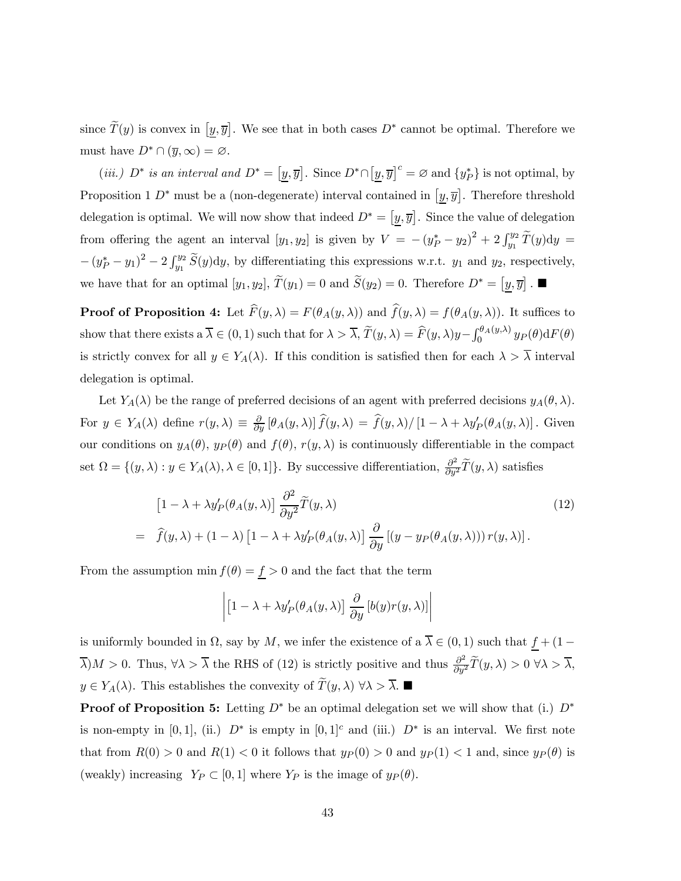since $\widetilde{T}(y)$ is convex in $\left[\underline{y}, \overline{y}\right]$. We see that in both cases $D^*$ cannot be optimal. Therefore we must have $D^* \cap (\overline{y}, \infty) = \varnothing$.

*(iii.) $D^*$ is an interval and $D^* = \left[\underline{y}, \overline{y}\right]$.* Since $D^* \cap \left[\underline{y}, \overline{y}\right]^c = \varnothing$ and $\{y_P^*\}$ is not optimal, by Proposition 1 $D^*$ must be a (non-degenerate) interval contained in $\left[\underline{y}, \overline{y}\right]$. Therefore threshold delegation is optimal. We will now show that indeed $D^* = \left[\underline{y}, \overline{y}\right]$. Since the value of delegation from offering the agent an interval $[y_1, y_2]$ is given by $V = -\left(y_P^* - y_2\right)^2 + 2\int_{y_1}^{y_2} \widetilde{T}(y)\mathrm{d}y = -\left(y_P^* - y_1\right)^2 - 2\int_{y_1}^{y_2} \widetilde{S}(y)\mathrm{d}y$, by differentiating this expressions w.r.t. $y_1$ and $y_2$, respectively, we have that for an optimal $[y_1, y_2]$, $\widetilde{T}(y_1) = 0$ and $\widetilde{S}(y_2) = 0$. Therefore $D^* = \left[\underline{y}, \overline{y}\right]$. ■

**Proof of Proposition 4:** Let $\widehat{F}(y, \lambda) = F(\theta_A(y, \lambda))$ and $\widehat{f}(y, \lambda) = f(\theta_A(y, \lambda))$. It suffices to show that there exists a $\overline{\lambda} \in (0, 1)$ such that for $\lambda > \overline{\lambda}$, $\widetilde{T}(y, \lambda) = \widehat{F}(y, \lambda)y - \int_0^{\theta_A(y,\lambda)} y_P(\theta)\mathrm{d}F(\theta)$ is strictly convex for all $y \in Y_A(\lambda)$. If this condition is satisfied then for each $\lambda > \overline{\lambda}$ interval delegation is optimal.

Let $Y_A(\lambda)$ be the range of preferred decisions of an agent with preferred decisions $y_A(\theta, \lambda)$. For $y \in Y_A(\lambda)$ define $r(y, \lambda) \equiv \frac{\partial}{\partial y}\left[\theta_A(y, \lambda)\right]\widehat{f}(y, \lambda) = \widehat{f}(y, \lambda)/\left[1 - \lambda + \lambda y_P'(\theta_A(y, \lambda)\right]$. Given our conditions on $y_A(\theta)$, $y_P(\theta)$ and $f(\theta)$, $r(y, \lambda)$ is continuously differentiable in the compact set $\Omega = \{(y, \lambda) : y \in Y_A(\lambda), \lambda \in [0, 1]\}$. By successive differentiation, $\frac{\partial^2}{\partial y^2}\widetilde{T}(y, \lambda)$ satisfies

$$
\begin{aligned}
& \left[1 - \lambda + \lambda y_P'(\theta_A(y, \lambda)\right] \frac{\partial^2}{\partial y^2}\widetilde{T}(y, \lambda) \\
= \quad & \widehat{f}(y, \lambda) + (1 - \lambda)\left[1 - \lambda + \lambda y_P'(\theta_A(y, \lambda)\right] \frac{\partial}{\partial y}\left[(y - y_P(\theta_A(y, \lambda)))\, r(y, \lambda)\right].
\end{aligned} \tag{12}
$$

From the assumption $\min f(\theta) = \underline{f} > 0$ and the fact that the term

$$
\left| \left[1 - \lambda + \lambda y_P'(\theta_A(y, \lambda)\right] \frac{\partial}{\partial y}\left[b(y) r(y, \lambda)\right] \right|
$$

is uniformly bounded in $\Omega$, say by $M$, we infer the existence of a $\overline{\lambda} \in (0, 1)$ such that $\underline{f} + (1 - \overline{\lambda})M > 0$. Thus, $\forall \lambda > \overline{\lambda}$ the RHS of (12) is strictly positive and thus $\frac{\partial^2}{\partial y^2}\widetilde{T}(y, \lambda) > 0$ $\forall \lambda > \overline{\lambda}$, $y \in Y_A(\lambda)$. This establishes the convexity of $\widetilde{T}(y, \lambda)$ $\forall \lambda > \overline{\lambda}$. ■

**Proof of Proposition 5:** Letting $D^*$ be an optimal delegation set we will show that (i.) $D^*$ is non-empty in $[0, 1]$, (ii.) $D^*$ is empty in $[0, 1]^c$ and (iii.) $D^*$ is an interval. We first note that from $R(0) > 0$ and $R(1) < 0$ it follows that $y_P(0) > 0$ and $y_P(1) < 1$ and, since $y_P(\theta)$ is (weakly) increasing $Y_P \subset [0, 1]$ where $Y_P$ is the image of $y_P(\theta)$.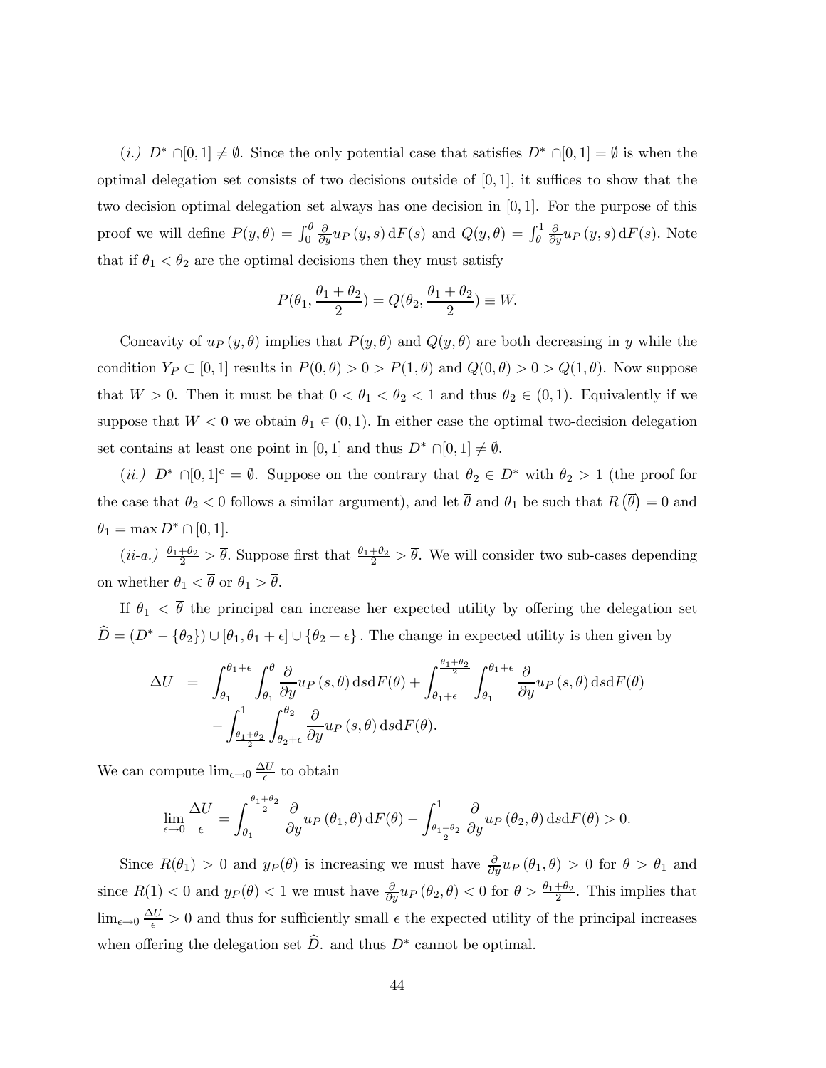*(i.)* $D^* \cap [0,1] \neq \emptyset$. Since the only potential case that satisfies $D^* \cap [0,1] = \emptyset$ is when the optimal delegation set consists of two decisions outside of $[0,1]$, it suffices to show that the two decision optimal delegation set always has one decision in $[0,1]$. For the purpose of this proof we will define $P(y,\theta) = \int_0^\theta \frac{\partial}{\partial y} u_P(y,s)\,\mathrm{d}F(s)$ and $Q(y,\theta) = \int_\theta^1 \frac{\partial}{\partial y} u_P(y,s)\,\mathrm{d}F(s)$. Note that if $\theta_1 < \theta_2$ are the optimal decisions then they must satisfy

$$P(\theta_1, \frac{\theta_1+\theta_2}{2}) = Q(\theta_2, \frac{\theta_1+\theta_2}{2}) \equiv W.$$

Concavity of $u_P(y,\theta)$ implies that $P(y,\theta)$ and $Q(y,\theta)$ are both decreasing in $y$ while the condition $Y_P \subset [0,1]$ results in $P(0,\theta) > 0 > P(1,\theta)$ and $Q(0,\theta) > 0 > Q(1,\theta)$. Now suppose that $W > 0$. Then it must be that $0 < \theta_1 < \theta_2 < 1$ and thus $\theta_2 \in (0,1)$. Equivalently if we suppose that $W < 0$ we obtain $\theta_1 \in (0,1)$. In either case the optimal two-decision delegation set contains at least one point in $[0,1]$ and thus $D^* \cap [0,1] \neq \emptyset$.

*(ii.)* $D^* \cap [0,1]^c = \emptyset$. Suppose on the contrary that $\theta_2 \in D^*$ with $\theta_2 > 1$ (the proof for the case that $\theta_2 < 0$ follows a similar argument), and let $\overline{\theta}$ and $\theta_1$ be such that $R(\overline{\theta}) = 0$ and $\theta_1 = \max D^* \cap [0,1]$.

*(ii-a.)* $\frac{\theta_1+\theta_2}{2} > \overline{\theta}$. Suppose first that $\frac{\theta_1+\theta_2}{2} > \overline{\theta}$. We will consider two sub-cases depending on whether $\theta_1 < \overline{\theta}$ or $\theta_1 > \overline{\theta}$.

If $\theta_1 < \overline{\theta}$ the principal can increase her expected utility by offering the delegation set $\widehat{D} = (D^* - \{\theta_2\}) \cup [\theta_1, \theta_1+\epsilon] \cup \{\theta_2 - \epsilon\}$. The change in expected utility is then given by

$$\begin{aligned}
\Delta U &= \int_{\theta_1}^{\theta_1+\epsilon} \int_{\theta_1}^{\theta} \frac{\partial}{\partial y} u_P(s,\theta)\,\mathrm{d}s\mathrm{d}F(\theta) + \int_{\theta_1+\epsilon}^{\frac{\theta_1+\theta_2}{2}} \int_{\theta_1}^{\theta_1+\epsilon} \frac{\partial}{\partial y} u_P(s,\theta)\,\mathrm{d}s\mathrm{d}F(\theta) \\
&\quad - \int_{\frac{\theta_1+\theta_2}{2}}^{1} \int_{\theta_2+\epsilon}^{\theta_2} \frac{\partial}{\partial y} u_P(s,\theta)\,\mathrm{d}s\mathrm{d}F(\theta).
\end{aligned}$$

We can compute $\lim_{\epsilon\to 0} \frac{\Delta U}{\epsilon}$ to obtain

$$\lim_{\epsilon\to 0} \frac{\Delta U}{\epsilon} = \int_{\theta_1}^{\frac{\theta_1+\theta_2}{2}} \frac{\partial}{\partial y} u_P(\theta_1,\theta)\,\mathrm{d}F(\theta) - \int_{\frac{\theta_1+\theta_2}{2}}^{1} \frac{\partial}{\partial y} u_P(\theta_2,\theta)\,\mathrm{d}s\mathrm{d}F(\theta) > 0.$$

Since $R(\theta_1) > 0$ and $y_P(\theta)$ is increasing we must have $\frac{\partial}{\partial y} u_P(\theta_1,\theta) > 0$ for $\theta > \theta_1$ and since $R(1) < 0$ and $y_P(\theta) < 1$ we must have $\frac{\partial}{\partial y} u_P(\theta_2,\theta) < 0$ for $\theta > \frac{\theta_1+\theta_2}{2}$. This implies that $\lim_{\epsilon\to 0} \frac{\Delta U}{\epsilon} > 0$ and thus for sufficiently small $\epsilon$ the expected utility of the principal increases when offering the delegation set $\widehat{D}$. and thus $D^*$ cannot be optimal.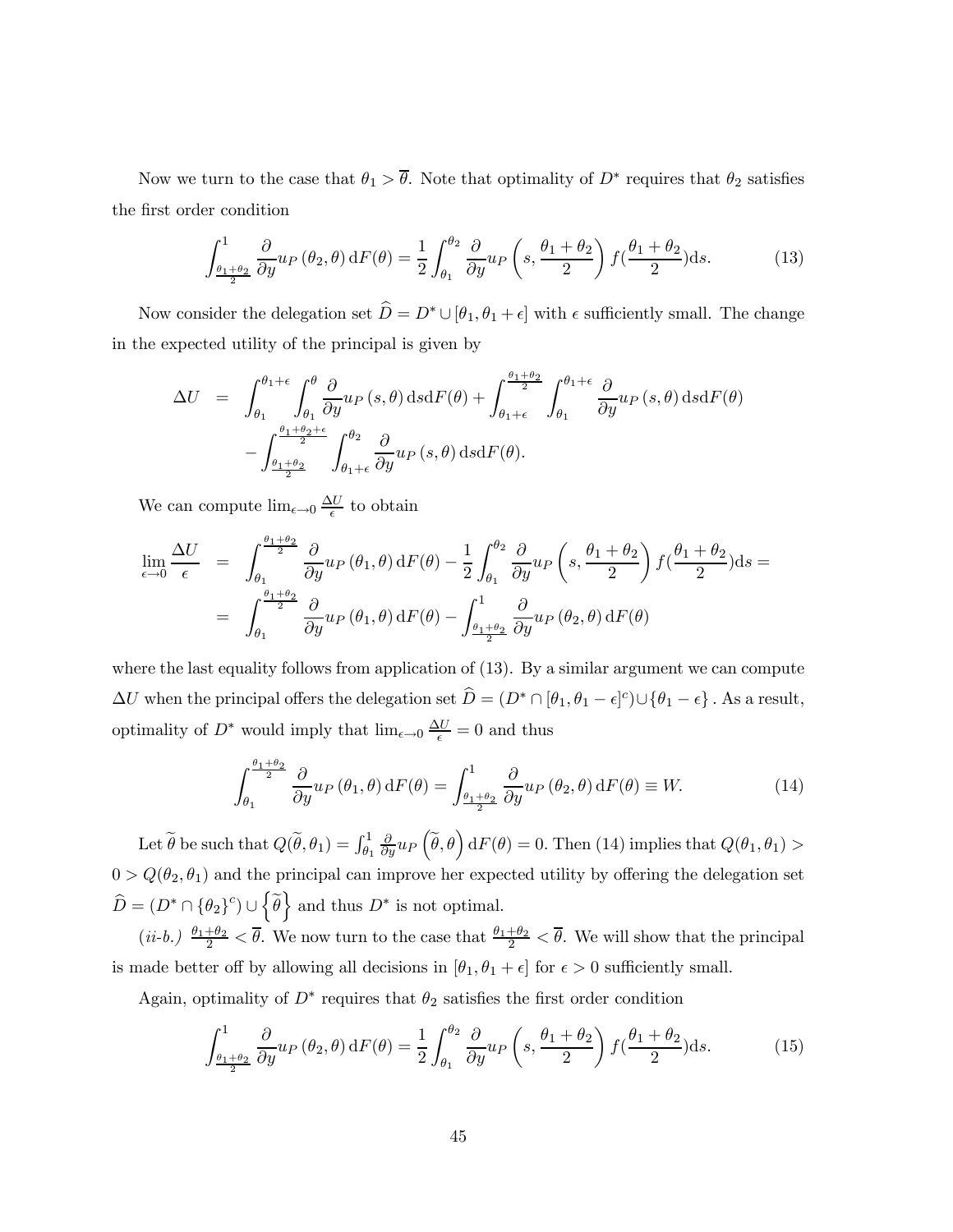Now we turn to the case that $\theta_1 > \overline{\theta}$. Note that optimality of $D^*$ requires that $\theta_2$ satisfies the first order condition

$$\int_{\frac{\theta_1+\theta_2}{2}}^{1} \frac{\partial}{\partial y} u_P\left(\theta_2, \theta\right) \mathrm{d}F(\theta) = \frac{1}{2} \int_{\theta_1}^{\theta_2} \frac{\partial}{\partial y} u_P\left(s, \frac{\theta_1+\theta_2}{2}\right) f\left(\frac{\theta_1+\theta_2}{2}\right) \mathrm{d}s. \tag{13}$$

Now consider the delegation set $\widehat{D} = D^* \cup [\theta_1, \theta_1 + \epsilon]$ with $\epsilon$ sufficiently small. The change in the expected utility of the principal is given by

$$\begin{aligned}
\Delta U &= \int_{\theta_1}^{\theta_1+\epsilon} \int_{\theta_1}^{\theta} \frac{\partial}{\partial y} u_P\left(s, \theta\right) \mathrm{d}s \mathrm{d}F(\theta) + \int_{\theta_1+\epsilon}^{\frac{\theta_1+\theta_2}{2}} \int_{\theta_1}^{\theta_1+\epsilon} \frac{\partial}{\partial y} u_P\left(s, \theta\right) \mathrm{d}s \mathrm{d}F(\theta) \\
&\quad - \int_{\frac{\theta_1+\theta_2}{2}}^{\frac{\theta_1+\theta_2+\epsilon}{2}} \int_{\theta_1+\epsilon}^{\theta_2} \frac{\partial}{\partial y} u_P\left(s, \theta\right) \mathrm{d}s \mathrm{d}F(\theta).
\end{aligned}$$

We can compute $\lim_{\epsilon \to 0} \frac{\Delta U}{\epsilon}$ to obtain

$$\begin{aligned}
\lim_{\epsilon \to 0} \frac{\Delta U}{\epsilon} &= \int_{\theta_1}^{\frac{\theta_1+\theta_2}{2}} \frac{\partial}{\partial y} u_P\left(\theta_1, \theta\right) \mathrm{d}F(\theta) - \frac{1}{2} \int_{\theta_1}^{\theta_2} \frac{\partial}{\partial y} u_P\left(s, \frac{\theta_1+\theta_2}{2}\right) f\left(\frac{\theta_1+\theta_2}{2}\right) \mathrm{d}s = \\
&= \int_{\theta_1}^{\frac{\theta_1+\theta_2}{2}} \frac{\partial}{\partial y} u_P\left(\theta_1, \theta\right) \mathrm{d}F(\theta) - \int_{\frac{\theta_1+\theta_2}{2}}^{1} \frac{\partial}{\partial y} u_P\left(\theta_2, \theta\right) \mathrm{d}F(\theta)
\end{aligned}$$

where the last equality follows from application of (13). By a similar argument we can compute $\Delta U$ when the principal offers the delegation set $\widehat{D} = (D^* \cap [\theta_1, \theta_1 - \epsilon]^c) \cup \{\theta_1 - \epsilon\}$. As a result, optimality of $D^*$ would imply that $\lim_{\epsilon \to 0} \frac{\Delta U}{\epsilon} = 0$ and thus

$$\int_{\theta_1}^{\frac{\theta_1+\theta_2}{2}} \frac{\partial}{\partial y} u_P\left(\theta_1, \theta\right) \mathrm{d}F(\theta) = \int_{\frac{\theta_1+\theta_2}{2}}^{1} \frac{\partial}{\partial y} u_P\left(\theta_2, \theta\right) \mathrm{d}F(\theta) \equiv W. \tag{14}$$

Let $\widetilde{\theta}$ be such that $Q(\widetilde{\theta}, \theta_1) = \int_{\theta_1}^{1} \frac{\partial}{\partial y} u_P\left(\widetilde{\theta}, \theta\right) \mathrm{d}F(\theta) = 0$. Then (14) implies that $Q(\theta_1, \theta_1) > 0 > Q(\theta_2, \theta_1)$ and the principal can improve her expected utility by offering the delegation set $\widehat{D} = (D^* \cap \{\theta_2\}^c) \cup \left\{\widetilde{\theta}\right\}$ and thus $D^*$ is not optimal.

*(ii-b.)* $\frac{\theta_1+\theta_2}{2} < \overline{\theta}$. We now turn to the case that $\frac{\theta_1+\theta_2}{2} < \overline{\theta}$. We will show that the principal is made better off by allowing all decisions in $[\theta_1, \theta_1 + \epsilon]$ for $\epsilon > 0$ sufficiently small.

Again, optimality of $D^*$ requires that $\theta_2$ satisfies the first order condition

$$\int_{\frac{\theta_1+\theta_2}{2}}^{1} \frac{\partial}{\partial y} u_P\left(\theta_2, \theta\right) \mathrm{d}F(\theta) = \frac{1}{2} \int_{\theta_1}^{\theta_2} \frac{\partial}{\partial y} u_P\left(s, \frac{\theta_1+\theta_2}{2}\right) f\left(\frac{\theta_1+\theta_2}{2}\right) \mathrm{d}s. \tag{15}$$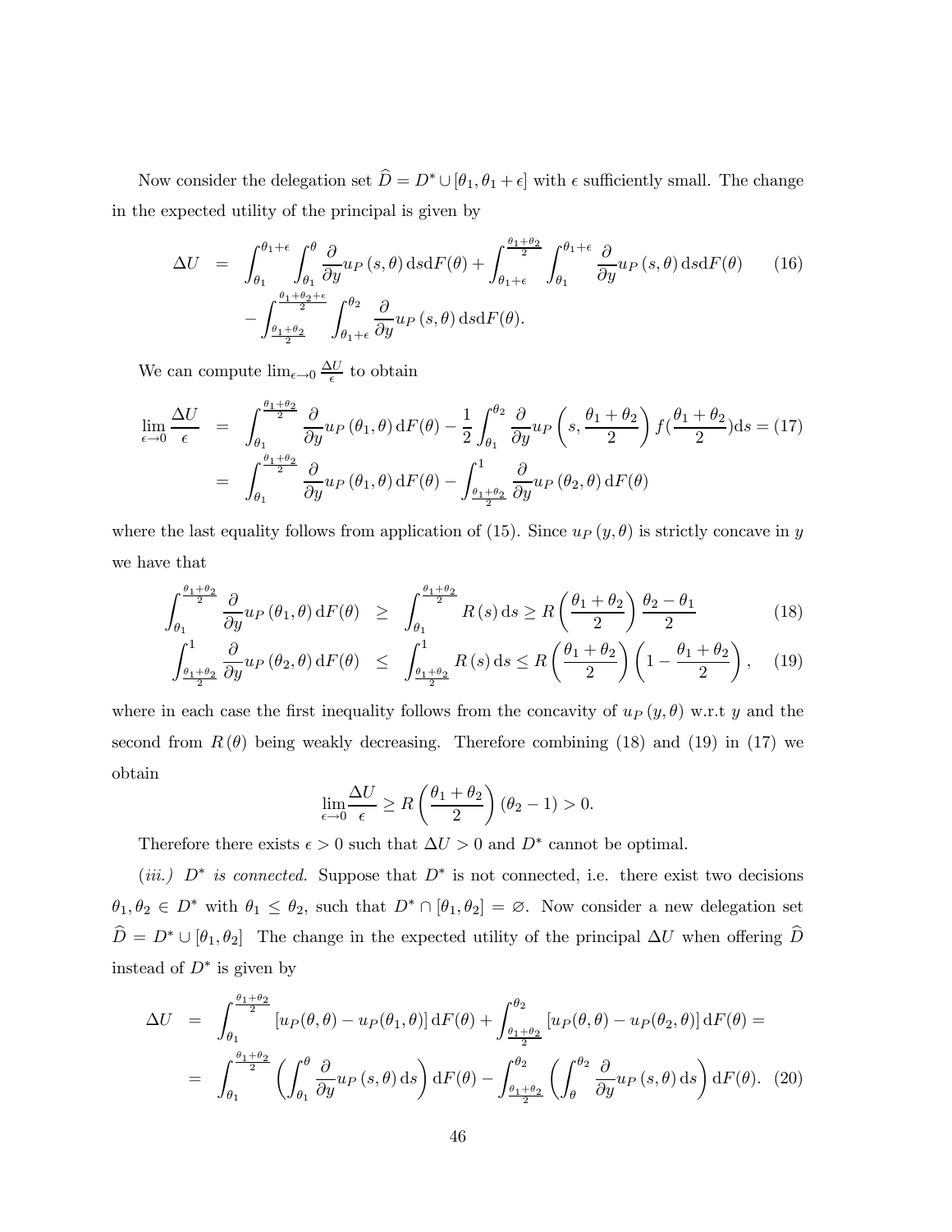Now consider the delegation set $\widehat{D} = D^* \cup [\theta_1, \theta_1 + \epsilon]$ with $\epsilon$ sufficiently small. The change in the expected utility of the principal is given by

$$
\begin{aligned}
\Delta U \;=\;& \int_{\theta_1}^{\theta_1+\epsilon} \int_{\theta_1}^{\theta} \frac{\partial}{\partial y} u_P(s,\theta)\, \mathrm{d}s \mathrm{d}F(\theta) + \int_{\theta_1+\epsilon}^{\frac{\theta_1+\theta_2}{2}} \int_{\theta_1}^{\theta_1+\epsilon} \frac{\partial}{\partial y} u_P(s,\theta)\, \mathrm{d}s \mathrm{d}F(\theta) \\
& - \int_{\frac{\theta_1+\theta_2}{2}}^{\frac{\theta_1+\theta_2+\epsilon}{2}} \int_{\theta_1+\epsilon}^{\theta_2} \frac{\partial}{\partial y} u_P(s,\theta)\, \mathrm{d}s \mathrm{d}F(\theta).
\end{aligned} \tag{16}
$$

We can compute $\lim_{\epsilon \to 0} \frac{\Delta U}{\epsilon}$ to obtain

$$
\begin{aligned}
\lim_{\epsilon \to 0} \frac{\Delta U}{\epsilon} &= \int_{\theta_1}^{\frac{\theta_1+\theta_2}{2}} \frac{\partial}{\partial y} u_P(\theta_1, \theta)\, \mathrm{d}F(\theta) - \frac{1}{2} \int_{\theta_1}^{\theta_2} \frac{\partial}{\partial y} u_P\left(s, \frac{\theta_1+\theta_2}{2}\right) f\left(\frac{\theta_1+\theta_2}{2}\right) \mathrm{d}s = \\
&= \int_{\theta_1}^{\frac{\theta_1+\theta_2}{2}} \frac{\partial}{\partial y} u_P(\theta_1, \theta)\, \mathrm{d}F(\theta) - \int_{\frac{\theta_1+\theta_2}{2}}^{1} \frac{\partial}{\partial y} u_P(\theta_2, \theta)\, \mathrm{d}F(\theta)
\end{aligned} \tag{17}
$$

where the last equality follows from application of (15). Since $u_P(y, \theta)$ is strictly concave in $y$ we have that

$$
\int_{\theta_1}^{\frac{\theta_1+\theta_2}{2}} \frac{\partial}{\partial y} u_P(\theta_1, \theta)\, \mathrm{d}F(\theta) \;\geq\; \int_{\theta_1}^{\frac{\theta_1+\theta_2}{2}} R(s)\, \mathrm{d}s \geq R\left(\frac{\theta_1+\theta_2}{2}\right) \frac{\theta_2 - \theta_1}{2} \tag{18}
$$

$$
\int_{\frac{\theta_1+\theta_2}{2}}^{1} \frac{\partial}{\partial y} u_P(\theta_2, \theta)\, \mathrm{d}F(\theta) \;\leq\; \int_{\frac{\theta_1+\theta_2}{2}}^{1} R(s)\, \mathrm{d}s \leq R\left(\frac{\theta_1+\theta_2}{2}\right) \left(1 - \frac{\theta_1+\theta_2}{2}\right), \tag{19}
$$

where in each case the first inequality follows from the concavity of $u_P(y, \theta)$ w.r.t $y$ and the second from $R(\theta)$ being weakly decreasing. Therefore combining (18) and (19) in (17) we obtain

$$
\lim_{\epsilon \to 0} \frac{\Delta U}{\epsilon} \geq R\left(\frac{\theta_1+\theta_2}{2}\right) (\theta_2 - 1) > 0.
$$

Therefore there exists $\epsilon > 0$ such that $\Delta U > 0$ and $D^*$ cannot be optimal.

*(iii.) $D^*$ is connected.* Suppose that $D^*$ is not connected, i.e. there exist two decisions $\theta_1, \theta_2 \in D^*$ with $\theta_1 \leq \theta_2$, such that $D^* \cap [\theta_1, \theta_2] = \varnothing$. Now consider a new delegation set $\widehat{D} = D^* \cup [\theta_1, \theta_2]$ The change in the expected utility of the principal $\Delta U$ when offering $\widehat{D}$ instead of $D^*$ is given by

$$
\begin{aligned}
\Delta U &= \int_{\theta_1}^{\frac{\theta_1+\theta_2}{2}} \left[u_P(\theta, \theta) - u_P(\theta_1, \theta)\right] \mathrm{d}F(\theta) + \int_{\frac{\theta_1+\theta_2}{2}}^{\theta_2} \left[u_P(\theta, \theta) - u_P(\theta_2, \theta)\right] \mathrm{d}F(\theta) = \\
&= \int_{\theta_1}^{\frac{\theta_1+\theta_2}{2}} \left(\int_{\theta_1}^{\theta} \frac{\partial}{\partial y} u_P(s, \theta)\, \mathrm{d}s\right) \mathrm{d}F(\theta) - \int_{\frac{\theta_1+\theta_2}{2}}^{\theta_2} \left(\int_{\theta}^{\theta_2} \frac{\partial}{\partial y} u_P(s, \theta)\, \mathrm{d}s\right) \mathrm{d}F(\theta).
\end{aligned} \tag{20}
$$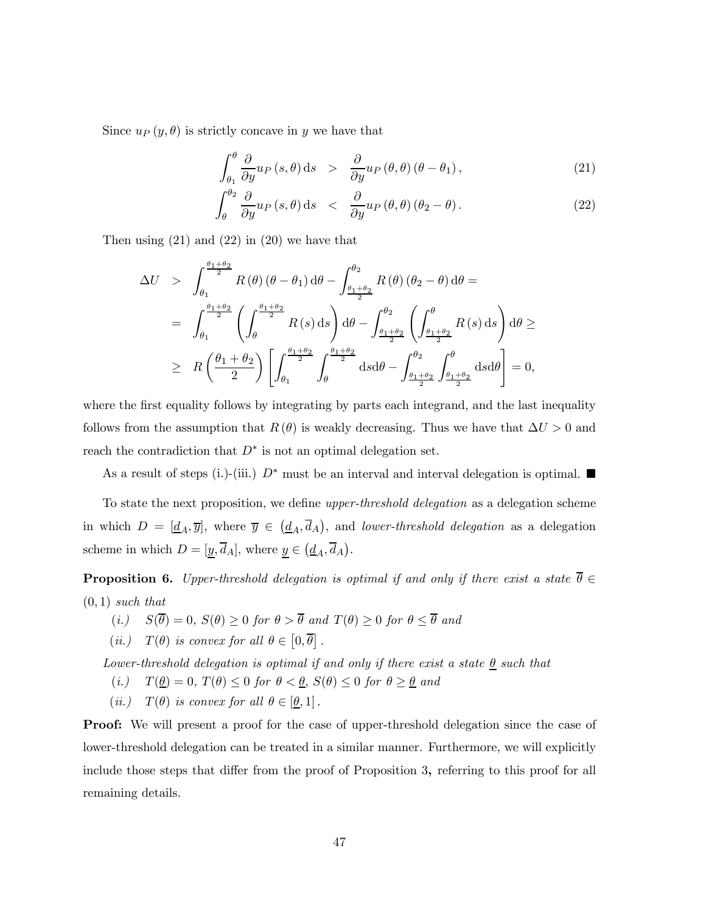Since $u_P(y,\theta)$ is strictly concave in $y$ we have that

$$\int_{\theta_1}^{\theta} \frac{\partial}{\partial y} u_P(s,\theta)\,\mathrm{d}s \quad > \quad \frac{\partial}{\partial y} u_P(\theta,\theta)(\theta-\theta_1), \tag{21}$$

$$\int_{\theta}^{\theta_2} \frac{\partial}{\partial y} u_P(s,\theta)\,\mathrm{d}s \quad < \quad \frac{\partial}{\partial y} u_P(\theta,\theta)(\theta_2-\theta). \tag{22}$$

Then using (21) and (22) in (20) we have that

$$\begin{aligned}
\Delta U \quad &> \quad \int_{\theta_1}^{\frac{\theta_1+\theta_2}{2}} R(\theta)(\theta-\theta_1)\,\mathrm{d}\theta - \int_{\frac{\theta_1+\theta_2}{2}}^{\theta_2} R(\theta)(\theta_2-\theta)\,\mathrm{d}\theta = \\
&= \quad \int_{\theta_1}^{\frac{\theta_1+\theta_2}{2}} \left( \int_{\theta}^{\frac{\theta_1+\theta_2}{2}} R(s)\,\mathrm{d}s \right) \mathrm{d}\theta - \int_{\frac{\theta_1+\theta_2}{2}}^{\theta_2} \left( \int_{\frac{\theta_1+\theta_2}{2}}^{\theta} R(s)\,\mathrm{d}s \right) \mathrm{d}\theta \geq \\
&\geq \quad R\left(\frac{\theta_1+\theta_2}{2}\right) \left[ \int_{\theta_1}^{\frac{\theta_1+\theta_2}{2}} \int_{\theta}^{\frac{\theta_1+\theta_2}{2}} \mathrm{d}s\mathrm{d}\theta - \int_{\frac{\theta_1+\theta_2}{2}}^{\theta_2} \int_{\frac{\theta_1+\theta_2}{2}}^{\theta} \mathrm{d}s\mathrm{d}\theta \right] = 0,
\end{aligned}$$

where the first equality follows by integrating by parts each integrand, and the last inequality follows from the assumption that $R(\theta)$ is weakly decreasing. Thus we have that $\Delta U > 0$ and reach the contradiction that $D^*$ is not an optimal delegation set.

As a result of steps (i.)-(iii.) $D^*$ must be an interval and interval delegation is optimal. ■

To state the next proposition, we define *upper-threshold delegation* as a delegation scheme in which $D = [\underline{d}_A, \overline{y}]$, where $\overline{y} \in (\underline{d}_A, \overline{d}_A)$, and *lower-threshold delegation* as a delegation scheme in which $D = [\underline{y}, \overline{d}_A]$, where $\underline{y} \in (\underline{d}_A, \overline{d}_A)$.

**Proposition 6.** *Upper-threshold delegation is optimal if and only if there exist a state $\overline{\theta} \in (0,1)$ such that*

*(i.)* $\quad S(\overline{\theta}) = 0$, $S(\theta) \geq 0$ *for* $\theta > \overline{\theta}$ *and* $T(\theta) \geq 0$ *for* $\theta \leq \overline{\theta}$ *and*

*(ii.)* $\quad T(\theta)$ *is convex for all* $\theta \in [0, \overline{\theta}]$.

*Lower-threshold delegation is optimal if and only if there exist a state $\underline{\theta}$ such that*

*(i.)* $\quad T(\underline{\theta}) = 0$, $T(\theta) \leq 0$ *for* $\theta < \underline{\theta}$, $S(\theta) \leq 0$ *for* $\theta \geq \underline{\theta}$ *and*

*(ii.)* $\quad T(\theta)$ *is convex for all* $\theta \in [\underline{\theta}, 1]$.

**Proof:** We will present a proof for the case of upper-threshold delegation since the case of lower-threshold delegation can be treated in a similar manner. Furthermore, we will explicitly include those steps that differ from the proof of Proposition 3**,** referring to this proof for all remaining details.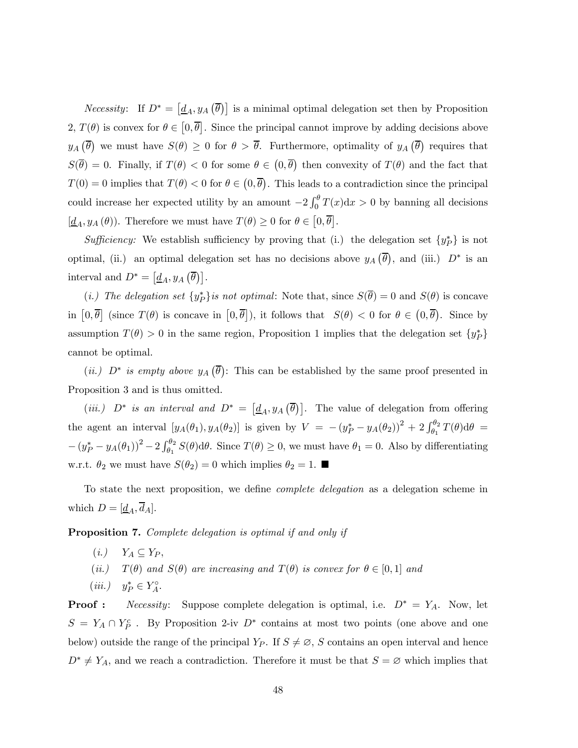*Necessity*: If $D^* = [\underline{d}_A, y_A(\overline{\theta})]$ is a minimal optimal delegation set then by Proposition 2, $T(\theta)$ is convex for $\theta \in [0, \overline{\theta}]$. Since the principal cannot improve by adding decisions above $y_A(\overline{\theta})$ we must have $S(\theta) \geq 0$ for $\theta > \overline{\theta}$. Furthermore, optimality of $y_A(\overline{\theta})$ requires that $S(\overline{\theta}) = 0$. Finally, if $T(\theta) < 0$ for some $\theta \in (0, \overline{\theta})$ then convexity of $T(\theta)$ and the fact that $T(0) = 0$ implies that $T(\theta) < 0$ for $\theta \in (0, \overline{\theta})$. This leads to a contradiction since the principal could increase her expected utility by an amount $-2\int_0^{\theta} T(x)\mathrm{d}x > 0$ by banning all decisions $[\underline{d}_A, y_A(\theta))$. Therefore we must have $T(\theta) \geq 0$ for $\theta \in [0, \overline{\theta}]$.

*Sufficiency:* We establish sufficiency by proving that (i.) the delegation set $\{y_P^*\}$ is not optimal, (ii.) an optimal delegation set has no decisions above $y_A(\overline{\theta})$, and (iii.) $D^*$ is an interval and $D^* = [\underline{d}_A, y_A(\overline{\theta})]$.

(*i.) The delegation set* $\{y_P^*\}$*is not optimal*: Note that, since $S(\overline{\theta}) = 0$ and $S(\theta)$ is concave in $[0, \overline{\theta}]$ (since $T(\theta)$ is concave in $[0, \overline{\theta}]$), it follows that $S(\theta) < 0$ for $\theta \in (0, \overline{\theta})$. Since by assumption $T(\theta) > 0$ in the same region, Proposition 1 implies that the delegation set $\{y_P^*\}$ cannot be optimal.

(*ii.) $D^*$ is empty above $y_A(\overline{\theta})$*: This can be established by the same proof presented in Proposition 3 and is thus omitted.

(*iii.) $D^*$ is an interval and $D^* = [\underline{d}_A, y_A(\overline{\theta})]$*. The value of delegation from offering the agent an interval $[y_A(\theta_1), y_A(\theta_2)]$ is given by $V = -(y_P^* - y_A(\theta_2))^2 + 2\int_{\theta_1}^{\theta_2} T(\theta)\mathrm{d}\theta = -(y_P^* - y_A(\theta_1))^2 - 2\int_{\theta_1}^{\theta_2} S(\theta)\mathrm{d}\theta$. Since $T(\theta) \geq 0$, we must have $\theta_1 = 0$. Also by differentiating w.r.t. $\theta_2$ we must have $S(\theta_2) = 0$ which implies $\theta_2 = 1$. ■

To state the next proposition, we define *complete delegation* as a delegation scheme in which $D = [\underline{d}_A, \overline{d}_A]$.

**Proposition 7.** *Complete delegation is optimal if and only if*

(*i.*) $Y_A \subseteq Y_P$,

(*ii.*) *$T(\theta)$ and $S(\theta)$ are increasing and $T(\theta)$ is convex for $\theta \in [0, 1]$ and*

(*iii.*) $y_P^* \in Y_A^{\circ}$.

**Proof :** *Necessity*: Suppose complete delegation is optimal, i.e. $D^* = Y_A$. Now, let $S = Y_A \cap Y_P^c$ . By Proposition 2-iv $D^*$ contains at most two points (one above and one below) outside the range of the principal $Y_P$. If $S \neq \varnothing$, $S$ contains an open interval and hence $D^* \neq Y_A$, and we reach a contradiction. Therefore it must be that $S = \varnothing$ which implies that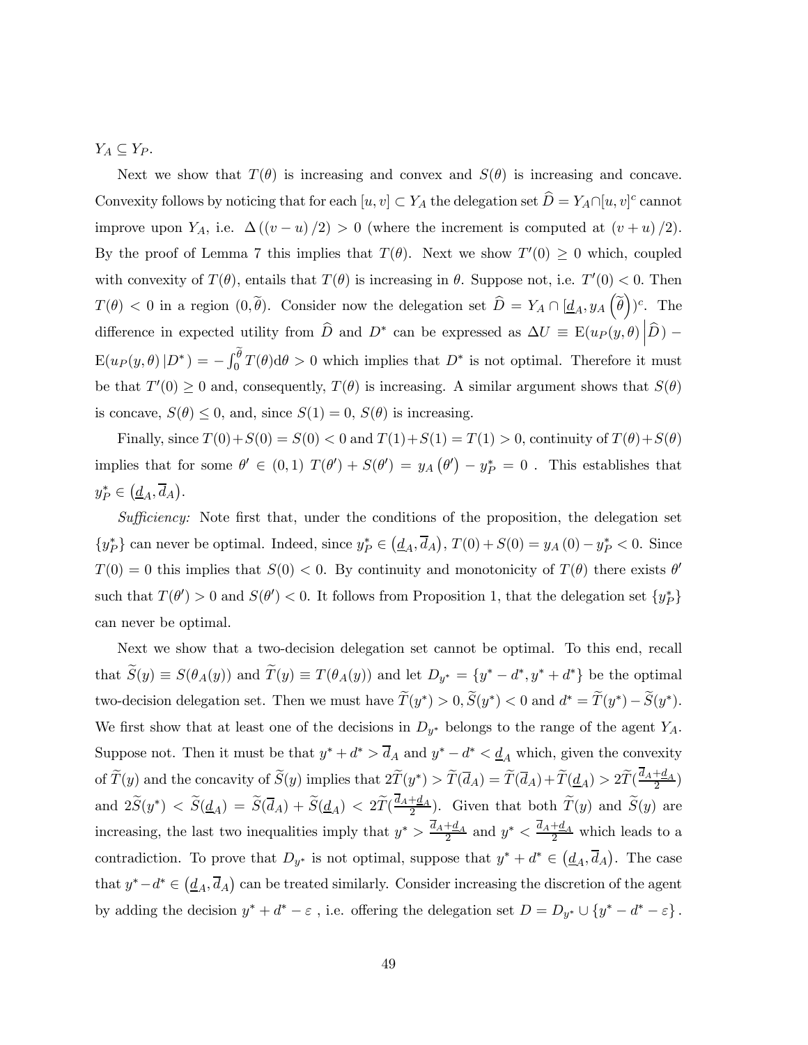$Y_A \subseteq Y_P$.

Next we show that $T(\theta)$ is increasing and convex and $S(\theta)$ is increasing and concave. Convexity follows by noticing that for each $[u,v] \subset Y_A$ the delegation set $\widehat{D} = Y_A \cap [u,v]^c$ cannot improve upon $Y_A$, i.e. $\Delta((v-u)/2) > 0$ (where the increment is computed at $(v+u)/2$). By the proof of Lemma 7 this implies that $T(\theta)$. Next we show $T'(0) \geq 0$ which, coupled with convexity of $T(\theta)$, entails that $T(\theta)$ is increasing in $\theta$. Suppose not, i.e. $T'(0) < 0$. Then $T(\theta) < 0$ in a region $(0, \widetilde{\theta})$. Consider now the delegation set $\widehat{D} = Y_A \cap [\underline{d}_A, y_A(\widetilde{\theta}))^c$. The difference in expected utility from $\widehat{D}$ and $D^*$ can be expressed as $\Delta U \equiv \mathrm{E}(u_P(y,\theta) \left| \widehat{D} \right.) - \mathrm{E}(u_P(y,\theta) \left| D^* \right.) = -\int_0^{\widetilde{\theta}} T(\theta) \mathrm{d}\theta > 0$ which implies that $D^*$ is not optimal. Therefore it must be that $T'(0) \geq 0$ and, consequently, $T(\theta)$ is increasing. A similar argument shows that $S(\theta)$ is concave, $S(\theta) \leq 0$, and, since $S(1) = 0$, $S(\theta)$ is increasing.

Finally, since $T(0)+S(0) = S(0) < 0$ and $T(1)+S(1) = T(1) > 0$, continuity of $T(\theta)+S(\theta)$ implies that for some $\theta' \in (0,1)$ $T(\theta') + S(\theta') = y_A(\theta') - y_P^* = 0$ . This establishes that $y_P^* \in (\underline{d}_A, \overline{d}_A)$.

*Sufficiency:* Note first that, under the conditions of the proposition, the delegation set $\{y_P^*\}$ can never be optimal. Indeed, since $y_P^* \in (\underline{d}_A, \overline{d}_A)$, $T(0) + S(0) = y_A(0) - y_P^* < 0$. Since $T(0) = 0$ this implies that $S(0) < 0$. By continuity and monotonicity of $T(\theta)$ there exists $\theta'$ such that $T(\theta') > 0$ and $S(\theta') < 0$. It follows from Proposition 1, that the delegation set $\{y_P^*\}$ can never be optimal.

Next we show that a two-decision delegation set cannot be optimal. To this end, recall that $\widetilde{S}(y) \equiv S(\theta_A(y))$ and $\widetilde{T}(y) \equiv T(\theta_A(y))$ and let $D_{y^*} = \{y^* - d^*, y^* + d^*\}$ be the optimal two-decision delegation set. Then we must have $\widetilde{T}(y^*) > 0, \widetilde{S}(y^*) < 0$ and $d^* = \widetilde{T}(y^*) - \widetilde{S}(y^*)$. We first show that at least one of the decisions in $D_{y^*}$ belongs to the range of the agent $Y_A$. Suppose not. Then it must be that $y^* + d^* > \overline{d}_A$ and $y^* - d^* < \underline{d}_A$ which, given the convexity of $\widetilde{T}(y)$ and the concavity of $\widetilde{S}(y)$ implies that $2\widetilde{T}(y^*) > \widetilde{T}(\overline{d}_A) = \widetilde{T}(\overline{d}_A) + \widetilde{T}(\underline{d}_A) > 2\widetilde{T}(\frac{\overline{d}_A + \underline{d}_A}{2})$ and $2\widetilde{S}(y^*) < \widetilde{S}(\underline{d}_A) = \widetilde{S}(\overline{d}_A) + \widetilde{S}(\underline{d}_A) < 2\widetilde{T}(\frac{\overline{d}_A + \underline{d}_A}{2})$. Given that both $\widetilde{T}(y)$ and $\widetilde{S}(y)$ are increasing, the last two inequalities imply that $y^* > \frac{\overline{d}_A + \underline{d}_A}{2}$ and $y^* < \frac{\overline{d}_A + \underline{d}_A}{2}$ which leads to a contradiction. To prove that $D_{y^*}$ is not optimal, suppose that $y^* + d^* \in (\underline{d}_A, \overline{d}_A)$. The case that $y^* - d^* \in (\underline{d}_A, \overline{d}_A)$ can be treated similarly. Consider increasing the discretion of the agent by adding the decision $y^* + d^* - \varepsilon$ , i.e. offering the delegation set $D = D_{y^*} \cup \{y^* - d^* - \varepsilon\}$.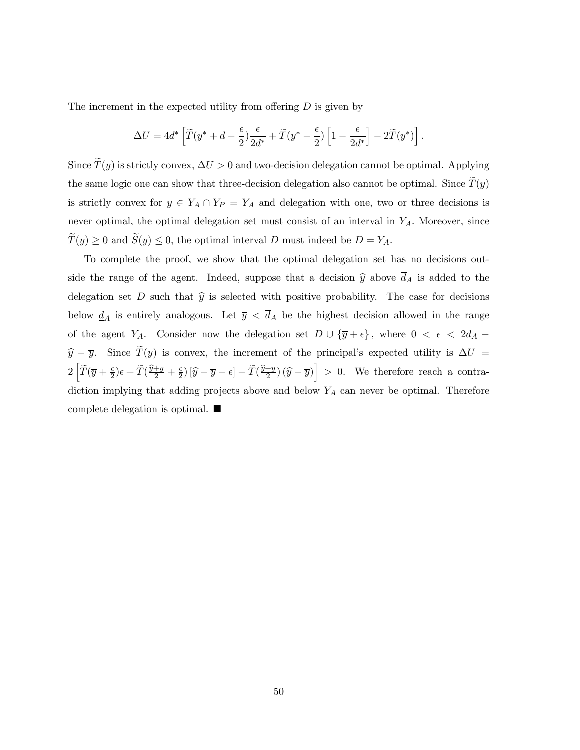The increment in the expected utility from offering $D$ is given by

$$\Delta U = 4d^* \left[ \widetilde{T}(y^* + d - \frac{\epsilon}{2})\frac{\epsilon}{2d^*} + \widetilde{T}(y^* - \frac{\epsilon}{2}) \left[1 - \frac{\epsilon}{2d^*}\right] - 2\widetilde{T}(y^*) \right].$$

Since $\widetilde{T}(y)$ is strictly convex, $\Delta U > 0$ and two-decision delegation cannot be optimal. Applying the same logic one can show that three-decision delegation also cannot be optimal. Since $\widetilde{T}(y)$ is strictly convex for $y \in Y_A \cap Y_P = Y_A$ and delegation with one, two or three decisions is never optimal, the optimal delegation set must consist of an interval in $Y_A$. Moreover, since $\widetilde{T}(y) \geq 0$ and $\widetilde{S}(y) \leq 0$, the optimal interval $D$ must indeed be $D = Y_A$.

To complete the proof, we show that the optimal delegation set has no decisions outside the range of the agent. Indeed, suppose that a decision $\widehat{y}$ above $\overline{d}_A$ is added to the delegation set $D$ such that $\widehat{y}$ is selected with positive probability. The case for decisions below $\underline{d}_A$ is entirely analogous. Let $\overline{y} < \overline{d}_A$ be the highest decision allowed in the range of the agent $Y_A$. Consider now the delegation set $D \cup \{\overline{y} + \epsilon\}$, where $0 < \epsilon < 2\overline{d}_A - \widehat{y} - \overline{y}$. Since $\widetilde{T}(y)$ is convex, the increment of the principal's expected utility is $\Delta U = 2\left[\widetilde{T}(\overline{y} + \frac{\epsilon}{2})\epsilon + \widetilde{T}(\frac{\widehat{y}+\overline{y}}{2} + \frac{\epsilon}{2})\left[\widehat{y} - \overline{y} - \epsilon\right] - \widetilde{T}(\frac{\widehat{y}+\overline{y}}{2})\left(\widehat{y} - \overline{y}\right)\right] > 0$. We therefore reach a contradiction implying that adding projects above and below $Y_A$ can never be optimal. Therefore complete delegation is optimal. ■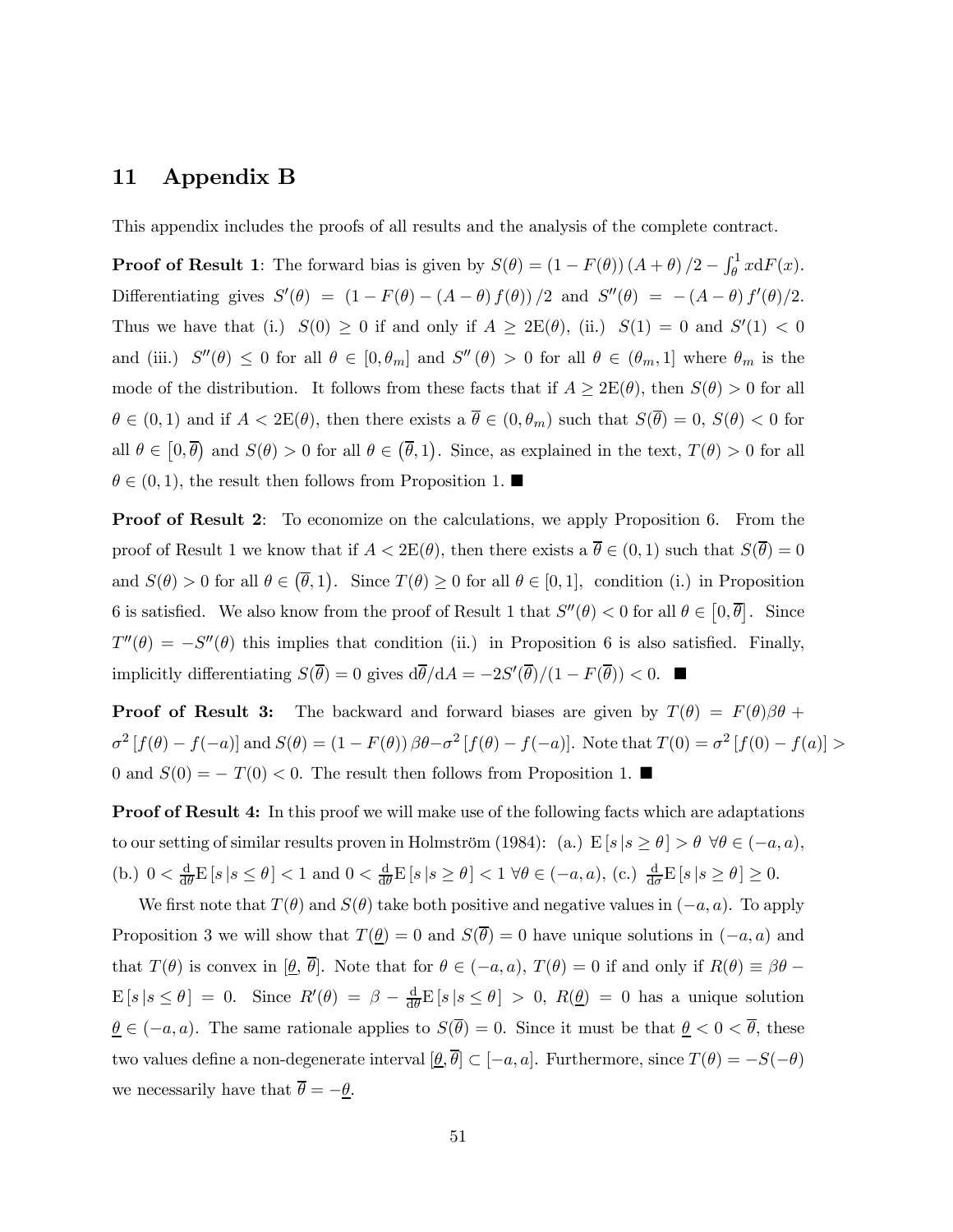## 11 Appendix B

This appendix includes the proofs of all results and the analysis of the complete contract.

**Proof of Result 1**: The forward bias is given by $S(\theta) = (1 - F(\theta))(A + \theta)/2 - \int_\theta^1 x \mathrm{d}F(x)$. Differentiating gives $S'(\theta) = (1 - F(\theta) - (A - \theta) f(\theta))/2$ and $S''(\theta) = -(A - \theta) f'(\theta)/2$. Thus we have that (i.) $S(0) \geq 0$ if and only if $A \geq 2\mathrm{E}(\theta)$, (ii.) $S(1) = 0$ and $S'(1) < 0$ and (iii.) $S''(\theta) \leq 0$ for all $\theta \in [0, \theta_m]$ and $S''(\theta) > 0$ for all $\theta \in (\theta_m, 1]$ where $\theta_m$ is the mode of the distribution. It follows from these facts that if $A \geq 2\mathrm{E}(\theta)$, then $S(\theta) > 0$ for all $\theta \in (0, 1)$ and if $A < 2\mathrm{E}(\theta)$, then there exists a $\overline{\theta} \in (0, \theta_m)$ such that $S(\overline{\theta}) = 0$, $S(\theta) < 0$ for all $\theta \in [0, \overline{\theta})$ and $S(\theta) > 0$ for all $\theta \in (\overline{\theta}, 1)$. Since, as explained in the text, $T(\theta) > 0$ for all $\theta \in (0, 1)$, the result then follows from Proposition 1. ■

**Proof of Result 2**: To economize on the calculations, we apply Proposition 6. From the proof of Result 1 we know that if $A < 2\mathrm{E}(\theta)$, then there exists a $\overline{\theta} \in (0, 1)$ such that $S(\overline{\theta}) = 0$ and $S(\theta) > 0$ for all $\theta \in (\overline{\theta}, 1)$. Since $T(\theta) \geq 0$ for all $\theta \in [0, 1]$, condition (i.) in Proposition 6 is satisfied. We also know from the proof of Result 1 that $S''(\theta) < 0$ for all $\theta \in [0, \overline{\theta}]$. Since $T''(\theta) = -S''(\theta)$ this implies that condition (ii.) in Proposition 6 is also satisfied. Finally, implicitly differentiating $S(\overline{\theta}) = 0$ gives $\mathrm{d}\overline{\theta}/\mathrm{d}A = -2S'(\overline{\theta})/(1 - F(\overline{\theta})) < 0$. ■

**Proof of Result 3:** The backward and forward biases are given by $T(\theta) = F(\theta)\beta\theta + \sigma^2 [f(\theta) - f(-a)]$ and $S(\theta) = (1 - F(\theta))\beta\theta - \sigma^2 [f(\theta) - f(-a)]$. Note that $T(0) = \sigma^2 [f(0) - f(a)] > 0$ and $S(0) = -T(0) < 0$. The result then follows from Proposition 1. ■

**Proof of Result 4:** In this proof we will make use of the following facts which are adaptations to our setting of similar results proven in Holmström (1984): (a.) $\mathrm{E}[s | s \geq \theta] > \theta \ \forall \theta \in (-a, a)$, (b.) $0 < \frac{\mathrm{d}}{\mathrm{d}\theta}\mathrm{E}[s | s \leq \theta] < 1$ and $0 < \frac{\mathrm{d}}{\mathrm{d}\theta}\mathrm{E}[s | s \geq \theta] < 1 \ \forall \theta \in (-a, a)$, (c.) $\frac{\mathrm{d}}{\mathrm{d}\sigma}\mathrm{E}[s | s \geq \theta] \geq 0$.

We first note that $T(\theta)$ and $S(\theta)$ take both positive and negative values in $(-a, a)$. To apply Proposition 3 we will show that $T(\underline{\theta}) = 0$ and $S(\overline{\theta}) = 0$ have unique solutions in $(-a, a)$ and that $T(\theta)$ is convex in $[\underline{\theta}, \overline{\theta}]$. Note that for $\theta \in (-a, a)$, $T(\theta) = 0$ if and only if $R(\theta) \equiv \beta\theta - \mathrm{E}[s | s \leq \theta] = 0$. Since $R'(\theta) = \beta - \frac{\mathrm{d}}{\mathrm{d}\theta}\mathrm{E}[s | s \leq \theta] > 0$, $R(\underline{\theta}) = 0$ has a unique solution $\underline{\theta} \in (-a, a)$. The same rationale applies to $S(\overline{\theta}) = 0$. Since it must be that $\underline{\theta} < 0 < \overline{\theta}$, these two values define a non-degenerate interval $[\underline{\theta}, \overline{\theta}] \subset [-a, a]$. Furthermore, since $T(\theta) = -S(-\theta)$ we necessarily have that $\overline{\theta} = -\underline{\theta}$.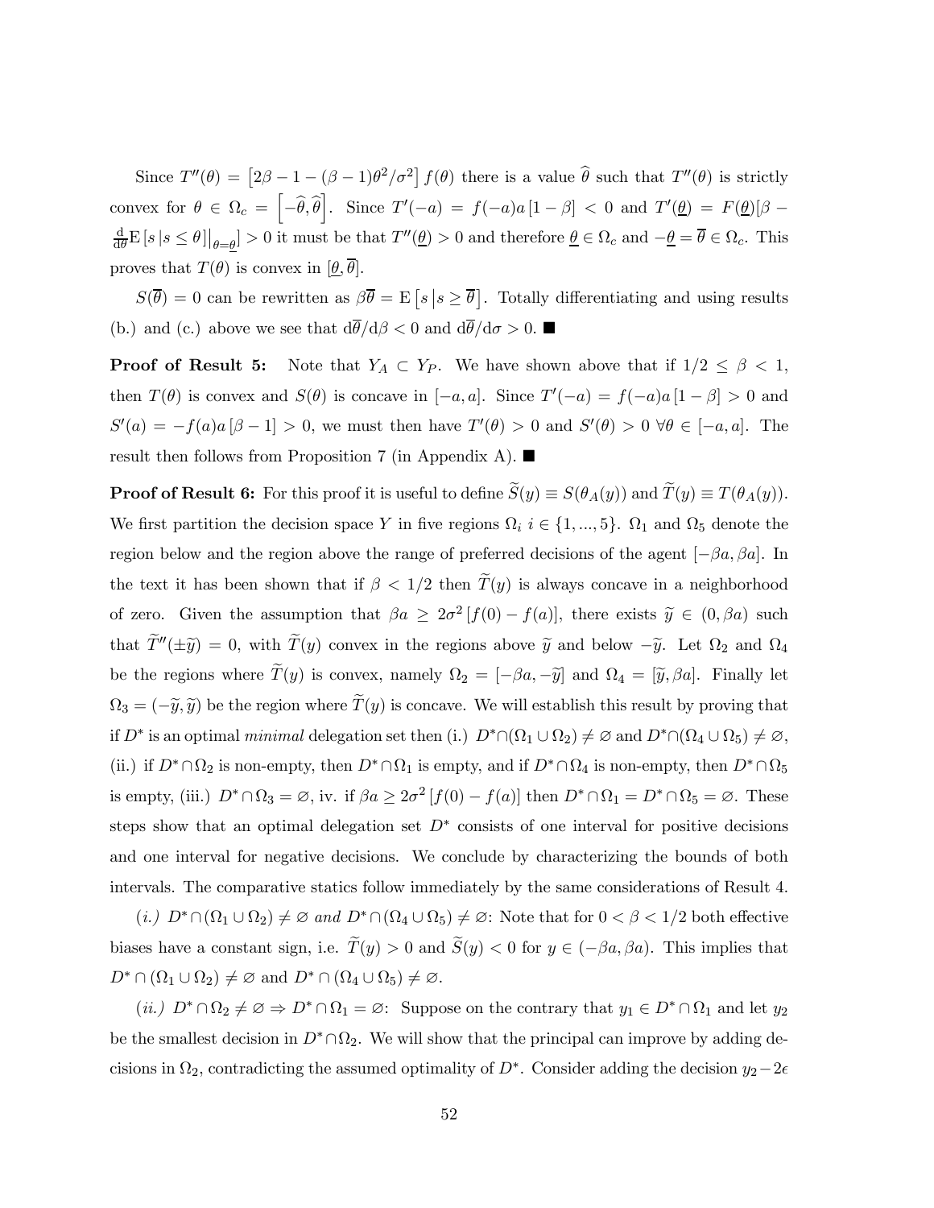Since $T''(\theta) = \left[2\beta - 1 - (\beta-1)\theta^2/\sigma^2\right] f(\theta)$ there is a value $\widehat{\theta}$ such that $T''(\theta)$ is strictly convex for $\theta \in \Omega_c = \left[-\widehat{\theta}, \widehat{\theta}\right]$. Since $T'(-a) = f(-a)a\left[1-\beta\right] < 0$ and $T'(\underline{\theta}) = F(\underline{\theta})[\beta - \frac{\mathrm{d}}{\mathrm{d}\theta}\mathrm{E}\left[s \left| s \leq \theta\right]\right|_{\theta=\underline{\theta}}] > 0$ it must be that $T''(\underline{\theta}) > 0$ and therefore $\underline{\theta} \in \Omega_c$ and $-\underline{\theta} = \overline{\theta} \in \Omega_c$. This proves that $T(\theta)$ is convex in $[\underline{\theta}, \overline{\theta}]$.

$S(\overline{\theta}) = 0$ can be rewritten as $\beta\overline{\theta} = \mathrm{E}\left[s \left| s \geq \overline{\theta}\right.\right]$. Totally differentiating and using results (b.) and (c.) above we see that $\mathrm{d}\overline{\theta}/\mathrm{d}\beta < 0$ and $\mathrm{d}\overline{\theta}/\mathrm{d}\sigma > 0$. ■

**Proof of Result 5:** Note that $Y_A \subset Y_P$. We have shown above that if $1/2 \leq \beta < 1$, then $T(\theta)$ is convex and $S(\theta)$ is concave in $[-a, a]$. Since $T'(-a) = f(-a)a\left[1-\beta\right] > 0$ and $S'(a) = -f(a)a\left[\beta - 1\right] > 0$, we must then have $T'(\theta) > 0$ and $S'(\theta) > 0$ $\forall \theta \in [-a, a]$. The result then follows from Proposition 7 (in Appendix A). ■

**Proof of Result 6:** For this proof it is useful to define $\widetilde{S}(y) \equiv S(\theta_A(y))$ and $\widetilde{T}(y) \equiv T(\theta_A(y))$. We first partition the decision space $Y$ in five regions $\Omega_i$ $i \in \{1, ..., 5\}$. $\Omega_1$ and $\Omega_5$ denote the region below and the region above the range of preferred decisions of the agent $[-\beta a, \beta a]$. In the text it has been shown that if $\beta < 1/2$ then $\widetilde{T}(y)$ is always concave in a neighborhood of zero. Given the assumption that $\beta a \geq 2\sigma^2\left[f(0) - f(a)\right]$, there exists $\widetilde{y} \in (0, \beta a)$ such that $\widetilde{T}''(\pm\widetilde{y}) = 0$, with $\widetilde{T}(y)$ convex in the regions above $\widetilde{y}$ and below $-\widetilde{y}$. Let $\Omega_2$ and $\Omega_4$ be the regions where $\widetilde{T}(y)$ is convex, namely $\Omega_2 = [-\beta a, -\widetilde{y}]$ and $\Omega_4 = [\widetilde{y}, \beta a]$. Finally let $\Omega_3 = (-\widetilde{y}, \widetilde{y})$ be the region where $\widetilde{T}(y)$ is concave. We will establish this result by proving that if $D^*$ is an optimal *minimal* delegation set then (i.) $D^* \cap (\Omega_1 \cup \Omega_2) \neq \varnothing$ and $D^* \cap (\Omega_4 \cup \Omega_5) \neq \varnothing$, (ii.) if $D^* \cap \Omega_2$ is non-empty, then $D^* \cap \Omega_1$ is empty, and if $D^* \cap \Omega_4$ is non-empty, then $D^* \cap \Omega_5$ is empty, (iii.) $D^* \cap \Omega_3 = \varnothing$, iv. if $\beta a \geq 2\sigma^2\left[f(0) - f(a)\right]$ then $D^* \cap \Omega_1 = D^* \cap \Omega_5 = \varnothing$. These steps show that an optimal delegation set $D^*$ consists of one interval for positive decisions and one interval for negative decisions. We conclude by characterizing the bounds of both intervals. The comparative statics follow immediately by the same considerations of Result 4.

*(i.)* $D^* \cap (\Omega_1 \cup \Omega_2) \neq \varnothing$ *and* $D^* \cap (\Omega_4 \cup \Omega_5) \neq \varnothing$: Note that for $0 < \beta < 1/2$ both effective biases have a constant sign, i.e. $\widetilde{T}(y) > 0$ and $\widetilde{S}(y) < 0$ for $y \in (-\beta a, \beta a)$. This implies that $D^* \cap (\Omega_1 \cup \Omega_2) \neq \varnothing$ and $D^* \cap (\Omega_4 \cup \Omega_5) \neq \varnothing$.

*(ii.)* $D^* \cap \Omega_2 \neq \varnothing \Rightarrow D^* \cap \Omega_1 = \varnothing$: Suppose on the contrary that $y_1 \in D^* \cap \Omega_1$ and let $y_2$ be the smallest decision in $D^* \cap \Omega_2$. We will show that the principal can improve by adding decisions in $\Omega_2$, contradicting the assumed optimality of $D^*$. Consider adding the decision $y_2 - 2\epsilon$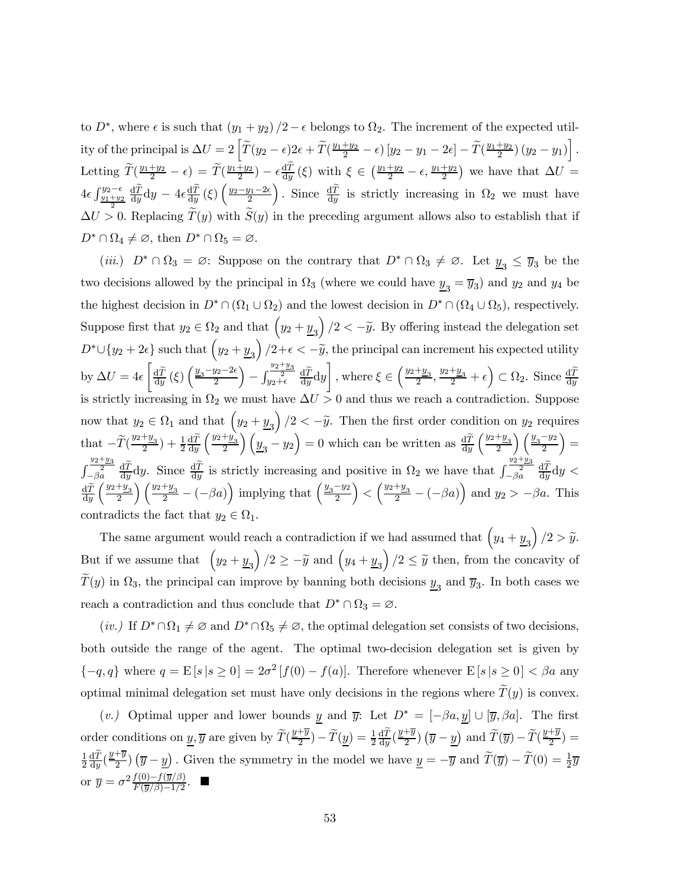to $D^*$, where $\epsilon$ is such that $(y_1+y_2)/2-\epsilon$ belongs to $\Omega_2$. The increment of the expected utility of the principal is $\Delta U = 2\left[\widetilde{T}(y_2-\epsilon)2\epsilon + \widetilde{T}(\frac{y_1+y_2}{2}-\epsilon)\left[y_2-y_1-2\epsilon\right] - \widetilde{T}(\frac{y_1+y_2}{2})\left(y_2-y_1\right)\right]$. Letting $\widetilde{T}(\frac{y_1+y_2}{2}-\epsilon) = \widetilde{T}(\frac{y_1+y_2}{2}) - \epsilon\frac{\mathrm{d}\widetilde{T}}{\mathrm{d}y}(\xi)$ with $\xi \in \left(\frac{y_1+y_2}{2}-\epsilon, \frac{y_1+y_2}{2}\right)$ we have that $\Delta U = 4\epsilon\int_{\frac{y_1+y_2}{2}}^{y_2-\epsilon}\frac{\mathrm{d}\widetilde{T}}{\mathrm{d}y}\mathrm{d}y - 4\epsilon\frac{\mathrm{d}\widetilde{T}}{\mathrm{d}y}(\xi)\left(\frac{y_2-y_1-2\epsilon}{2}\right)$. Since $\frac{\mathrm{d}\widetilde{T}}{\mathrm{d}y}$ is strictly increasing in $\Omega_2$ we must have $\Delta U > 0$. Replacing $\widetilde{T}(y)$ with $\widetilde{S}(y)$ in the preceding argument allows also to establish that if $D^*\cap\Omega_4 \neq \varnothing$, then $D^*\cap\Omega_5 = \varnothing$.

*(iii.)* $D^*\cap\Omega_3 = \varnothing$: Suppose on the contrary that $D^*\cap\Omega_3 \neq \varnothing$. Let $\underline{y}_3 \le \overline{y}_3$ be the two decisions allowed by the principal in $\Omega_3$ (where we could have $\underline{y}_3 = \overline{y}_3$) and $y_2$ and $y_4$ be the highest decision in $D^*\cap(\Omega_1\cup\Omega_2)$ and the lowest decision in $D^*\cap(\Omega_4\cup\Omega_5)$, respectively. Suppose first that $y_2\in\Omega_2$ and that $\left(y_2+\underline{y}_3\right)/2 < -\widetilde{y}$. By offering instead the delegation set $D^*\cup\{y_2+2\epsilon\}$ such that $\left(y_2+\underline{y}_3\right)/2+\epsilon < -\widetilde{y}$, the principal can increment his expected utility by $\Delta U = 4\epsilon\left[\frac{\mathrm{d}\widetilde{T}}{\mathrm{d}y}(\xi)\left(\frac{\underline{y}_3-y_2-2\epsilon}{2}\right) - \int_{y_2+\epsilon}^{\frac{y_2+\underline{y}_3}{2}}\frac{\mathrm{d}\widetilde{T}}{\mathrm{d}y}\mathrm{d}y\right]$, where $\xi\in\left(\frac{y_2+\underline{y}_3}{2}, \frac{y_2+\underline{y}_3}{2}+\epsilon\right)\subset\Omega_2$. Since $\frac{\mathrm{d}\widetilde{T}}{\mathrm{d}y}$ is strictly increasing in $\Omega_2$ we must have $\Delta U > 0$ and thus we reach a contradiction. Suppose now that $y_2\in\Omega_1$ and that $\left(y_2+\underline{y}_3\right)/2 < -\widetilde{y}$. Then the first order condition on $y_2$ requires that $-\widetilde{T}(\frac{y_2+\underline{y}_3}{2}) + \frac{1}{2}\frac{\mathrm{d}\widetilde{T}}{\mathrm{d}y}\left(\frac{y_2+\underline{y}_3}{2}\right)\left(\underline{y}_3-y_2\right) = 0$ which can be written as $\frac{\mathrm{d}\widetilde{T}}{\mathrm{d}y}\left(\frac{y_2+\underline{y}_3}{2}\right)\left(\frac{\underline{y}_3-y_2}{2}\right) = \int_{-\beta a}^{\frac{y_2+\underline{y}_3}{2}}\frac{\mathrm{d}\widetilde{T}}{\mathrm{d}y}\mathrm{d}y$. Since $\frac{\mathrm{d}\widetilde{T}}{\mathrm{d}y}$ is strictly increasing and positive in $\Omega_2$ we have that $\int_{-\beta a}^{\frac{y_2+\underline{y}_3}{2}}\frac{\mathrm{d}\widetilde{T}}{\mathrm{d}y}\mathrm{d}y < \frac{\mathrm{d}\widetilde{T}}{\mathrm{d}y}\left(\frac{y_2+\underline{y}_3}{2}\right)\left(\frac{y_2+\underline{y}_3}{2}-(-\beta a)\right)$ implying that $\left(\frac{\underline{y}_3-y_2}{2}\right) < \left(\frac{y_2+\underline{y}_3}{2}-(-\beta a)\right)$ and $y_2 > -\beta a$. This contradicts the fact that $y_2\in\Omega_1$.

The same argument would reach a contradiction if we had assumed that $\left(y_4+\underline{y}_3\right)/2 > \widetilde{y}$. But if we assume that $\left(y_2+\underline{y}_3\right)/2 \ge -\widetilde{y}$ and $\left(y_4+\underline{y}_3\right)/2 \le \widetilde{y}$ then, from the concavity of $\widetilde{T}(y)$ in $\Omega_3$, the principal can improve by banning both decisions $\underline{y}_3$ and $\overline{y}_3$. In both cases we reach a contradiction and thus conclude that $D^*\cap\Omega_3 = \varnothing$.

*(iv.)* If $D^*\cap\Omega_1 \neq \varnothing$ and $D^*\cap\Omega_5 \neq \varnothing$, the optimal delegation set consists of two decisions, both outside the range of the agent. The optimal two-decision delegation set is given by $\{-q, q\}$ where $q = \mathrm{E}\left[s\,|s\ge 0\right] = 2\sigma^2\left[f(0)-f(a)\right]$. Therefore whenever $\mathrm{E}\left[s\,|s\ge 0\right] < \beta a$ any optimal minimal delegation set must have only decisions in the regions where $\widetilde{T}(y)$ is convex.

*(v.)* Optimal upper and lower bounds $\underline{y}$ and $\overline{y}$: Let $D^* = [-\beta a, \underline{y}]\cup[\overline{y}, \beta a]$. The first order conditions on $\underline{y}, \overline{y}$ are given by $\widetilde{T}(\frac{\underline{y}+\overline{y}}{2}) - \widetilde{T}(\underline{y}) = \frac{1}{2}\frac{\mathrm{d}\widetilde{T}}{\mathrm{d}y}(\frac{\underline{y}+\overline{y}}{2})\left(\overline{y}-\underline{y}\right)$ and $\widetilde{T}(\overline{y}) - \widetilde{T}(\frac{\underline{y}+\overline{y}}{2}) = \frac{1}{2}\frac{\mathrm{d}\widetilde{T}}{\mathrm{d}y}(\frac{\underline{y}+\overline{y}}{2})\left(\overline{y}-\underline{y}\right)$. Given the symmetry in the model we have $\underline{y} = -\overline{y}$ and $\widetilde{T}(\overline{y}) - \widetilde{T}(0) = \frac{1}{2}\overline{y}$ or $\overline{y} = \sigma^2\frac{f(0)-f(\overline{y}/\beta)}{F(\overline{y}/\beta)-1/2}$. ■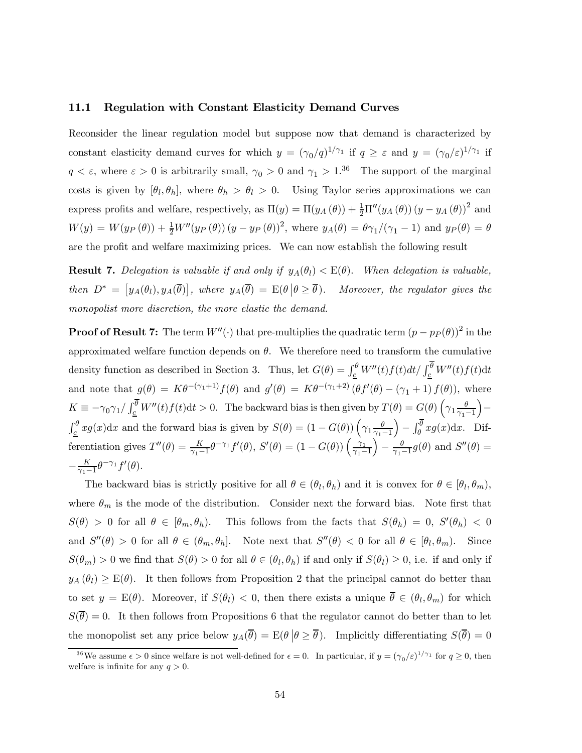### 11.1 Regulation with Constant Elasticity Demand Curves

Reconsider the linear regulation model but suppose now that demand is characterized by constant elasticity demand curves for which $y = (\gamma_0/q)^{1/\gamma_1}$ if $q \geq \varepsilon$ and $y = (\gamma_0/\varepsilon)^{1/\gamma_1}$ if $q < \varepsilon$, where $\varepsilon > 0$ is arbitrarily small, $\gamma_0 > 0$ and $\gamma_1 > 1$.[36] The support of the marginal costs is given by $[\theta_l, \theta_h]$, where $\theta_h > \theta_l > 0$. Using Taylor series approximations we can express profits and welfare, respectively, as $\Pi(y) = \Pi(y_A(\theta)) + \frac{1}{2}\Pi''(y_A(\theta))(y - y_A(\theta))^2$ and $W(y) = W(y_P(\theta)) + \frac{1}{2}W''(y_P(\theta))(y - y_P(\theta))^2$, where $y_A(\theta) = \theta\gamma_1/(\gamma_1 - 1)$ and $y_P(\theta) = \theta$ are the profit and welfare maximizing prices. We can now establish the following result

**Result 7.** *Delegation is valuable if and only if $y_A(\theta_l) < \mathrm{E}(\theta)$. When delegation is valuable, then $D^* = \left[y_A(\theta_l), y_A(\overline{\theta})\right]$, where $y_A(\overline{\theta}) = \mathrm{E}(\theta \,|\theta \geq \overline{\theta})$. Moreover, the regulator gives the monopolist more discretion, the more elastic the demand.*

**Proof of Result 7:** The term $W''(\cdot)$ that pre-multiplies the quadratic term $(p - p_P(\theta))^2$ in the approximated welfare function depends on $\theta$. We therefore need to transform the cumulative density function as described in Section 3. Thus, let $G(\theta) = \int_{\underline{c}}^{\theta} W''(t)f(t)dt / \int_{\underline{c}}^{\overline{\theta}} W''(t)f(t)\mathrm{d}t$ and note that $g(\theta) = K\theta^{-(\gamma_1+1)}f(\theta)$ and $g'(\theta) = K\theta^{-(\gamma_1+2)}\left(\theta f'(\theta) - (\gamma_1 + 1) f(\theta)\right)$, where $K \equiv -\gamma_0\gamma_1 / \int_{\underline{c}}^{\overline{\theta}} W''(t)f(t)\mathrm{d}t > 0$. The backward bias is then given by $T(\theta) = G(\theta)\left(\gamma_1\frac{\theta}{\gamma_1 - 1}\right) - \int_{\underline{c}}^{\theta} xg(x)\mathrm{d}x$ and the forward bias is given by $S(\theta) = (1 - G(\theta))\left(\gamma_1\frac{\theta}{\gamma_1-1}\right) - \int_{\theta}^{\overline{\theta}} xg(x)\mathrm{d}x$. Differentiation gives $T''(\theta) = \frac{K}{\gamma_1 - 1}\theta^{-\gamma_1}f'(\theta)$, $S'(\theta) = (1 - G(\theta))\left(\frac{\gamma_1}{\gamma_1 - 1}\right) - \frac{\theta}{\gamma_1 - 1}g(\theta)$ and $S''(\theta) = -\frac{K}{\gamma_1 - 1}\theta^{-\gamma_1}f'(\theta)$.

The backward bias is strictly positive for all $\theta \in (\theta_l, \theta_h)$ and it is convex for $\theta \in [\theta_l, \theta_m)$, where $\theta_m$ is the mode of the distribution. Consider next the forward bias. Note first that $S(\theta) > 0$ for all $\theta \in [\theta_m, \theta_h)$. This follows from the facts that $S(\theta_h) = 0$, $S'(\theta_h) < 0$ and $S''(\theta) > 0$ for all $\theta \in (\theta_m, \theta_h]$. Note next that $S''(\theta) < 0$ for all $\theta \in [\theta_l, \theta_m)$. Since $S(\theta_m) > 0$ we find that $S(\theta) > 0$ for all $\theta \in (\theta_l, \theta_h)$ if and only if $S(\theta_l) \geq 0$, i.e. if and only if $y_A(\theta_l) \geq \mathrm{E}(\theta)$. It then follows from Proposition 2 that the principal cannot do better than to set $y = \mathrm{E}(\theta)$. Moreover, if $S(\theta_l) < 0$, then there exists a unique $\overline{\theta} \in (\theta_l, \theta_m)$ for which $S(\overline{\theta}) = 0$. It then follows from Propositions 6 that the regulator cannot do better than to let the monopolist set any price below $y_A(\overline{\theta}) = \mathrm{E}(\theta \,|\theta \geq \overline{\theta})$. Implicitly differentiating $S(\overline{\theta}) = 0$

[36] We assume $\epsilon > 0$ since welfare is not well-defined for $\epsilon = 0$. In particular, if $y = (\gamma_0/\varepsilon)^{1/\gamma_1}$ for $q \geq 0$, then welfare is infinite for any $q > 0$.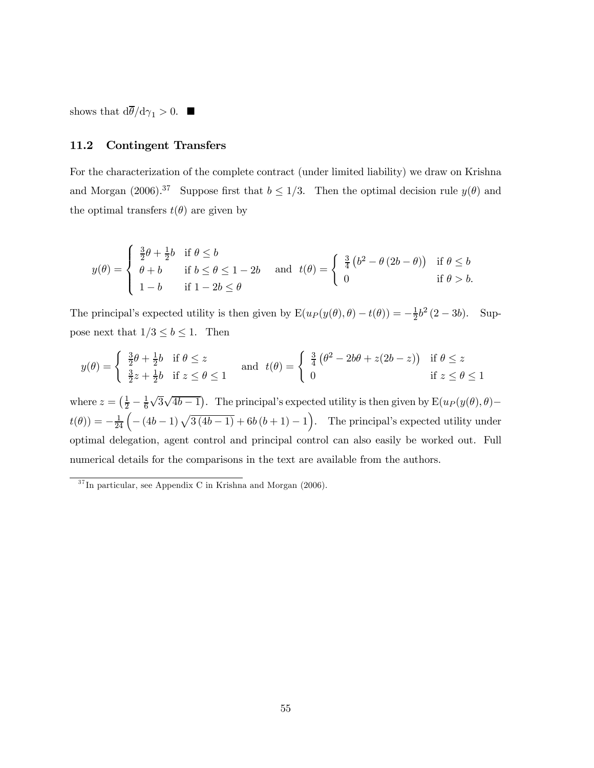shows that $\mathrm{d}\overline{\theta}/\mathrm{d}\gamma_1 > 0$. ■

### 11.2 Contingent Transfers

For the characterization of the complete contract (under limited liability) we draw on Krishna and Morgan (2006).[37] Suppose first that $b \leq 1/3$. Then the optimal decision rule $y(\theta)$ and the optimal transfers $t(\theta)$ are given by

$$y(\theta) = \begin{cases} \frac{3}{2}\theta + \frac{1}{2}b & \text{if } \theta \leq b \\ \theta + b & \text{if } b \leq \theta \leq 1 - 2b \\ 1 - b & \text{if } 1 - 2b \leq \theta \end{cases} \quad \text{and} \quad t(\theta) = \begin{cases} \frac{3}{4}\left(b^2 - \theta\left(2b - \theta\right)\right) & \text{if } \theta \leq b \\ 0 & \text{if } \theta > b. \end{cases}$$

The principal's expected utility is then given by $\mathrm{E}(u_P(y(\theta), \theta) - t(\theta)) = -\frac{1}{2}b^2(2 - 3b)$. Suppose next that $1/3 \leq b \leq 1$. Then

$$y(\theta) = \begin{cases} \frac{3}{2}\theta + \frac{1}{2}b & \text{if } \theta \leq z \\ \frac{3}{2}z + \frac{1}{2}b & \text{if } z \leq \theta \leq 1 \end{cases} \quad \text{and} \quad t(\theta) = \begin{cases} \frac{3}{4}\left(\theta^2 - 2b\theta + z(2b - z)\right) & \text{if } \theta \leq z \\ 0 & \text{if } z \leq \theta \leq 1 \end{cases}$$

where $z = \left(\frac{1}{2} - \frac{1}{6}\sqrt{3}\sqrt{4b - 1}\right)$. The principal's expected utility is then given by $\mathrm{E}(u_P(y(\theta), \theta) - t(\theta)) = -\frac{1}{24}\left(-\left(4b - 1\right)\sqrt{3\left(4b - 1\right)} + 6b\left(b + 1\right) - 1\right)$. The principal's expected utility under optimal delegation, agent control and principal control can also easily be worked out. Full numerical details for the comparisons in the text are available from the authors.

---

[37] In particular, see Appendix C in Krishna and Morgan (2006).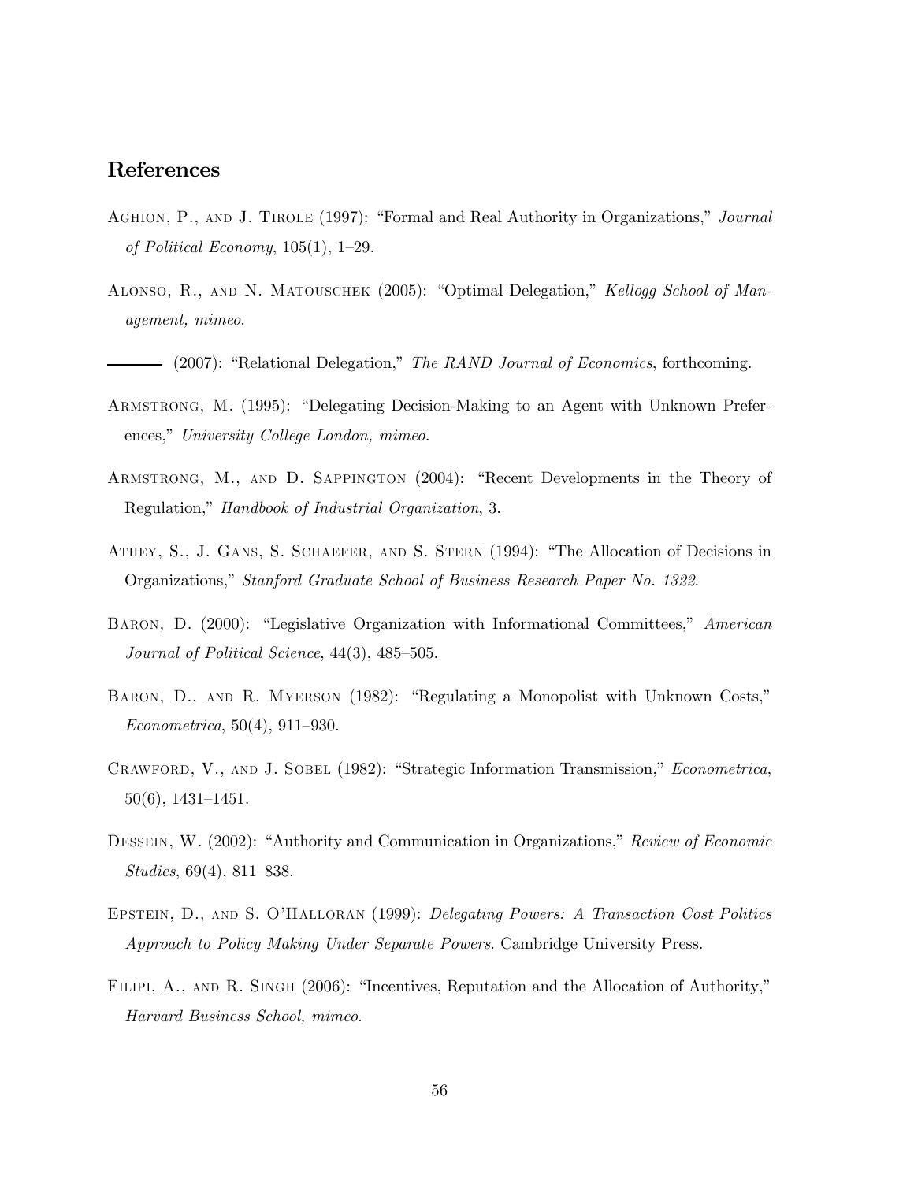## References

Aghion, P., and J. Tirole (1997): "Formal and Real Authority in Organizations," *Journal of Political Economy*, 105(1), 1–29.

Alonso, R., and N. Matouschek (2005): "Optimal Delegation," *Kellogg School of Management, mimeo*.

——— (2007): "Relational Delegation," *The RAND Journal of Economics*, forthcoming.

Armstrong, M. (1995): "Delegating Decision-Making to an Agent with Unknown Preferences," *University College London, mimeo*.

Armstrong, M., and D. Sappington (2004): "Recent Developments in the Theory of Regulation," *Handbook of Industrial Organization*, 3.

Athey, S., J. Gans, S. Schaefer, and S. Stern (1994): "The Allocation of Decisions in Organizations," *Stanford Graduate School of Business Research Paper No. 1322*.

Baron, D. (2000): "Legislative Organization with Informational Committees," *American Journal of Political Science*, 44(3), 485–505.

Baron, D., and R. Myerson (1982): "Regulating a Monopolist with Unknown Costs," *Econometrica*, 50(4), 911–930.

Crawford, V., and J. Sobel (1982): "Strategic Information Transmission," *Econometrica*, 50(6), 1431–1451.

Dessein, W. (2002): "Authority and Communication in Organizations," *Review of Economic Studies*, 69(4), 811–838.

Epstein, D., and S. O'Halloran (1999): *Delegating Powers: A Transaction Cost Politics Approach to Policy Making Under Separate Powers*. Cambridge University Press.

Filipi, A., and R. Singh (2006): "Incentives, Reputation and the Allocation of Authority," *Harvard Business School, mimeo*.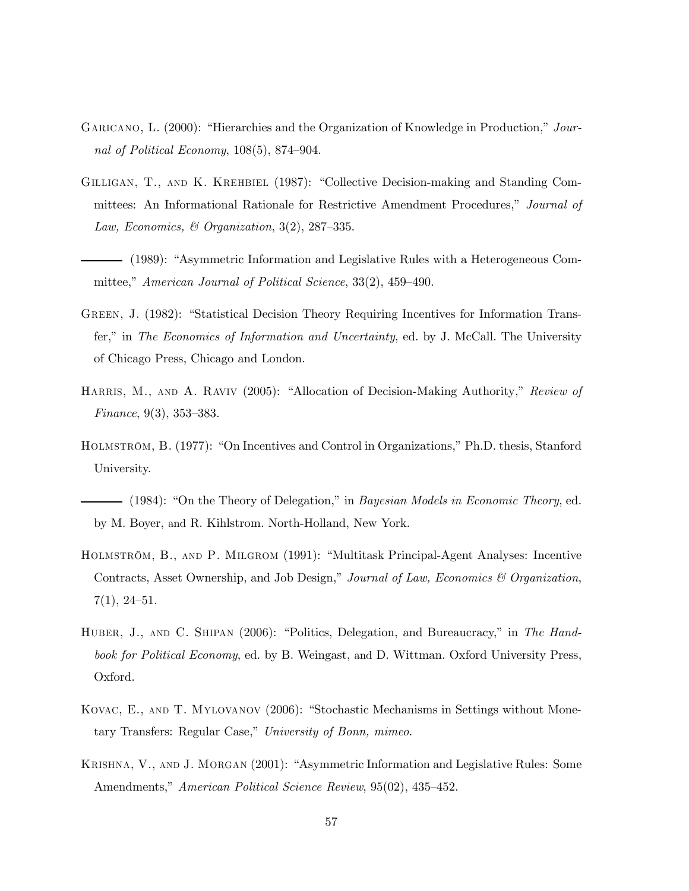Garicano, L. (2000): "Hierarchies and the Organization of Knowledge in Production," *Journal of Political Economy*, 108(5), 874–904.

Gilligan, T., and K. Krehbiel (1987): "Collective Decision-making and Standing Committees: An Informational Rationale for Restrictive Amendment Procedures," *Journal of Law, Economics, & Organization*, 3(2), 287–335.

——— (1989): "Asymmetric Information and Legislative Rules with a Heterogeneous Committee," *American Journal of Political Science*, 33(2), 459–490.

Green, J. (1982): "Statistical Decision Theory Requiring Incentives for Information Transfer," in *The Economics of Information and Uncertainty*, ed. by J. McCall. The University of Chicago Press, Chicago and London.

Harris, M., and A. Raviv (2005): "Allocation of Decision-Making Authority," *Review of Finance*, 9(3), 353–383.

Holmström, B. (1977): "On Incentives and Control in Organizations," Ph.D. thesis, Stanford University.

——— (1984): "On the Theory of Delegation," in *Bayesian Models in Economic Theory*, ed. by M. Boyer, and R. Kihlstrom. North-Holland, New York.

Holmström, B., and P. Milgrom (1991): "Multitask Principal-Agent Analyses: Incentive Contracts, Asset Ownership, and Job Design," *Journal of Law, Economics & Organization*, 7(1), 24–51.

Huber, J., and C. Shipan (2006): "Politics, Delegation, and Bureaucracy," in *The Handbook for Political Economy*, ed. by B. Weingast, and D. Wittman. Oxford University Press, Oxford.

Kovac, E., and T. Mylovanov (2006): "Stochastic Mechanisms in Settings without Monetary Transfers: Regular Case," *University of Bonn, mimeo.*

Krishna, V., and J. Morgan (2001): "Asymmetric Information and Legislative Rules: Some Amendments," *American Political Science Review*, 95(02), 435–452.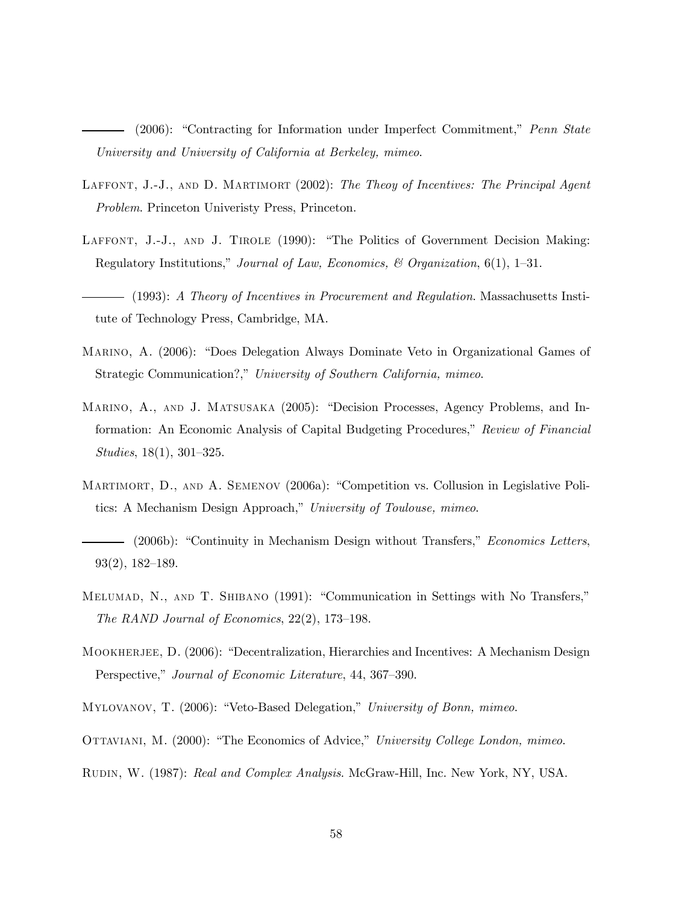——— (2006): "Contracting for Information under Imperfect Commitment," *Penn State University and University of California at Berkeley, mimeo*.

Laffont, J.-J., and D. Martimort (2002): *The Theoy of Incentives: The Principal Agent Problem*. Princeton Univeristy Press, Princeton.

Laffont, J.-J., and J. Tirole (1990): "The Politics of Government Decision Making: Regulatory Institutions," *Journal of Law, Economics, & Organization*, 6(1), 1–31.

——— (1993): *A Theory of Incentives in Procurement and Regulation*. Massachusetts Institute of Technology Press, Cambridge, MA.

Marino, A. (2006): "Does Delegation Always Dominate Veto in Organizational Games of Strategic Communication?," *University of Southern California, mimeo*.

Marino, A., and J. Matsusaka (2005): "Decision Processes, Agency Problems, and Information: An Economic Analysis of Capital Budgeting Procedures," *Review of Financial Studies*, 18(1), 301–325.

Martimort, D., and A. Semenov (2006a): "Competition vs. Collusion in Legislative Politics: A Mechanism Design Approach," *University of Toulouse, mimeo*.

——— (2006b): "Continuity in Mechanism Design without Transfers," *Economics Letters*, 93(2), 182–189.

Melumad, N., and T. Shibano (1991): "Communication in Settings with No Transfers," *The RAND Journal of Economics*, 22(2), 173–198.

Mookherjee, D. (2006): "Decentralization, Hierarchies and Incentives: A Mechanism Design Perspective," *Journal of Economic Literature*, 44, 367–390.

Mylovanov, T. (2006): "Veto-Based Delegation," *University of Bonn, mimeo*.

Ottaviani, M. (2000): "The Economics of Advice," *University College London, mimeo*.

Rudin, W. (1987): *Real and Complex Analysis*. McGraw-Hill, Inc. New York, NY, USA.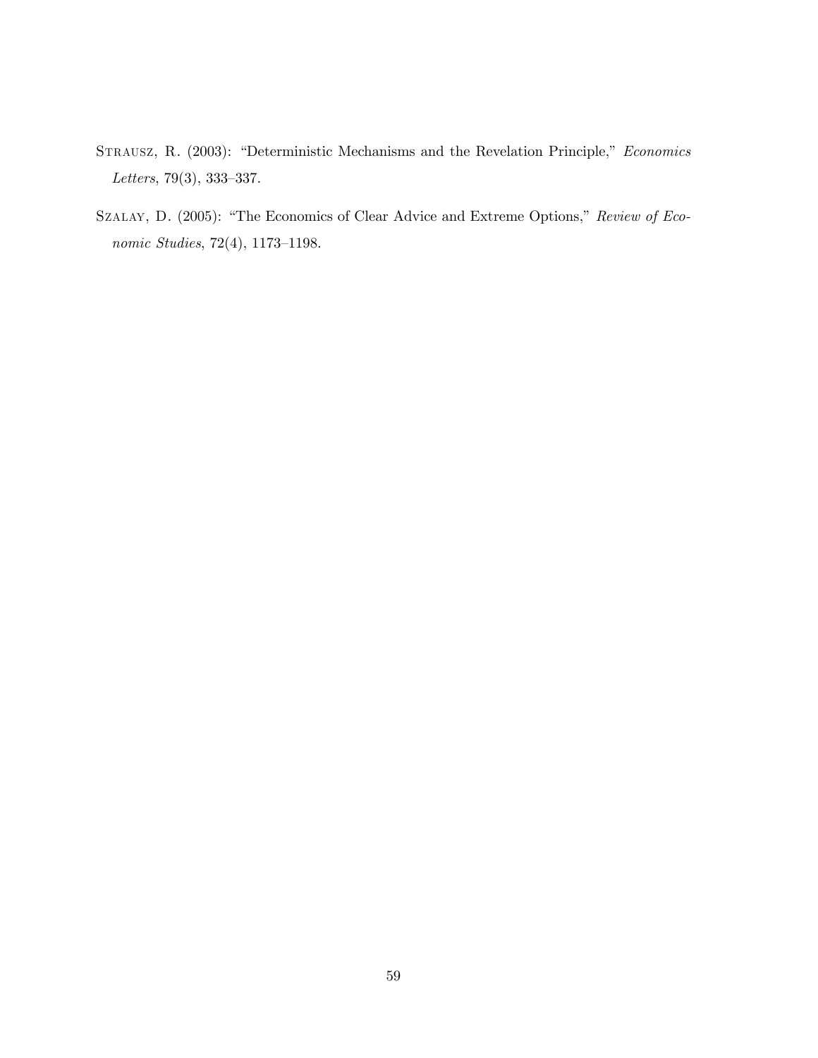Strausz, R. (2003): "Deterministic Mechanisms and the Revelation Principle," *Economics Letters*, 79(3), 333–337.

Szalay, D. (2005): "The Economics of Clear Advice and Extreme Options," *Review of Economic Studies*, 72(4), 1173–1198.